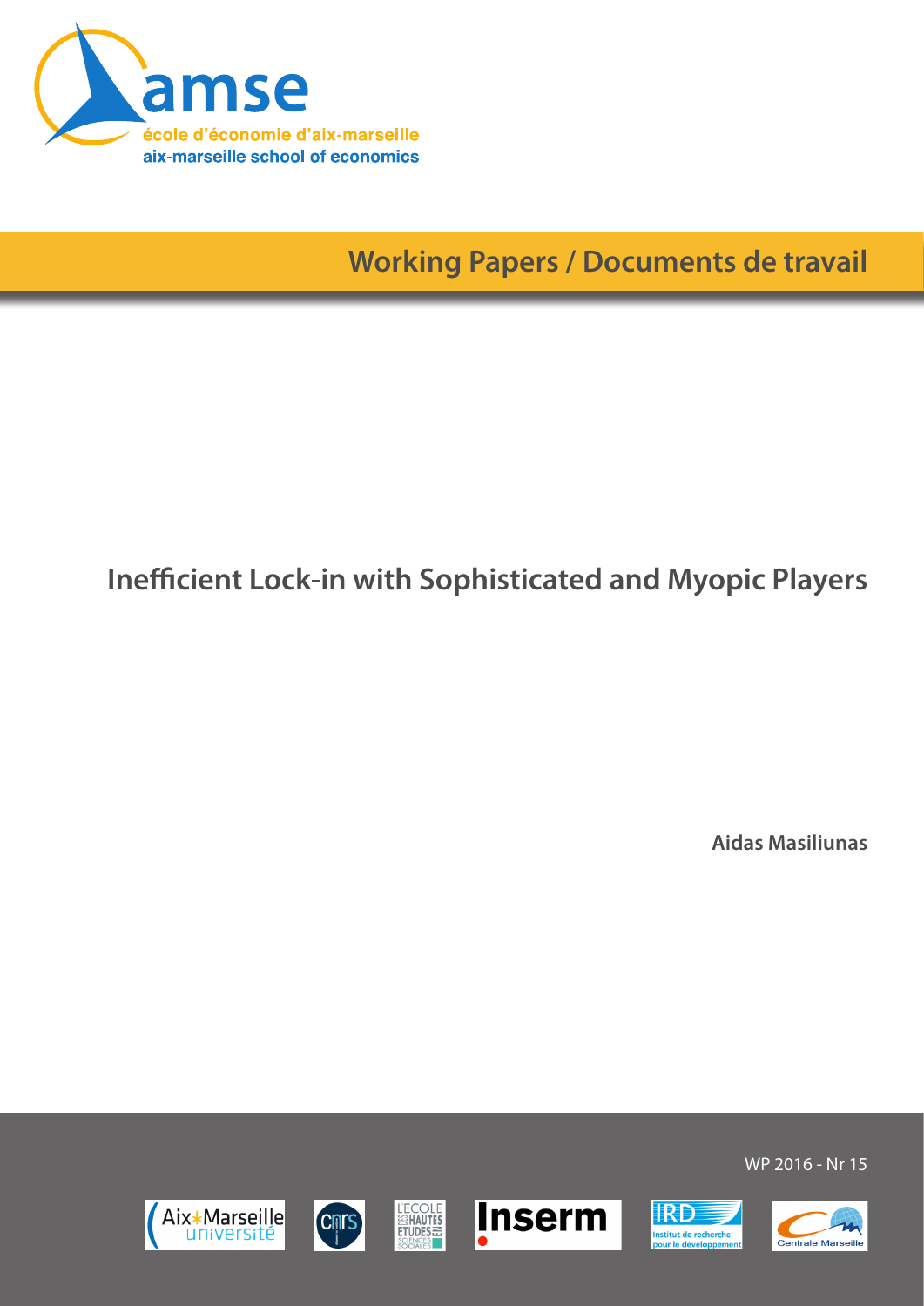amse

école d'économie d'aix-marseille

aix-marseille school of economics

**Working Papers / Documents de travail**

# Inefficient Lock-in with Sophisticated and Myopic Players

**Aidas Masiliunas**

WP 2016 - Nr 15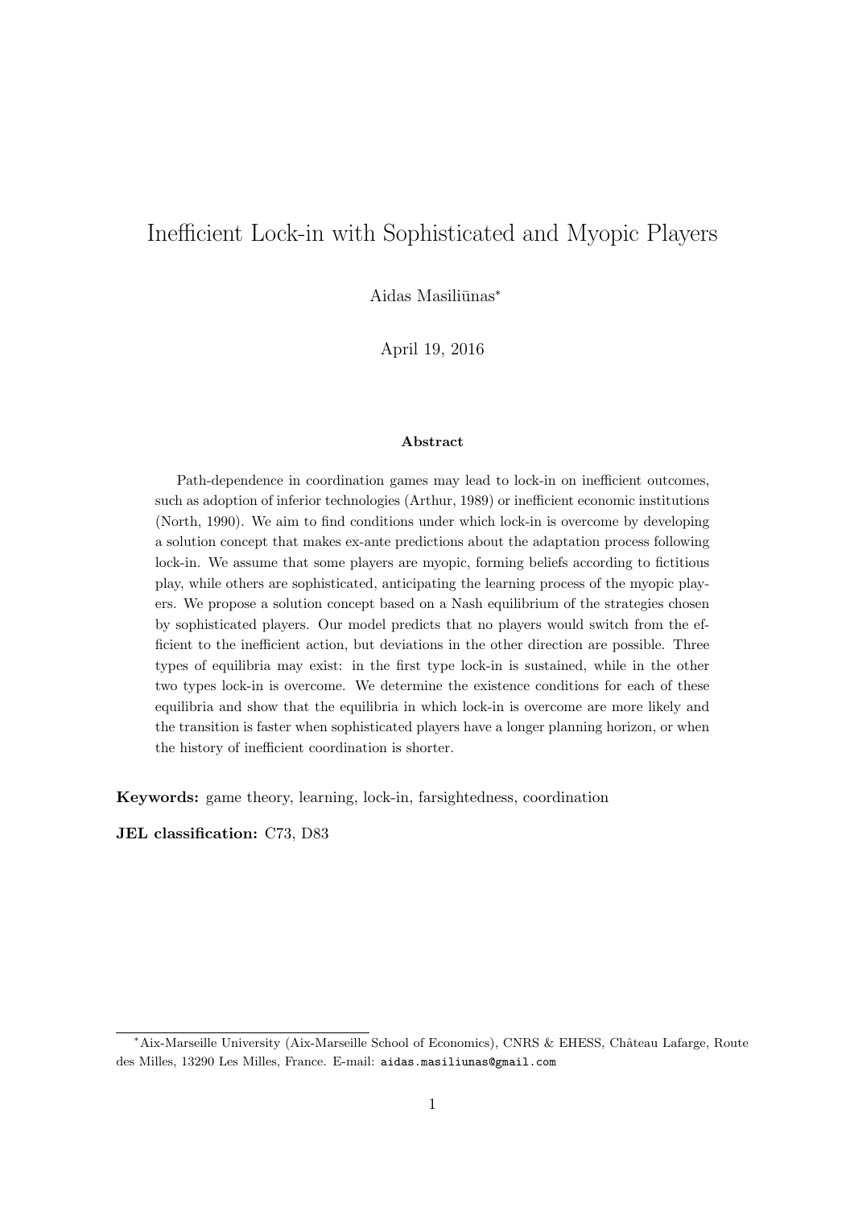# Inefficient Lock-in with Sophisticated and Myopic Players

Aidas Masiliūnas*

April 19, 2016

### Abstract

Path-dependence in coordination games may lead to lock-in on inefficient outcomes, such as adoption of inferior technologies (Arthur, 1989) or inefficient economic institutions (North, 1990). We aim to find conditions under which lock-in is overcome by developing a solution concept that makes ex-ante predictions about the adaptation process following lock-in. We assume that some players are myopic, forming beliefs according to fictitious play, while others are sophisticated, anticipating the learning process of the myopic players. We propose a solution concept based on a Nash equilibrium of the strategies chosen by sophisticated players. Our model predicts that no players would switch from the efficient to the inefficient action, but deviations in the other direction are possible. Three types of equilibria may exist: in the first type lock-in is sustained, while in the other two types lock-in is overcome. We determine the existence conditions for each of these equilibria and show that the equilibria in which lock-in is overcome are more likely and the transition is faster when sophisticated players have a longer planning horizon, or when the history of inefficient coordination is shorter.

**Keywords:** game theory, learning, lock-in, farsightedness, coordination

**JEL classification:** C73, D83

---

*Aix-Marseille University (Aix-Marseille School of Economics), CNRS & EHESS, Château Lafarge, Route des Milles, 13290 Les Milles, France. E-mail: aidas.masiliunas@gmail.com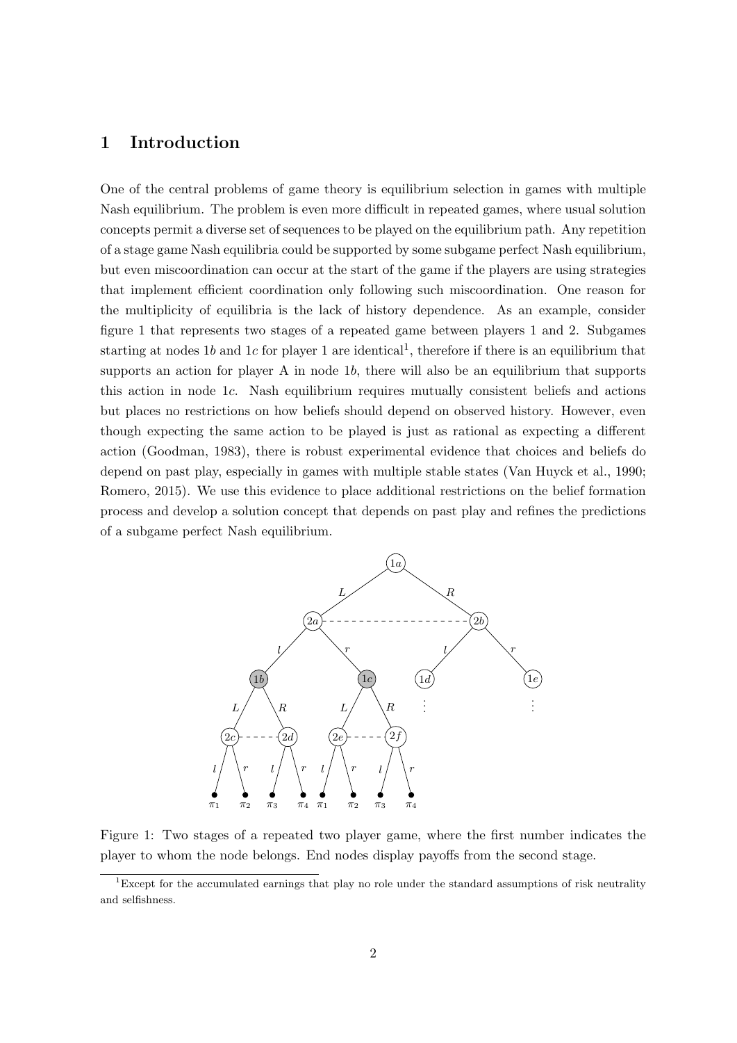## 1 Introduction

One of the central problems of game theory is equilibrium selection in games with multiple Nash equilibrium. The problem is even more difficult in repeated games, where usual solution concepts permit a diverse set of sequences to be played on the equilibrium path. Any repetition of a stage game Nash equilibria could be supported by some subgame perfect Nash equilibrium, but even miscoordination can occur at the start of the game if the players are using strategies that implement efficient coordination only following such miscoordination. One reason for the multiplicity of equilibria is the lack of history dependence. As an example, consider figure 1 that represents two stages of a repeated game between players 1 and 2. Subgames starting at nodes $1b$ and $1c$ for player 1 are identical[1], therefore if there is an equilibrium that supports an action for player A in node $1b$, there will also be an equilibrium that supports this action in node $1c$. Nash equilibrium requires mutually consistent beliefs and actions but places no restrictions on how beliefs should depend on observed history. However, even though expecting the same action to be played is just as rational as expecting a different action (Goodman, 1983), there is robust experimental evidence that choices and beliefs do depend on past play, especially in games with multiple stable states (Van Huyck et al., 1990; Romero, 2015). We use this evidence to place additional restrictions on the belief formation process and develop a solution concept that depends on past play and refines the predictions of a subgame perfect Nash equilibrium.

Figure 1: Two stages of a repeated two player game, where the first number indicates the player to whom the node belongs. End nodes display payoffs from the second stage.

[1] Except for the accumulated earnings that play no role under the standard assumptions of risk neutrality and selfishness.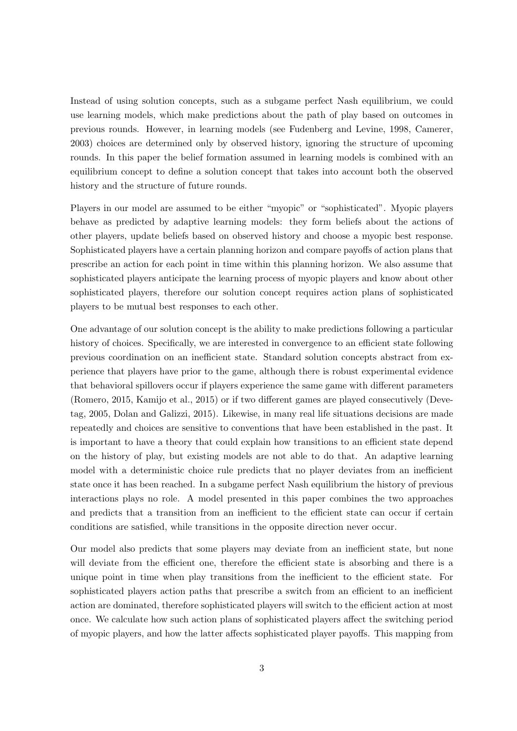Instead of using solution concepts, such as a subgame perfect Nash equilibrium, we could use learning models, which make predictions about the path of play based on outcomes in previous rounds. However, in learning models (see Fudenberg and Levine, 1998, Camerer, 2003) choices are determined only by observed history, ignoring the structure of upcoming rounds. In this paper the belief formation assumed in learning models is combined with an equilibrium concept to define a solution concept that takes into account both the observed history and the structure of future rounds.

Players in our model are assumed to be either "myopic" or "sophisticated". Myopic players behave as predicted by adaptive learning models: they form beliefs about the actions of other players, update beliefs based on observed history and choose a myopic best response. Sophisticated players have a certain planning horizon and compare payoffs of action plans that prescribe an action for each point in time within this planning horizon. We also assume that sophisticated players anticipate the learning process of myopic players and know about other sophisticated players, therefore our solution concept requires action plans of sophisticated players to be mutual best responses to each other.

One advantage of our solution concept is the ability to make predictions following a particular history of choices. Specifically, we are interested in convergence to an efficient state following previous coordination on an inefficient state. Standard solution concepts abstract from experience that players have prior to the game, although there is robust experimental evidence that behavioral spillovers occur if players experience the same game with different parameters (Romero, 2015, Kamijo et al., 2015) or if two different games are played consecutively (Devetag, 2005, Dolan and Galizzi, 2015). Likewise, in many real life situations decisions are made repeatedly and choices are sensitive to conventions that have been established in the past. It is important to have a theory that could explain how transitions to an efficient state depend on the history of play, but existing models are not able to do that. An adaptive learning model with a deterministic choice rule predicts that no player deviates from an inefficient state once it has been reached. In a subgame perfect Nash equilibrium the history of previous interactions plays no role. A model presented in this paper combines the two approaches and predicts that a transition from an inefficient to the efficient state can occur if certain conditions are satisfied, while transitions in the opposite direction never occur.

Our model also predicts that some players may deviate from an inefficient state, but none will deviate from the efficient one, therefore the efficient state is absorbing and there is a unique point in time when play transitions from the inefficient to the efficient state. For sophisticated players action paths that prescribe a switch from an efficient to an inefficient action are dominated, therefore sophisticated players will switch to the efficient action at most once. We calculate how such action plans of sophisticated players affect the switching period of myopic players, and how the latter affects sophisticated player payoffs. This mapping from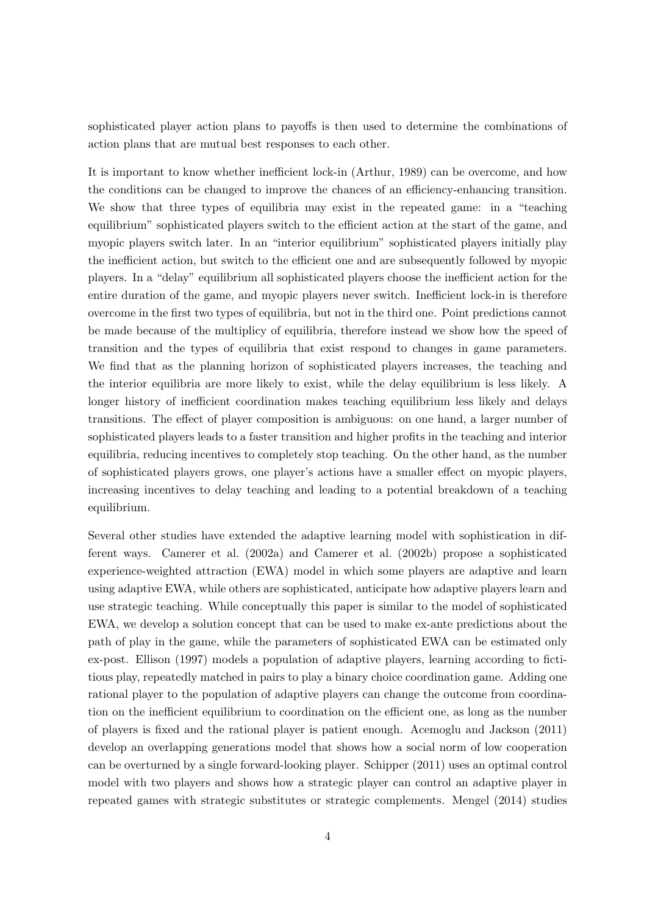sophisticated player action plans to payoffs is then used to determine the combinations of action plans that are mutual best responses to each other.

It is important to know whether inefficient lock-in (Arthur, 1989) can be overcome, and how the conditions can be changed to improve the chances of an efficiency-enhancing transition. We show that three types of equilibria may exist in the repeated game: in a "teaching equilibrium" sophisticated players switch to the efficient action at the start of the game, and myopic players switch later. In an "interior equilibrium" sophisticated players initially play the inefficient action, but switch to the efficient one and are subsequently followed by myopic players. In a "delay" equilibrium all sophisticated players choose the inefficient action for the entire duration of the game, and myopic players never switch. Inefficient lock-in is therefore overcome in the first two types of equilibria, but not in the third one. Point predictions cannot be made because of the multiplicy of equilibria, therefore instead we show how the speed of transition and the types of equilibria that exist respond to changes in game parameters. We find that as the planning horizon of sophisticated players increases, the teaching and the interior equilibria are more likely to exist, while the delay equilibrium is less likely. A longer history of inefficient coordination makes teaching equilibrium less likely and delays transitions. The effect of player composition is ambiguous: on one hand, a larger number of sophisticated players leads to a faster transition and higher profits in the teaching and interior equilibria, reducing incentives to completely stop teaching. On the other hand, as the number of sophisticated players grows, one player's actions have a smaller effect on myopic players, increasing incentives to delay teaching and leading to a potential breakdown of a teaching equilibrium.

Several other studies have extended the adaptive learning model with sophistication in different ways. Camerer et al. (2002a) and Camerer et al. (2002b) propose a sophisticated experience-weighted attraction (EWA) model in which some players are adaptive and learn using adaptive EWA, while others are sophisticated, anticipate how adaptive players learn and use strategic teaching. While conceptually this paper is similar to the model of sophisticated EWA, we develop a solution concept that can be used to make ex-ante predictions about the path of play in the game, while the parameters of sophisticated EWA can be estimated only ex-post. Ellison (1997) models a population of adaptive players, learning according to fictitious play, repeatedly matched in pairs to play a binary choice coordination game. Adding one rational player to the population of adaptive players can change the outcome from coordination on the inefficient equilibrium to coordination on the efficient one, as long as the number of players is fixed and the rational player is patient enough. Acemoglu and Jackson (2011) develop an overlapping generations model that shows how a social norm of low cooperation can be overturned by a single forward-looking player. Schipper (2011) uses an optimal control model with two players and shows how a strategic player can control an adaptive player in repeated games with strategic substitutes or strategic complements. Mengel (2014) studies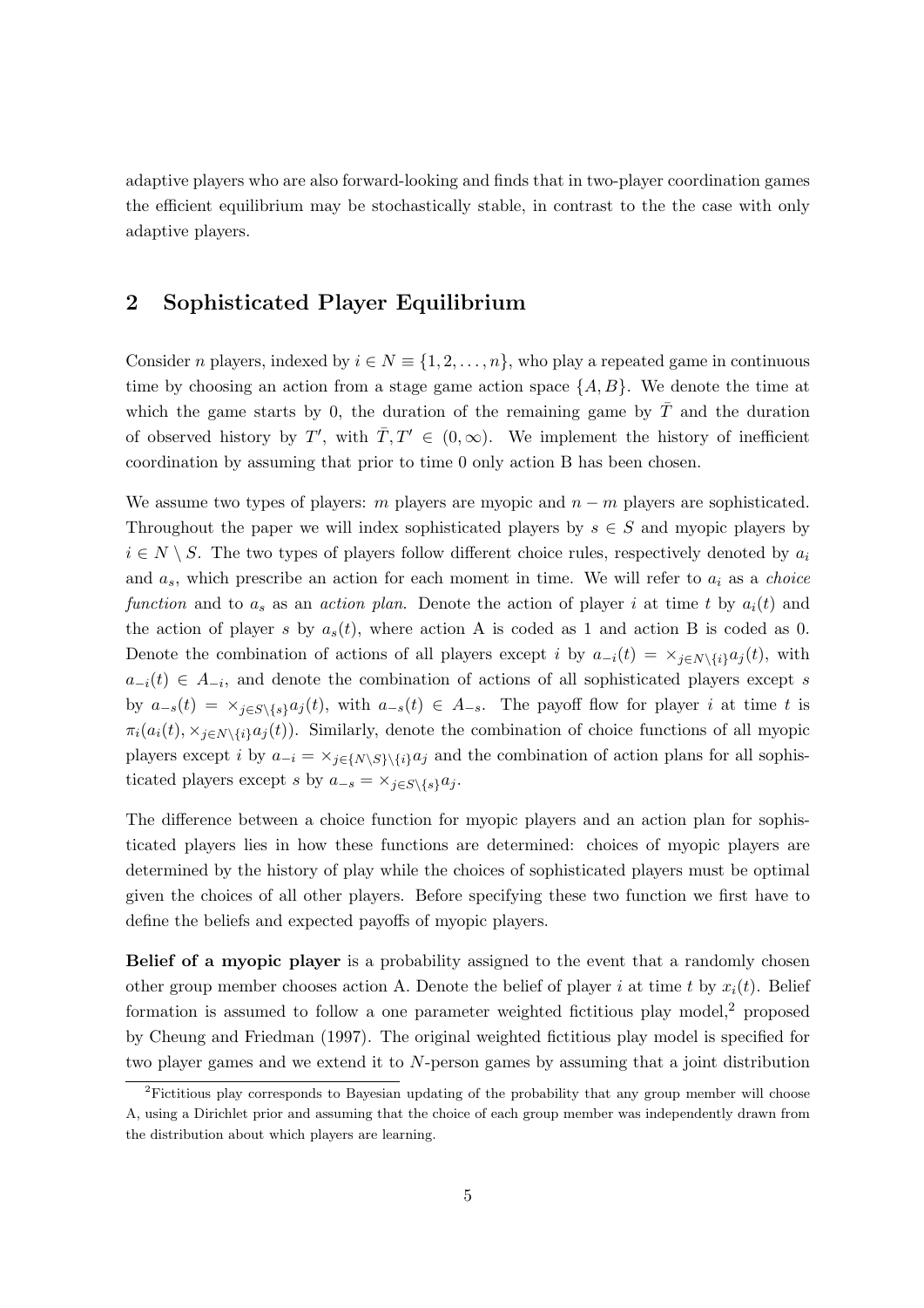adaptive players who are also forward-looking and finds that in two-player coordination games the efficient equilibrium may be stochastically stable, in contrast to the the case with only adaptive players.

## 2 Sophisticated Player Equilibrium

Consider $n$ players, indexed by $i \in N \equiv \{1, 2, \dots, n\}$, who play a repeated game in continuous time by choosing an action from a stage game action space $\{A, B\}$. We denote the time at which the game starts by 0, the duration of the remaining game by $\bar{T}$ and the duration of observed history by $T'$, with $\bar{T}, T' \in (0, \infty)$. We implement the history of inefficient coordination by assuming that prior to time 0 only action B has been chosen.

We assume two types of players: $m$ players are myopic and $n - m$ players are sophisticated. Throughout the paper we will index sophisticated players by $s \in S$ and myopic players by $i \in N \setminus S$. The two types of players follow different choice rules, respectively denoted by $a_i$ and $a_s$, which prescribe an action for each moment in time. We will refer to $a_i$ as a *choice function* and to $a_s$ as an *action plan*. Denote the action of player $i$ at time $t$ by $a_i(t)$ and the action of player $s$ by $a_s(t)$, where action A is coded as 1 and action B is coded as 0. Denote the combination of actions of all players except $i$ by $a_{-i}(t) = \times_{j \in N \setminus \{i\}} a_j(t)$, with $a_{-i}(t) \in A_{-i}$, and denote the combination of actions of all sophisticated players except $s$ by $a_{-s}(t) = \times_{j \in S \setminus \{s\}} a_j(t)$, with $a_{-s}(t) \in A_{-s}$. The payoff flow for player $i$ at time $t$ is $\pi_i(a_i(t), \times_{j \in N \setminus \{i\}} a_j(t))$. Similarly, denote the combination of choice functions of all myopic players except $i$ by $a_{-i} = \times_{j \in \{N \setminus S\} \setminus \{i\}} a_j$ and the combination of action plans for all sophisticated players except $s$ by $a_{-s} = \times_{j \in S \setminus \{s\}} a_j$.

The difference between a choice function for myopic players and an action plan for sophisticated players lies in how these functions are determined: choices of myopic players are determined by the history of play while the choices of sophisticated players must be optimal given the choices of all other players. Before specifying these two function we first have to define the beliefs and expected payoffs of myopic players.

**Belief of a myopic player** is a probability assigned to the event that a randomly chosen other group member chooses action A. Denote the belief of player $i$ at time $t$ by $x_i(t)$. Belief formation is assumed to follow a one parameter weighted fictitious play model,[2] proposed by Cheung and Friedman (1997). The original weighted fictitious play model is specified for two player games and we extend it to $N$-person games by assuming that a joint distribution

[2]Fictitious play corresponds to Bayesian updating of the probability that any group member will choose A, using a Dirichlet prior and assuming that the choice of each group member was independently drawn from the distribution about which players are learning.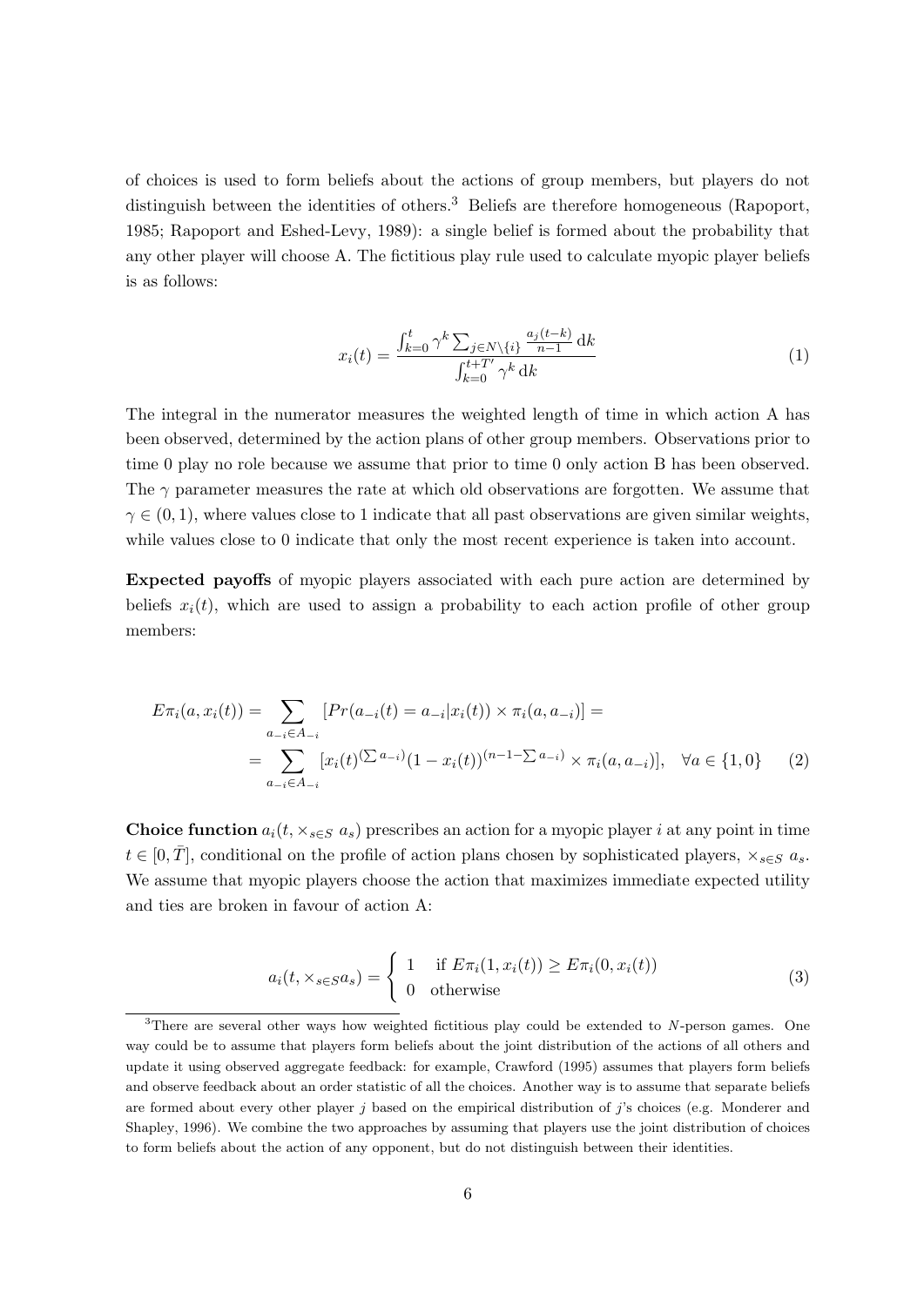of choices is used to form beliefs about the actions of group members, but players do not distinguish between the identities of others.[3] Beliefs are therefore homogeneous (Rapoport, 1985; Rapoport and Eshed-Levy, 1989): a single belief is formed about the probability that any other player will choose A. The fictitious play rule used to calculate myopic player beliefs is as follows:

$$x_i(t) = \frac{\int_{k=0}^{t} \gamma^k \sum_{j \in N \setminus \{i\}} \frac{a_j(t-k)}{n-1} \, \mathrm{d}k}{\int_{k=0}^{t+T'} \gamma^k \, \mathrm{d}k} \tag{1}$$

The integral in the numerator measures the weighted length of time in which action A has been observed, determined by the action plans of other group members. Observations prior to time 0 play no role because we assume that prior to time 0 only action B has been observed. The $\gamma$ parameter measures the rate at which old observations are forgotten. We assume that $\gamma \in (0, 1)$, where values close to 1 indicate that all past observations are given similar weights, while values close to 0 indicate that only the most recent experience is taken into account.

**Expected payoffs** of myopic players associated with each pure action are determined by beliefs $x_i(t)$, which are used to assign a probability to each action profile of other group members:

$$\begin{aligned} E\pi_i(a, x_i(t)) &= \sum_{a_{-i} \in A_{-i}} [Pr(a_{-i}(t) = a_{-i} | x_i(t)) \times \pi_i(a, a_{-i})] = \\ &= \sum_{a_{-i} \in A_{-i}} [x_i(t)^{(\sum a_{-i})} (1 - x_i(t))^{(n-1-\sum a_{-i})} \times \pi_i(a, a_{-i})], \quad \forall a \in \{1, 0\} \end{aligned} \tag{2}$$

**Choice function** $a_i(t, \times_{s \in S} \, a_s)$ prescribes an action for a myopic player $i$ at any point in time $t \in [0, \bar{T}]$, conditional on the profile of action plans chosen by sophisticated players, $\times_{s \in S} \, a_s$. We assume that myopic players choose the action that maximizes immediate expected utility and ties are broken in favour of action A:

$$a_i(t, \times_{s \in S} a_s) = \begin{cases} 1 & \text{if } E\pi_i(1, x_i(t)) \geq E\pi_i(0, x_i(t)) \\ 0 & \text{otherwise} \end{cases} \tag{3}$$

[3] There are several other ways how weighted fictitious play could be extended to $N$-person games. One way could be to assume that players form beliefs about the joint distribution of the actions of all others and update it using observed aggregate feedback: for example, Crawford (1995) assumes that players form beliefs and observe feedback about an order statistic of all the choices. Another way is to assume that separate beliefs are formed about every other player $j$ based on the empirical distribution of $j$'s choices (e.g. Monderer and Shapley, 1996). We combine the two approaches by assuming that players use the joint distribution of choices to form beliefs about the action of any opponent, but do not distinguish between their identities.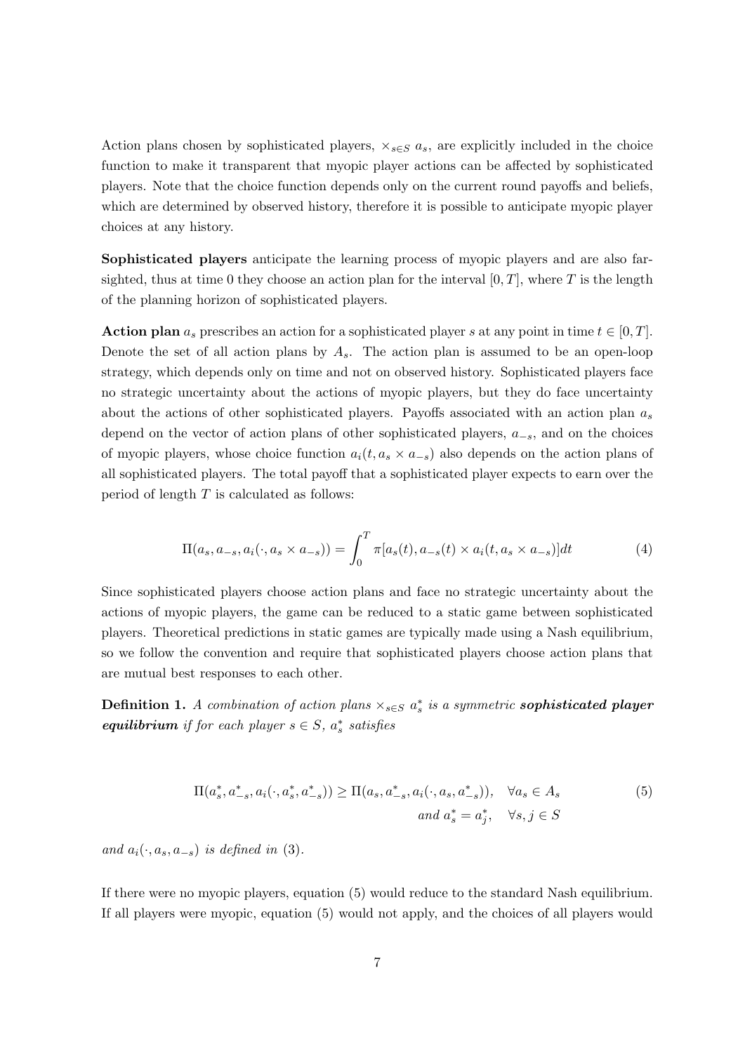Action plans chosen by sophisticated players, $\times_{s \in S}\ a_s$, are explicitly included in the choice function to make it transparent that myopic player actions can be affected by sophisticated players. Note that the choice function depends only on the current round payoffs and beliefs, which are determined by observed history, therefore it is possible to anticipate myopic player choices at any history.

**Sophisticated players** anticipate the learning process of myopic players and are also far-sighted, thus at time 0 they choose an action plan for the interval $[0, T]$, where $T$ is the length of the planning horizon of sophisticated players.

**Action plan** $a_s$ prescribes an action for a sophisticated player $s$ at any point in time $t \in [0, T]$. Denote the set of all action plans by $A_s$. The action plan is assumed to be an open-loop strategy, which depends only on time and not on observed history. Sophisticated players face no strategic uncertainty about the actions of myopic players, but they do face uncertainty about the actions of other sophisticated players. Payoffs associated with an action plan $a_s$ depend on the vector of action plans of other sophisticated players, $a_{-s}$, and on the choices of myopic players, whose choice function $a_i(t, a_s \times a_{-s})$ also depends on the action plans of all sophisticated players. The total payoff that a sophisticated player expects to earn over the period of length $T$ is calculated as follows:

$$\Pi(a_s, a_{-s}, a_i(\cdot, a_s \times a_{-s})) = \int_0^T \pi[a_s(t), a_{-s}(t) \times a_i(t, a_s \times a_{-s})]dt \tag{4}$$

Since sophisticated players choose action plans and face no strategic uncertainty about the actions of myopic players, the game can be reduced to a static game between sophisticated players. Theoretical predictions in static games are typically made using a Nash equilibrium, so we follow the convention and require that sophisticated players choose action plans that are mutual best responses to each other.

**Definition 1.** *A combination of action plans $\times_{s \in S}\ a_s^*$ is a symmetric **sophisticated player equilibrium** if for each player $s \in S$, $a_s^*$ satisfies*

$$\begin{aligned} \Pi(a_s^*, a_{-s}^*, a_i(\cdot, a_s^*, a_{-s}^*)) \geq \Pi(a_s, a_{-s}^*, a_i(\cdot, a_s, a_{-s}^*)), \quad &\forall a_s \in A_s \\ \text{and } a_s^* = a_j^*, \quad &\forall s, j \in S \end{aligned} \tag{5}$$

*and $a_i(\cdot, a_s, a_{-s})$ is defined in* (3).

If there were no myopic players, equation (5) would reduce to the standard Nash equilibrium. If all players were myopic, equation (5) would not apply, and the choices of all players would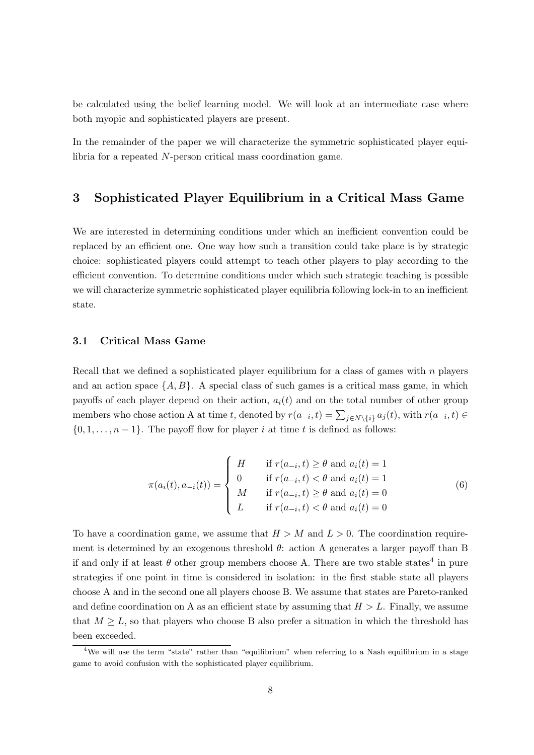be calculated using the belief learning model. We will look at an intermediate case where both myopic and sophisticated players are present.

In the remainder of the paper we will characterize the symmetric sophisticated player equilibria for a repeated $N$-person critical mass coordination game.

## 3 Sophisticated Player Equilibrium in a Critical Mass Game

We are interested in determining conditions under which an inefficient convention could be replaced by an efficient one. One way how such a transition could take place is by strategic choice: sophisticated players could attempt to teach other players to play according to the efficient convention. To determine conditions under which such strategic teaching is possible we will characterize symmetric sophisticated player equilibria following lock-in to an inefficient state.

### 3.1 Critical Mass Game

Recall that we defined a sophisticated player equilibrium for a class of games with $n$ players and an action space $\{A, B\}$. A special class of such games is a critical mass game, in which payoffs of each player depend on their action, $a_i(t)$ and on the total number of other group members who chose action A at time $t$, denoted by $r(a_{-i}, t) = \sum_{j \in N \setminus \{i\}} a_j(t)$, with $r(a_{-i}, t) \in \{0, 1, \ldots, n-1\}$. The payoff flow for player $i$ at time $t$ is defined as follows:

$$\pi(a_i(t), a_{-i}(t)) = \begin{cases} H & \text{if } r(a_{-i}, t) \geq \theta \text{ and } a_i(t) = 1 \\ 0 & \text{if } r(a_{-i}, t) < \theta \text{ and } a_i(t) = 1 \\ M & \text{if } r(a_{-i}, t) \geq \theta \text{ and } a_i(t) = 0 \\ L & \text{if } r(a_{-i}, t) < \theta \text{ and } a_i(t) = 0 \end{cases} \tag{6}$$

To have a coordination game, we assume that $H > M$ and $L > 0$. The coordination requirement is determined by an exogenous threshold $\theta$: action A generates a larger payoff than B if and only if at least $\theta$ other group members choose A. There are two stable states[4] in pure strategies if one point in time is considered in isolation: in the first stable state all players choose A and in the second one all players choose B. We assume that states are Pareto-ranked and define coordination on A as an efficient state by assuming that $H > L$. Finally, we assume that $M \geq L$, so that players who choose B also prefer a situation in which the threshold has been exceeded.

[4] We will use the term "state" rather than "equilibrium" when referring to a Nash equilibrium in a stage game to avoid confusion with the sophisticated player equilibrium.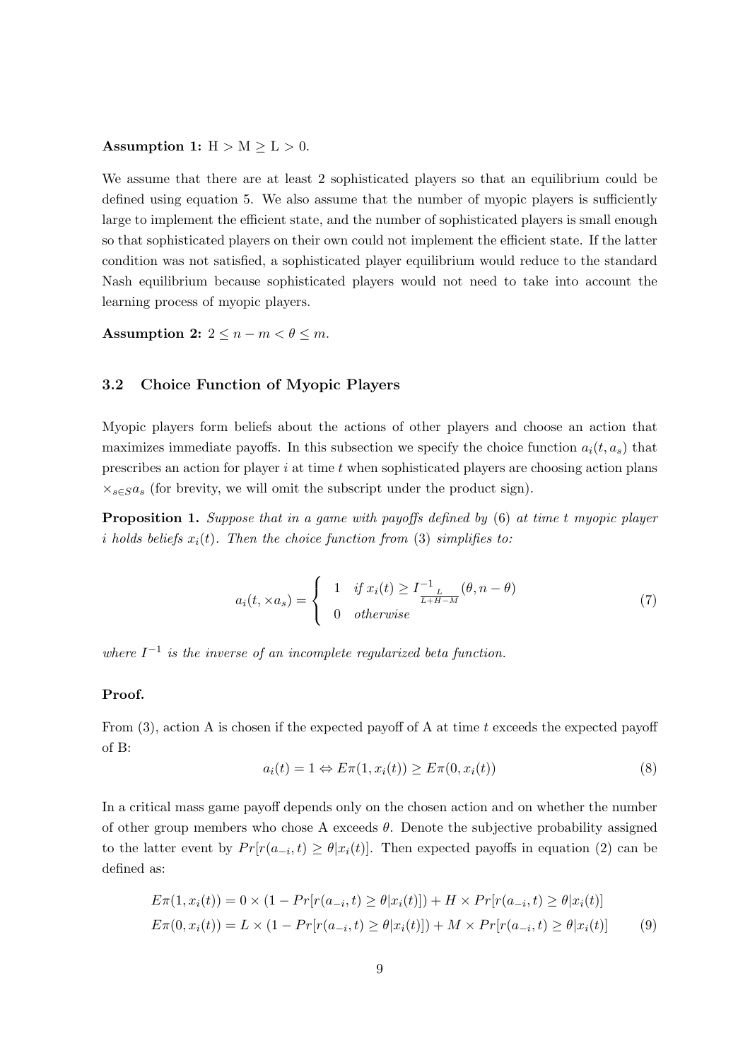**Assumption 1:** H > M ≥ L > 0.

We assume that there are at least 2 sophisticated players so that an equilibrium could be defined using equation 5. We also assume that the number of myopic players is sufficiently large to implement the efficient state, and the number of sophisticated players is small enough so that sophisticated players on their own could not implement the efficient state. If the latter condition was not satisfied, a sophisticated player equilibrium would reduce to the standard Nash equilibrium because sophisticated players would not need to take into account the learning process of myopic players.

**Assumption 2:** $2 \leq n - m < \theta \leq m$.

### 3.2 Choice Function of Myopic Players

Myopic players form beliefs about the actions of other players and choose an action that maximizes immediate payoffs. In this subsection we specify the choice function $a_i(t, a_s)$ that prescribes an action for player $i$ at time $t$ when sophisticated players are choosing action plans $\times_{s \in S} a_s$ (for brevity, we will omit the subscript under the product sign).

**Proposition 1.** *Suppose that in a game with payoffs defined by (6) at time t myopic player i holds beliefs $x_i(t)$. Then the choice function from (3) simplifies to:*

$$a_i(t, \times a_s) = \begin{cases} 1 & \text{if } x_i(t) \geq I^{-1}_{\frac{L}{L+H-M}}(\theta, n - \theta) \\ 0 & \text{otherwise} \end{cases} \tag{7}$$

*where $I^{-1}$ is the inverse of an incomplete regularized beta function.*

**Proof.**

From (3), action A is chosen if the expected payoff of A at time $t$ exceeds the expected payoff of B:

$$a_i(t) = 1 \Leftrightarrow E\pi(1, x_i(t)) \geq E\pi(0, x_i(t)) \tag{8}$$

In a critical mass game payoff depends only on the chosen action and on whether the number of other group members who chose A exceeds $\theta$. Denote the subjective probability assigned to the latter event by $Pr[r(a_{-i}, t) \geq \theta | x_i(t)]$. Then expected payoffs in equation (2) can be defined as:

$$\begin{aligned} E\pi(1, x_i(t)) &= 0 \times (1 - Pr[r(a_{-i}, t) \geq \theta | x_i(t)]) + H \times Pr[r(a_{-i}, t) \geq \theta | x_i(t)] \\ E\pi(0, x_i(t)) &= L \times (1 - Pr[r(a_{-i}, t) \geq \theta | x_i(t)]) + M \times Pr[r(a_{-i}, t) \geq \theta | x_i(t)] \end{aligned} \tag{9}$$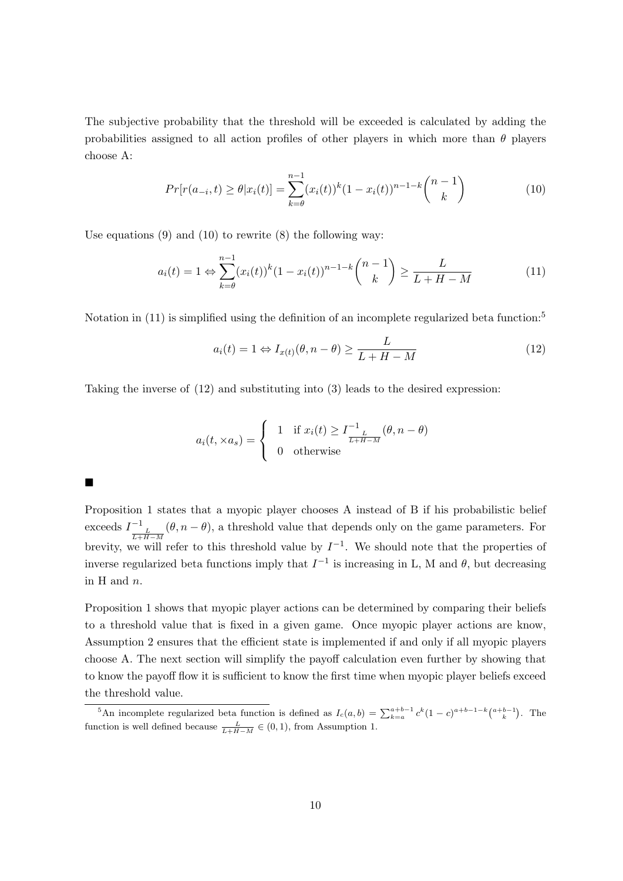The subjective probability that the threshold will be exceeded is calculated by adding the probabilities assigned to all action profiles of other players in which more than $\theta$ players choose A:

$$Pr[r(a_{-i},t) \geq \theta | x_i(t)] = \sum_{k=\theta}^{n-1} (x_i(t))^k (1-x_i(t))^{n-1-k} \binom{n-1}{k} \tag{10}$$

Use equations (9) and (10) to rewrite (8) the following way:

$$a_i(t) = 1 \Leftrightarrow \sum_{k=\theta}^{n-1} (x_i(t))^k (1-x_i(t))^{n-1-k} \binom{n-1}{k} \geq \frac{L}{L+H-M} \tag{11}$$

Notation in (11) is simplified using the definition of an incomplete regularized beta function:[5]

$$a_i(t) = 1 \Leftrightarrow I_{x(t)}(\theta, n-\theta) \geq \frac{L}{L+H-M} \tag{12}$$

Taking the inverse of (12) and substituting into (3) leads to the desired expression:

$$a_i(t, \times a_s) = \begin{cases} 1 & \text{if } x_i(t) \geq I^{-1}_{\frac{L}{L+H-M}}(\theta, n-\theta) \\ 0 & \text{otherwise} \end{cases}$$

■

Proposition 1 states that a myopic player chooses A instead of B if his probabilistic belief exceeds $I^{-1}_{\frac{L}{L+H-M}}(\theta, n-\theta)$, a threshold value that depends only on the game parameters. For brevity, we will refer to this threshold value by $I^{-1}$. We should note that the properties of inverse regularized beta functions imply that $I^{-1}$ is increasing in L, M and $\theta$, but decreasing in H and $n$.

Proposition 1 shows that myopic player actions can be determined by comparing their beliefs to a threshold value that is fixed in a given game. Once myopic player actions are know, Assumption 2 ensures that the efficient state is implemented if and only if all myopic players choose A. The next section will simplify the payoff calculation even further by showing that to know the payoff flow it is sufficient to know the first time when myopic player beliefs exceed the threshold value.

[5] An incomplete regularized beta function is defined as $I_c(a,b) = \sum_{k=a}^{a+b-1} c^k (1-c)^{a+b-1-k} \binom{a+b-1}{k}$. The function is well defined because $\frac{L}{L+H-M} \in (0,1)$, from Assumption 1.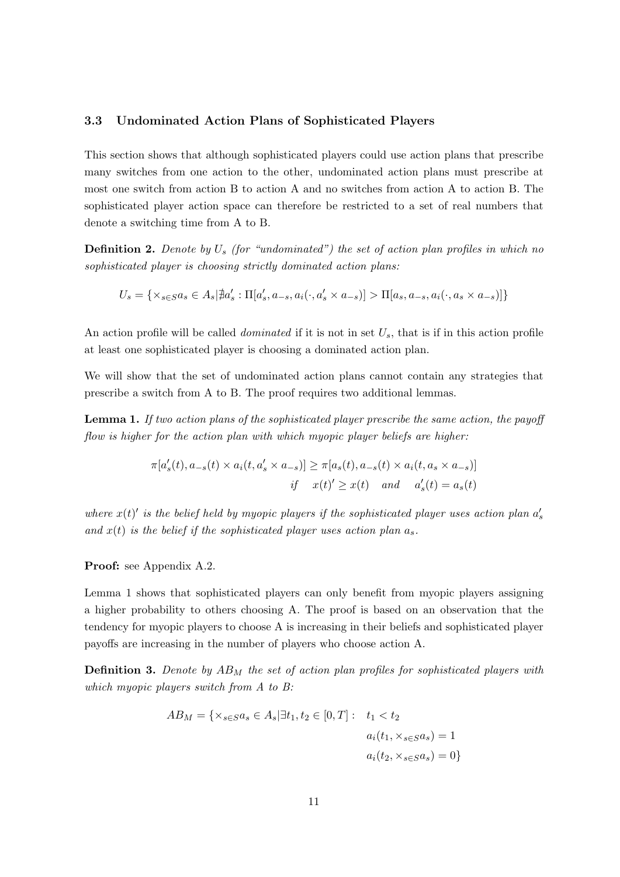### 3.3 Undominated Action Plans of Sophisticated Players

This section shows that although sophisticated players could use action plans that prescribe many switches from one action to the other, undominated action plans must prescribe at most one switch from action B to action A and no switches from action A to action B. The sophisticated player action space can therefore be restricted to a set of real numbers that denote a switching time from A to B.

**Definition 2.** *Denote by $U_s$ (for "undominated") the set of action plan profiles in which no sophisticated player is choosing strictly dominated action plans:*

$$U_s = \{\times_{s \in S} a_s \in A_s | \nexists a'_s : \Pi[a'_s, a_{-s}, a_i(\cdot, a'_s \times a_{-s})] > \Pi[a_s, a_{-s}, a_i(\cdot, a_s \times a_{-s})]\}$$

An action profile will be called *dominated* if it is not in set $U_s$, that is if in this action profile at least one sophisticated player is choosing a dominated action plan.

We will show that the set of undominated action plans cannot contain any strategies that prescribe a switch from A to B. The proof requires two additional lemmas.

**Lemma 1.** *If two action plans of the sophisticated player prescribe the same action, the payoff flow is higher for the action plan with which myopic player beliefs are higher:*

$$\pi[a'_s(t), a_{-s}(t) \times a_i(t, a'_s \times a_{-s})] \geq \pi[a_s(t), a_{-s}(t) \times a_i(t, a_s \times a_{-s})]$$
$$\text{if} \quad x(t)' \geq x(t) \quad \text{and} \quad a'_s(t) = a_s(t)$$

*where $x(t)'$ is the belief held by myopic players if the sophisticated player uses action plan $a'_s$ and $x(t)$ is the belief if the sophisticated player uses action plan $a_s$.*

**Proof:** see Appendix A.2.

Lemma 1 shows that sophisticated players can only benefit from myopic players assigning a higher probability to others choosing A. The proof is based on an observation that the tendency for myopic players to choose A is increasing in their beliefs and sophisticated player payoffs are increasing in the number of players who choose action A.

**Definition 3.** *Denote by $AB_M$ the set of action plan profiles for sophisticated players with which myopic players switch from A to B:*

$$AB_M = \{\times_{s \in S} a_s \in A_s | \exists t_1, t_2 \in [0, T] : \quad t_1 < t_2$$
$$a_i(t_1, \times_{s \in S} a_s) = 1$$
$$a_i(t_2, \times_{s \in S} a_s) = 0\}$$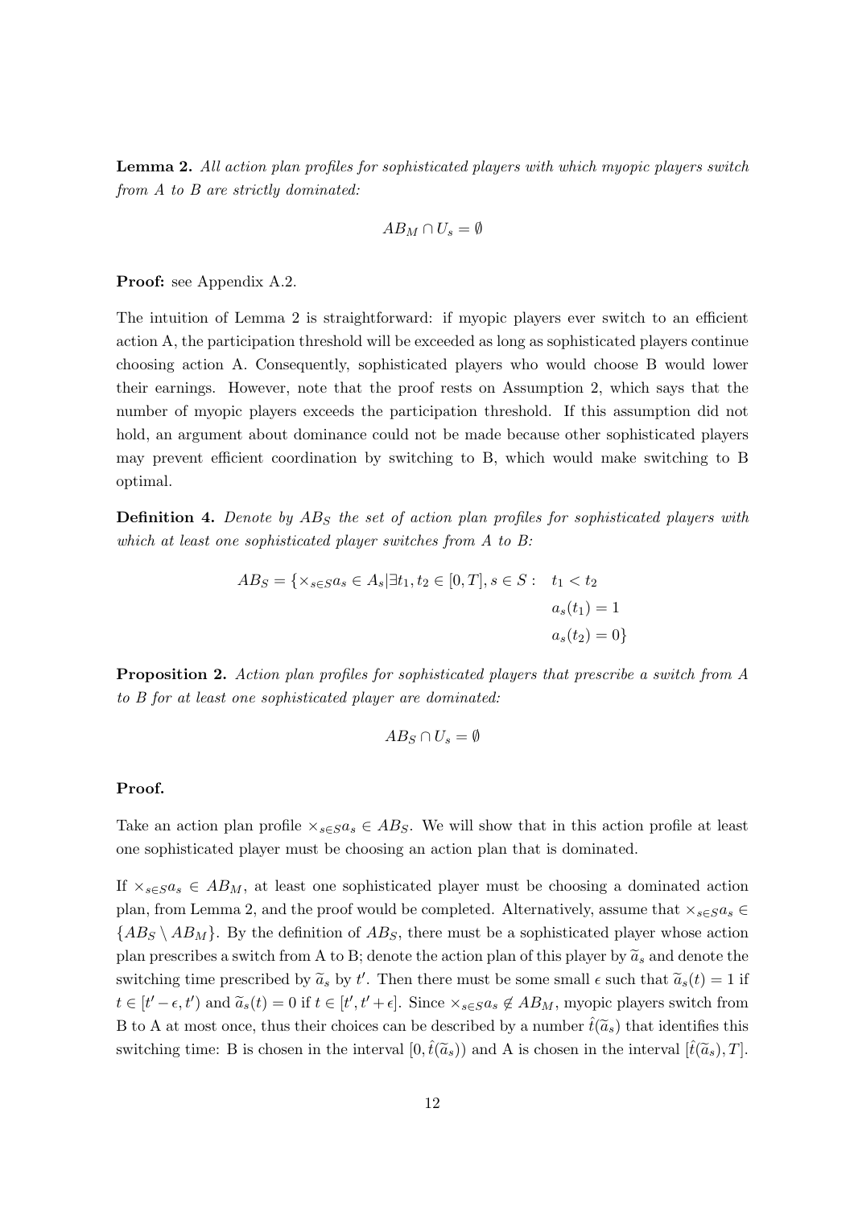**Lemma 2.** *All action plan profiles for sophisticated players with which myopic players switch from A to B are strictly dominated:*

$$AB_M \cap U_s = \emptyset$$

**Proof:** see Appendix A.2.

The intuition of Lemma 2 is straightforward: if myopic players ever switch to an efficient action A, the participation threshold will be exceeded as long as sophisticated players continue choosing action A. Consequently, sophisticated players who would choose B would lower their earnings. However, note that the proof rests on Assumption 2, which says that the number of myopic players exceeds the participation threshold. If this assumption did not hold, an argument about dominance could not be made because other sophisticated players may prevent efficient coordination by switching to B, which would make switching to B optimal.

**Definition 4.** *Denote by $AB_S$ the set of action plan profiles for sophisticated players with which at least one sophisticated player switches from A to B:*

$$AB_S = \{\times_{s\in S} a_s \in A_s | \exists t_1, t_2 \in [0, T], s \in S : \quad t_1 < t_2, \quad a_s(t_1) = 1, \quad a_s(t_2) = 0\}$$

**Proposition 2.** *Action plan profiles for sophisticated players that prescribe a switch from A to B for at least one sophisticated player are dominated:*

$$AB_S \cap U_s = \emptyset$$

**Proof.**

Take an action plan profile $\times_{s\in S} a_s \in AB_S$. We will show that in this action profile at least one sophisticated player must be choosing an action plan that is dominated.

If $\times_{s\in S} a_s \in AB_M$, at least one sophisticated player must be choosing a dominated action plan, from Lemma 2, and the proof would be completed. Alternatively, assume that $\times_{s\in S} a_s \in \{AB_S \setminus AB_M\}$. By the definition of $AB_S$, there must be a sophisticated player whose action plan prescribes a switch from A to B; denote the action plan of this player by $\widetilde{a}_s$ and denote the switching time prescribed by $\widetilde{a}_s$ by $t'$. Then there must be some small $\epsilon$ such that $\widetilde{a}_s(t) = 1$ if $t \in [t' - \epsilon, t')$ and $\widetilde{a}_s(t) = 0$ if $t \in [t', t' + \epsilon]$. Since $\times_{s\in S} a_s \notin AB_M$, myopic players switch from B to A at most once, thus their choices can be described by a number $\hat{t}(\widetilde{a}_s)$ that identifies this switching time: B is chosen in the interval $[0, \hat{t}(\widetilde{a}_s))$ and A is chosen in the interval $[\hat{t}(\widetilde{a}_s), T]$.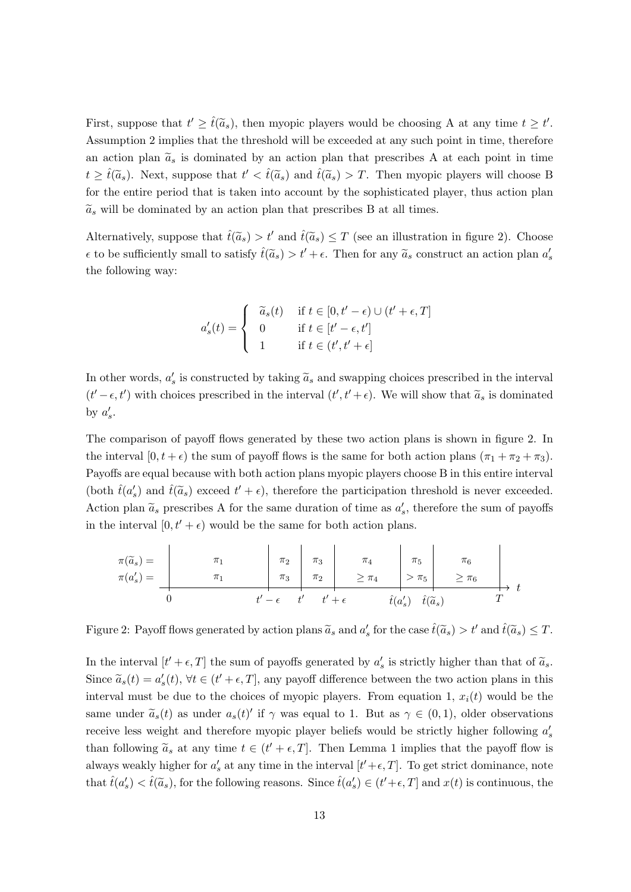First, suppose that $t' \geq \hat{t}(\widetilde{a}_s)$, then myopic players would be choosing A at any time $t \geq t'$. Assumption 2 implies that the threshold will be exceeded at any such point in time, therefore an action plan $\widetilde{a}_s$ is dominated by an action plan that prescribes A at each point in time $t \geq \hat{t}(\widetilde{a}_s)$. Next, suppose that $t' < \hat{t}(\widetilde{a}_s)$ and $\hat{t}(\widetilde{a}_s) > T$. Then myopic players will choose B for the entire period that is taken into account by the sophisticated player, thus action plan $\widetilde{a}_s$ will be dominated by an action plan that prescribes B at all times.

Alternatively, suppose that $\hat{t}(\widetilde{a}_s) > t'$ and $\hat{t}(\widetilde{a}_s) \leq T$ (see an illustration in figure 2). Choose $\epsilon$ to be sufficiently small to satisfy $\hat{t}(\widetilde{a}_s) > t' + \epsilon$. Then for any $\widetilde{a}_s$ construct an action plan $a'_s$ the following way:

$$a'_s(t) = \begin{cases} \widetilde{a}_s(t) & \text{if } t \in [0, t' - \epsilon) \cup (t' + \epsilon, T] \\ 0 & \text{if } t \in [t' - \epsilon, t'] \\ 1 & \text{if } t \in (t', t' + \epsilon] \end{cases}$$

In other words, $a'_s$ is constructed by taking $\widetilde{a}_s$ and swapping choices prescribed in the interval $(t' - \epsilon, t')$ with choices prescribed in the interval $(t', t' + \epsilon)$. We will show that $\widetilde{a}_s$ is dominated by $a'_s$.

The comparison of payoff flows generated by these two action plans is shown in figure 2. In the interval $[0, t + \epsilon)$ the sum of payoff flows is the same for both action plans ($\pi_1 + \pi_2 + \pi_3$). Payoffs are equal because with both action plans myopic players choose B in this entire interval (both $\hat{t}(a'_s)$ and $\hat{t}(\widetilde{a}_s)$ exceed $t' + \epsilon$), therefore the participation threshold is never exceeded. Action plan $\widetilde{a}_s$ prescribes A for the same duration of time as $a'_s$, therefore the sum of payoffs in the interval $[0, t' + \epsilon)$ would be the same for both action plans.

| | $0$ – $t'-\epsilon$ | $t'-\epsilon$ – $t'$ | $t'$ – $t'+\epsilon$ | $t'+\epsilon$ – $\hat{t}(a'_s)$ | $\hat{t}(a'_s)$ – $\hat{t}(\widetilde{a}_s)$ | $\hat{t}(\widetilde{a}_s)$ – $T$ |
|---|---|---|---|---|---|---|
| $\pi(\widetilde{a}_s) =$ | $\pi_1$ | $\pi_2$ | $\pi_3$ | $\pi_4$ | $\pi_5$ | $\pi_6$ |
| $\pi(a'_s) =$ | $\pi_1$ | $\pi_3$ | $\pi_2$ | $\geq \pi_4$ | $> \pi_5$ | $\geq \pi_6$ |

Figure 2: Payoff flows generated by action plans $\widetilde{a}_s$ and $a'_s$ for the case $\hat{t}(\widetilde{a}_s) > t'$ and $\hat{t}(\widetilde{a}_s) \leq T$.

In the interval $[t' + \epsilon, T]$ the sum of payoffs generated by $a'_s$ is strictly higher than that of $\widetilde{a}_s$. Since $\widetilde{a}_s(t) = a'_s(t)$, $\forall t \in (t' + \epsilon, T]$, any payoff difference between the two action plans in this interval must be due to the choices of myopic players. From equation 1, $x_i(t)$ would be the same under $\widetilde{a}_s(t)$ as under $a_s(t)'$ if $\gamma$ was equal to 1. But as $\gamma \in (0, 1)$, older observations receive less weight and therefore myopic player beliefs would be strictly higher following $a'_s$ than following $\widetilde{a}_s$ at any time $t \in (t' + \epsilon, T]$. Then Lemma 1 implies that the payoff flow is always weakly higher for $a'_s$ at any time in the interval $[t' + \epsilon, T]$. To get strict dominance, note that $\hat{t}(a'_s) < \hat{t}(\widetilde{a}_s)$, for the following reasons. Since $\hat{t}(a'_s) \in (t' + \epsilon, T]$ and $x(t)$ is continuous, the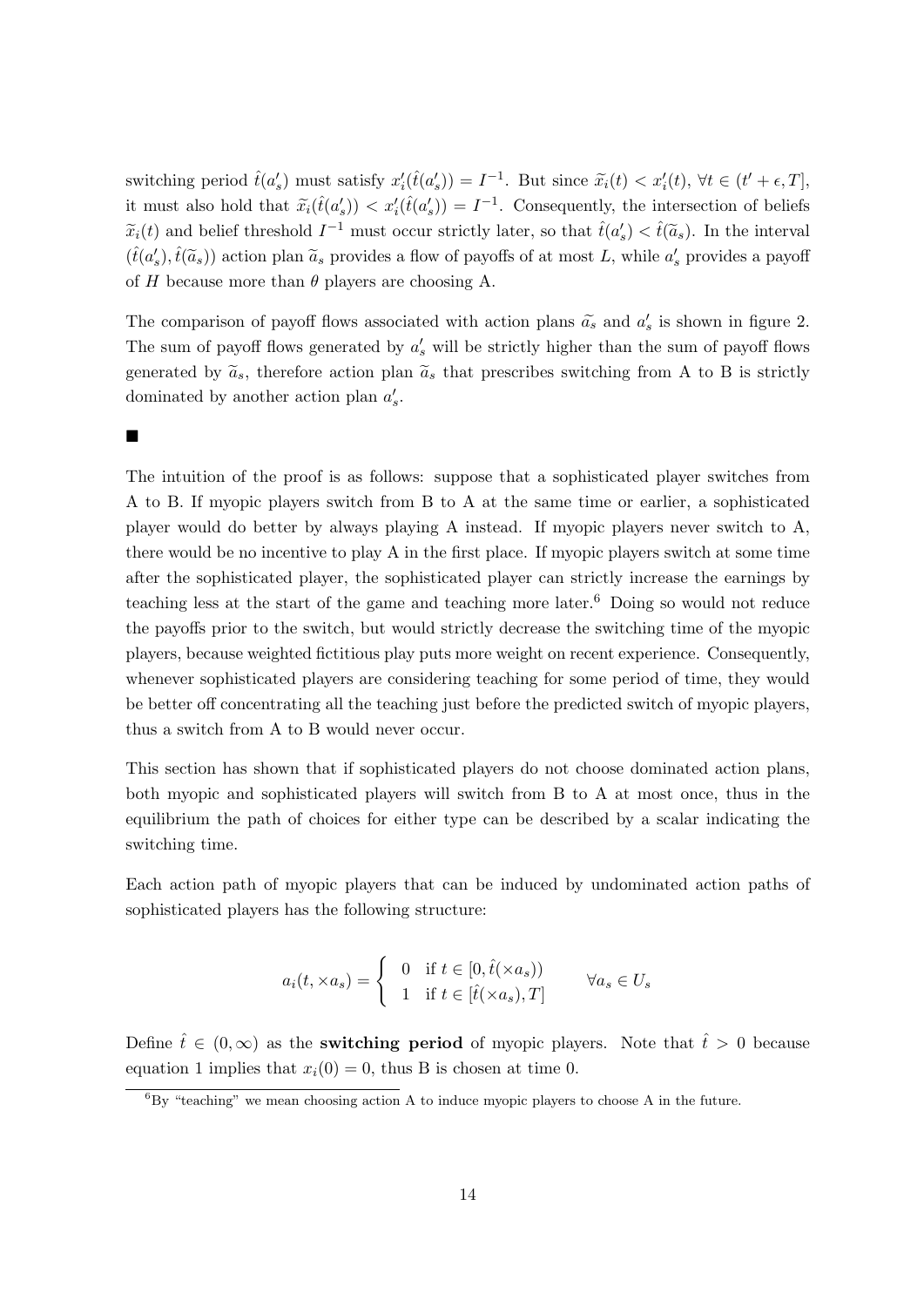switching period $\hat{t}(a'_s)$ must satisfy $x'_i(\hat{t}(a'_s)) = I^{-1}$. But since $\widetilde{x}_i(t) < x'_i(t)$, $\forall t \in (t' + \epsilon, T]$, it must also hold that $\widetilde{x}_i(\hat{t}(a'_s)) < x'_i(\hat{t}(a'_s)) = I^{-1}$. Consequently, the intersection of beliefs $\widetilde{x}_i(t)$ and belief threshold $I^{-1}$ must occur strictly later, so that $\hat{t}(a'_s) < \hat{t}(\widetilde{a}_s)$. In the interval $(\hat{t}(a'_s), \hat{t}(\widetilde{a}_s))$ action plan $\widetilde{a}_s$ provides a flow of payoffs of at most $L$, while $a'_s$ provides a payoff of $H$ because more than $\theta$ players are choosing A.

The comparison of payoff flows associated with action plans $\widetilde{a}_s$ and $a'_s$ is shown in figure 2. The sum of payoff flows generated by $a'_s$ will be strictly higher than the sum of payoff flows generated by $\widetilde{a}_s$, therefore action plan $\widetilde{a}_s$ that prescribes switching from A to B is strictly dominated by another action plan $a'_s$.

■

The intuition of the proof is as follows: suppose that a sophisticated player switches from A to B. If myopic players switch from B to A at the same time or earlier, a sophisticated player would do better by always playing A instead. If myopic players never switch to A, there would be no incentive to play A in the first place. If myopic players switch at some time after the sophisticated player, the sophisticated player can strictly increase the earnings by teaching less at the start of the game and teaching more later.[6] Doing so would not reduce the payoffs prior to the switch, but would strictly decrease the switching time of the myopic players, because weighted fictitious play puts more weight on recent experience. Consequently, whenever sophisticated players are considering teaching for some period of time, they would be better off concentrating all the teaching just before the predicted switch of myopic players, thus a switch from A to B would never occur.

This section has shown that if sophisticated players do not choose dominated action plans, both myopic and sophisticated players will switch from B to A at most once, thus in the equilibrium the path of choices for either type can be described by a scalar indicating the switching time.

Each action path of myopic players that can be induced by undominated action paths of sophisticated players has the following structure:

$$a_i(t, \times a_s) = \begin{cases} 0 & \text{if } t \in [0, \hat{t}(\times a_s)) \\ 1 & \text{if } t \in [\hat{t}(\times a_s), T] \end{cases} \qquad \forall a_s \in U_s$$

Define $\hat{t} \in (0, \infty)$ as the **switching period** of myopic players. Note that $\hat{t} > 0$ because equation 1 implies that $x_i(0) = 0$, thus B is chosen at time 0.

[6] By "teaching" we mean choosing action A to induce myopic players to choose A in the future.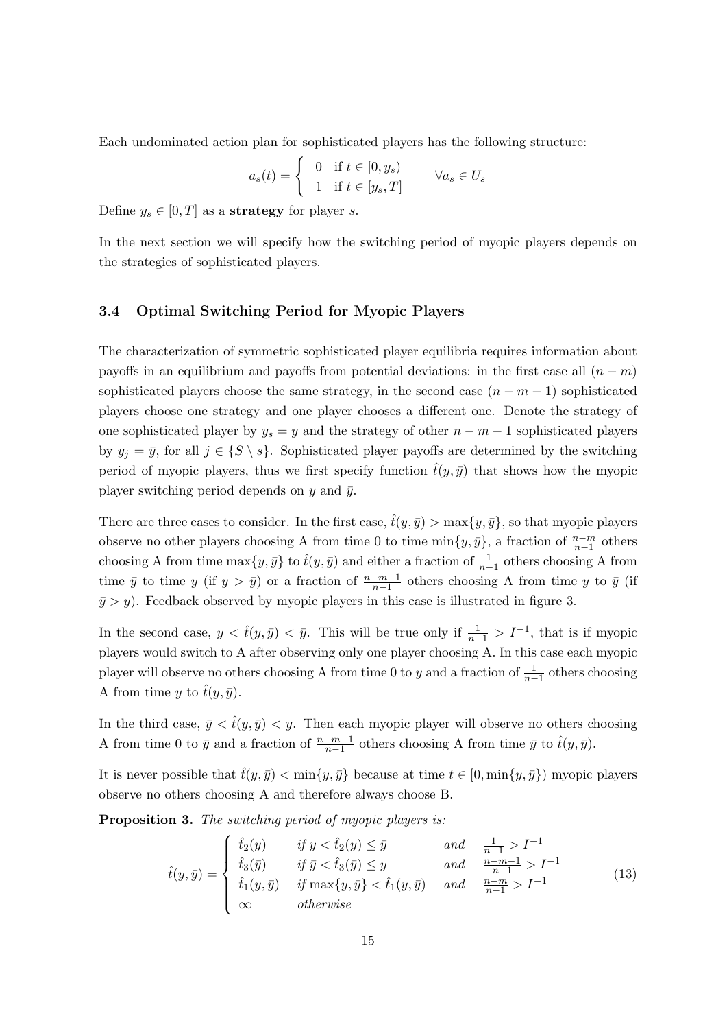Each undominated action plan for sophisticated players has the following structure:

$$a_s(t) = \begin{cases} 0 & \text{if } t \in [0, y_s) \\ 1 & \text{if } t \in [y_s, T] \end{cases} \qquad \forall a_s \in U_s$$

Define $y_s \in [0, T]$ as a **strategy** for player $s$.

In the next section we will specify how the switching period of myopic players depends on the strategies of sophisticated players.

### 3.4 Optimal Switching Period for Myopic Players

The characterization of symmetric sophisticated player equilibria requires information about payoffs in an equilibrium and payoffs from potential deviations: in the first case all $(n-m)$ sophisticated players choose the same strategy, in the second case $(n-m-1)$ sophisticated players choose one strategy and one player chooses a different one. Denote the strategy of one sophisticated player by $y_s = y$ and the strategy of other $n-m-1$ sophisticated players by $y_j = \bar{y}$, for all $j \in \{S \setminus s\}$. Sophisticated player payoffs are determined by the switching period of myopic players, thus we first specify function $\hat{t}(y, \bar{y})$ that shows how the myopic player switching period depends on $y$ and $\bar{y}$.

There are three cases to consider. In the first case, $\hat{t}(y, \bar{y}) > \max\{y, \bar{y}\}$, so that myopic players observe no other players choosing A from time 0 to time $\min\{y, \bar{y}\}$, a fraction of $\frac{n-m}{n-1}$ others choosing A from time $\max\{y, \bar{y}\}$ to $\hat{t}(y, \bar{y})$ and either a fraction of $\frac{1}{n-1}$ others choosing A from time $\bar{y}$ to time $y$ (if $y > \bar{y}$) or a fraction of $\frac{n-m-1}{n-1}$ others choosing A from time $y$ to $\bar{y}$ (if $\bar{y} > y$). Feedback observed by myopic players in this case is illustrated in figure 3.

In the second case, $y < \hat{t}(y, \bar{y}) < \bar{y}$. This will be true only if $\frac{1}{n-1} > I^{-1}$, that is if myopic players would switch to A after observing only one player choosing A. In this case each myopic player will observe no others choosing A from time 0 to $y$ and a fraction of $\frac{1}{n-1}$ others choosing A from time $y$ to $\hat{t}(y, \bar{y})$.

In the third case, $\bar{y} < \hat{t}(y, \bar{y}) < y$. Then each myopic player will observe no others choosing A from time 0 to $\bar{y}$ and a fraction of $\frac{n-m-1}{n-1}$ others choosing A from time $\bar{y}$ to $\hat{t}(y, \bar{y})$.

It is never possible that $\hat{t}(y, \bar{y}) < \min\{y, \bar{y}\}$ because at time $t \in [0, \min\{y, \bar{y}\})$ myopic players observe no others choosing A and therefore always choose B.

**Proposition 3.** *The switching period of myopic players is:*

$$\hat{t}(y, \bar{y}) = \begin{cases} \hat{t}_2(y) & \text{if } y < \hat{t}_2(y) \le \bar{y} & \text{and} & \frac{1}{n-1} > I^{-1} \\ \hat{t}_3(\bar{y}) & \text{if } \bar{y} < \hat{t}_3(\bar{y}) \le y & \text{and} & \frac{n-m-1}{n-1} > I^{-1} \\ \hat{t}_1(y, \bar{y}) & \text{if } \max\{y, \bar{y}\} < \hat{t}_1(y, \bar{y}) & \text{and} & \frac{n-m}{n-1} > I^{-1} \\ \infty & \text{otherwise} & & \end{cases} \tag{13}$$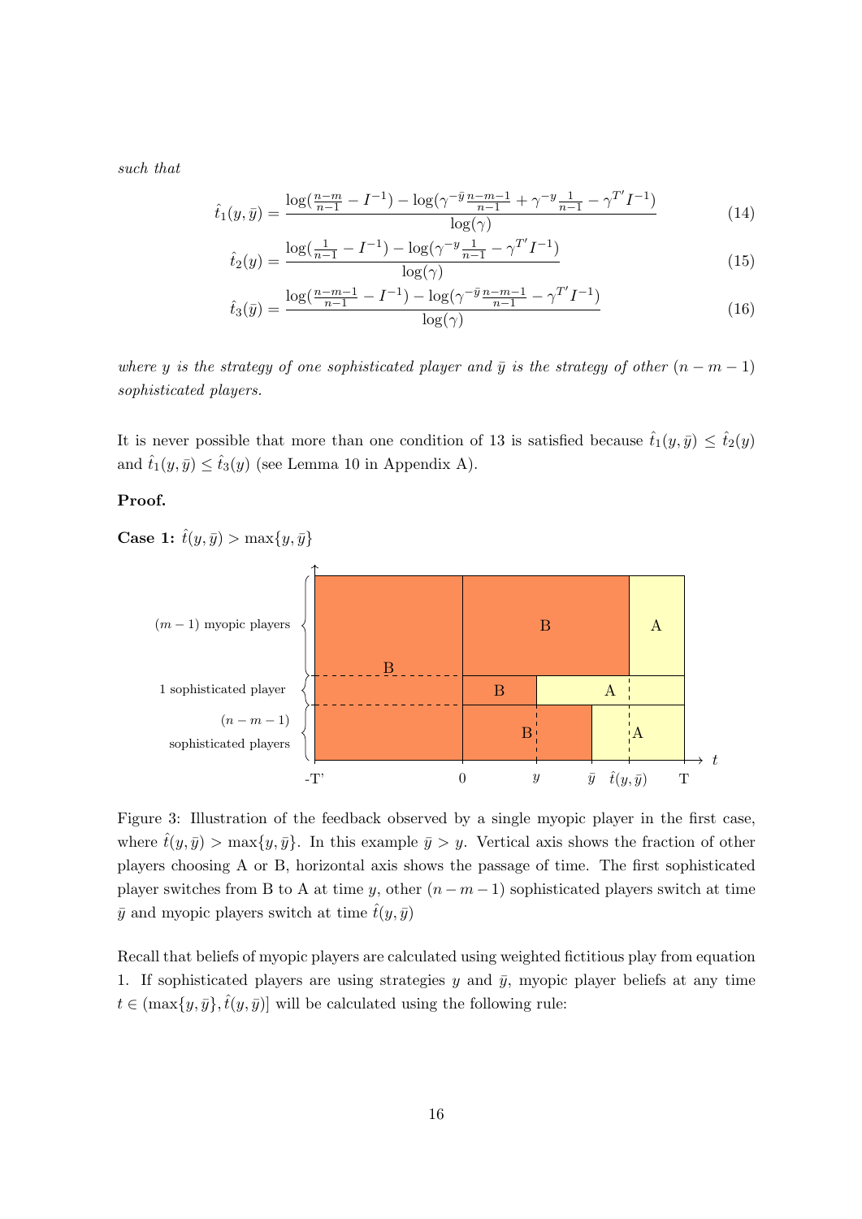*such that*

$$\hat{t}_1(y,\bar{y}) = \frac{\log(\frac{n-m}{n-1} - I^{-1}) - \log(\gamma^{-\bar{y}}\frac{n-m-1}{n-1} + \gamma^{-y}\frac{1}{n-1} - \gamma^{T'}I^{-1})}{\log(\gamma)} \tag{14}$$

$$\hat{t}_2(y) = \frac{\log(\frac{1}{n-1} - I^{-1}) - \log(\gamma^{-y}\frac{1}{n-1} - \gamma^{T'}I^{-1})}{\log(\gamma)} \tag{15}$$

$$\hat{t}_3(\bar{y}) = \frac{\log(\frac{n-m-1}{n-1} - I^{-1}) - \log(\gamma^{-\bar{y}}\frac{n-m-1}{n-1} - \gamma^{T'}I^{-1})}{\log(\gamma)} \tag{16}$$

*where $y$ is the strategy of one sophisticated player and $\bar{y}$ is the strategy of other $(n-m-1)$ sophisticated players.*

It is never possible that more than one condition of 13 is satisfied because $\hat{t}_1(y,\bar{y}) \leq \hat{t}_2(y)$ and $\hat{t}_1(y,\bar{y}) \leq \hat{t}_3(y)$ (see Lemma 10 in Appendix A).

**Proof.**

**Case 1:** $\hat{t}(y,\bar{y}) > \max\{y,\bar{y}\}$

Figure 3: Illustration of the feedback observed by a single myopic player in the first case, where $\hat{t}(y,\bar{y}) > \max\{y,\bar{y}\}$. In this example $\bar{y} > y$. Vertical axis shows the fraction of other players choosing A or B, horizontal axis shows the passage of time. The first sophisticated player switches from B to A at time $y$, other $(n-m-1)$ sophisticated players switch at time $\bar{y}$ and myopic players switch at time $\hat{t}(y,\bar{y})$

Recall that beliefs of myopic players are calculated using weighted fictitious play from equation 1. If sophisticated players are using strategies $y$ and $\bar{y}$, myopic player beliefs at any time $t \in (\max\{y,\bar{y}\}, \hat{t}(y,\bar{y})]$ will be calculated using the following rule: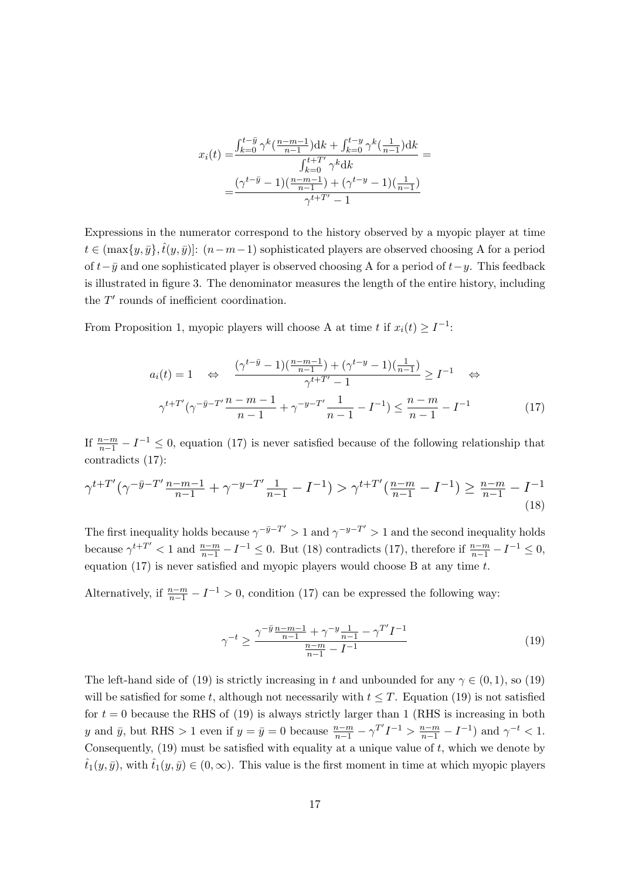$$
\begin{aligned}
x_i(t) =& \frac{\int_{k=0}^{t-\bar{y}} \gamma^k (\frac{n-m-1}{n-1}) \mathrm{d}k + \int_{k=0}^{t-y} \gamma^k (\frac{1}{n-1}) \mathrm{d}k}{\int_{k=0}^{t+T'} \gamma^k \mathrm{d}k} = \\
=& \frac{(\gamma^{t-\bar{y}} - 1)(\frac{n-m-1}{n-1}) + (\gamma^{t-y} - 1)(\frac{1}{n-1})}{\gamma^{t+T'} - 1}
\end{aligned}
$$

Expressions in the numerator correspond to the history observed by a myopic player at time $t \in (\max\{y, \bar{y}\}, \hat{t}(y, \bar{y})]$: $(n-m-1)$ sophisticated players are observed choosing A for a period of $t-\bar{y}$ and one sophisticated player is observed choosing A for a period of $t-y$. This feedback is illustrated in figure 3. The denominator measures the length of the entire history, including the $T'$ rounds of inefficient coordination.

From Proposition 1, myopic players will choose A at time $t$ if $x_i(t) \geq I^{-1}$:

$$
a_i(t) = 1 \quad \Leftrightarrow \quad \frac{(\gamma^{t-\bar{y}} - 1)(\frac{n-m-1}{n-1}) + (\gamma^{t-y} - 1)(\frac{1}{n-1})}{\gamma^{t+T'} - 1} \geq I^{-1} \quad \Leftrightarrow
$$

$$
\gamma^{t+T'}(\gamma^{-\bar{y}-T'}\frac{n-m-1}{n-1} + \gamma^{-y-T'}\frac{1}{n-1} - I^{-1}) \leq \frac{n-m}{n-1} - I^{-1} \tag{17}
$$

If $\frac{n-m}{n-1} - I^{-1} \leq 0$, equation (17) is never satisfied because of the following relationship that contradicts (17):

$$
\gamma^{t+T'}\big(\gamma^{-\bar{y}-T'}\tfrac{n-m-1}{n-1} + \gamma^{-y-T'}\tfrac{1}{n-1} - I^{-1}\big) > \gamma^{t+T'}\big(\tfrac{n-m}{n-1} - I^{-1}\big) \geq \tfrac{n-m}{n-1} - I^{-1} \tag{18}
$$

The first inequality holds because $\gamma^{-\bar{y}-T'} > 1$ and $\gamma^{-y-T'} > 1$ and the second inequality holds because $\gamma^{t+T'} < 1$ and $\frac{n-m}{n-1} - I^{-1} \leq 0$. But (18) contradicts (17), therefore if $\frac{n-m}{n-1} - I^{-1} \leq 0$, equation (17) is never satisfied and myopic players would choose B at any time $t$.

Alternatively, if $\frac{n-m}{n-1} - I^{-1} > 0$, condition (17) can be expressed the following way:

$$
\gamma^{-t} \geq \frac{\gamma^{-\bar{y}}\frac{n-m-1}{n-1} + \gamma^{-y}\frac{1}{n-1} - \gamma^{T'}I^{-1}}{\frac{n-m}{n-1} - I^{-1}} \tag{19}
$$

The left-hand side of (19) is strictly increasing in $t$ and unbounded for any $\gamma \in (0, 1)$, so (19) will be satisfied for some $t$, although not necessarily with $t \leq T$. Equation (19) is not satisfied for $t = 0$ because the RHS of (19) is always strictly larger than 1 (RHS is increasing in both $y$ and $\bar{y}$, but RHS $> 1$ even if $y = \bar{y} = 0$ because $\frac{n-m}{n-1} - \gamma^{T'}I^{-1} > \frac{n-m}{n-1} - I^{-1}$) and $\gamma^{-t} < 1$. Consequently, (19) must be satisfied with equality at a unique value of $t$, which we denote by $\hat{t}_1(y, \bar{y})$, with $\hat{t}_1(y, \bar{y}) \in (0, \infty)$. This value is the first moment in time at which myopic players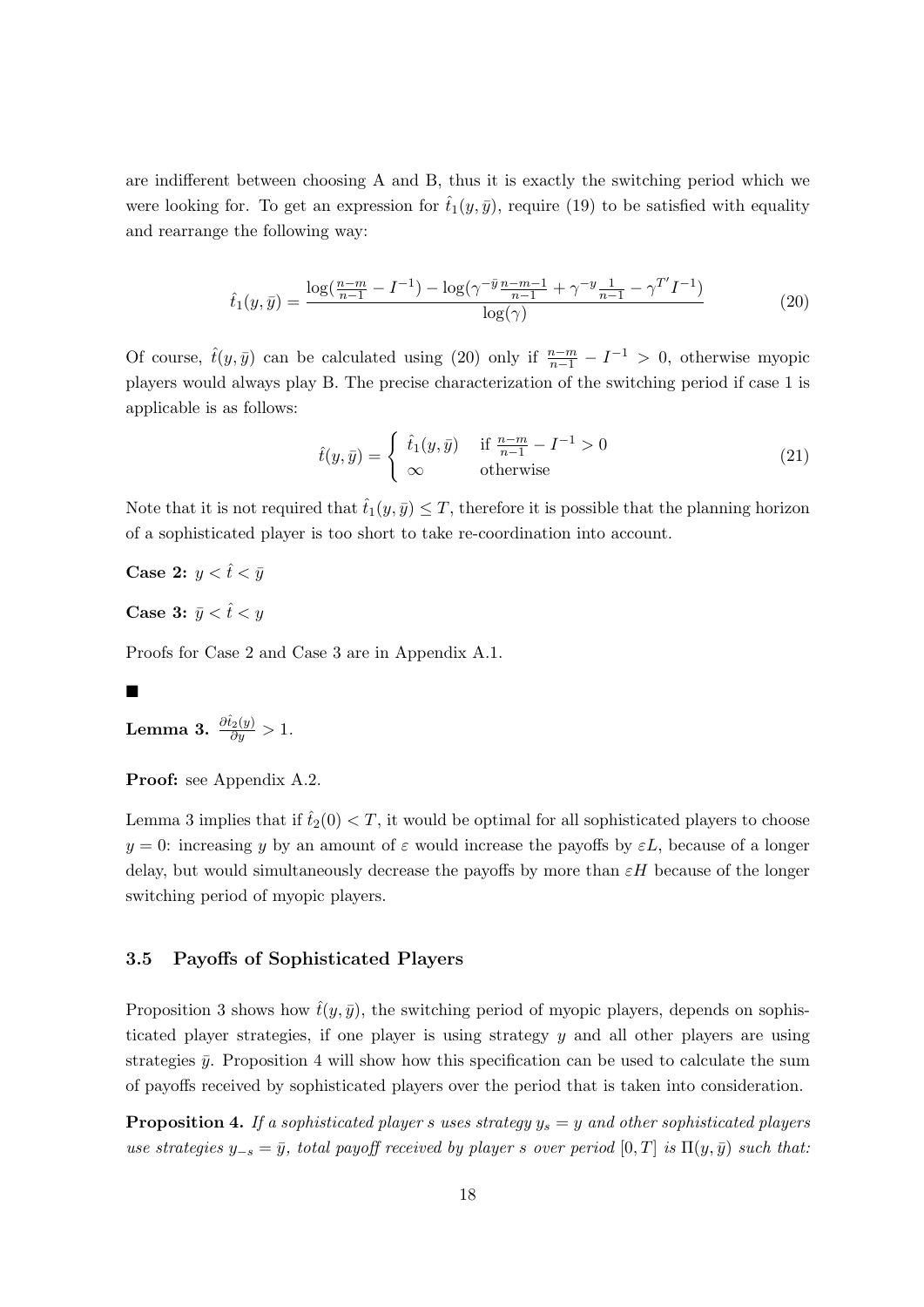are indifferent between choosing A and B, thus it is exactly the switching period which we were looking for. To get an expression for $\hat{t}_1(y, \bar{y})$, require (19) to be satisfied with equality and rearrange the following way:

$$\hat{t}_1(y, \bar{y}) = \frac{\log(\frac{n-m}{n-1} - I^{-1}) - \log(\gamma^{-\bar{y}}\frac{n-m-1}{n-1} + \gamma^{-y}\frac{1}{n-1} - \gamma^{T'}I^{-1})}{\log(\gamma)} \tag{20}$$

Of course, $\hat{t}(y, \bar{y})$ can be calculated using (20) only if $\frac{n-m}{n-1} - I^{-1} > 0$, otherwise myopic players would always play B. The precise characterization of the switching period if case 1 is applicable is as follows:

$$\hat{t}(y, \bar{y}) = \begin{cases} \hat{t}_1(y, \bar{y}) & \text{if } \frac{n-m}{n-1} - I^{-1} > 0 \\ \infty & \text{otherwise} \end{cases} \tag{21}$$

Note that it is not required that $\hat{t}_1(y, \bar{y}) \leq T$, therefore it is possible that the planning horizon of a sophisticated player is too short to take re-coordination into account.

**Case 2:** $y < \hat{t} < \bar{y}$

**Case 3:** $\bar{y} < \hat{t} < y$

Proofs for Case 2 and Case 3 are in Appendix A.1.

■

**Lemma 3.** $\frac{\partial \hat{t}_2(y)}{\partial y} > 1$.

**Proof:** see Appendix A.2.

Lemma 3 implies that if $\hat{t}_2(0) < T$, it would be optimal for all sophisticated players to choose $y = 0$: increasing $y$ by an amount of $\varepsilon$ would increase the payoffs by $\varepsilon L$, because of a longer delay, but would simultaneously decrease the payoffs by more than $\varepsilon H$ because of the longer switching period of myopic players.

### 3.5 Payoffs of Sophisticated Players

Proposition 3 shows how $\hat{t}(y, \bar{y})$, the switching period of myopic players, depends on sophisticated player strategies, if one player is using strategy $y$ and all other players are using strategies $\bar{y}$. Proposition 4 will show how this specification can be used to calculate the sum of payoffs received by sophisticated players over the period that is taken into consideration.

**Proposition 4.** *If a sophisticated player $s$ uses strategy $y_s = y$ and other sophisticated players use strategies $y_{-s} = \bar{y}$, total payoff received by player $s$ over period $[0, T]$ is $\Pi(y, \bar{y})$ such that:*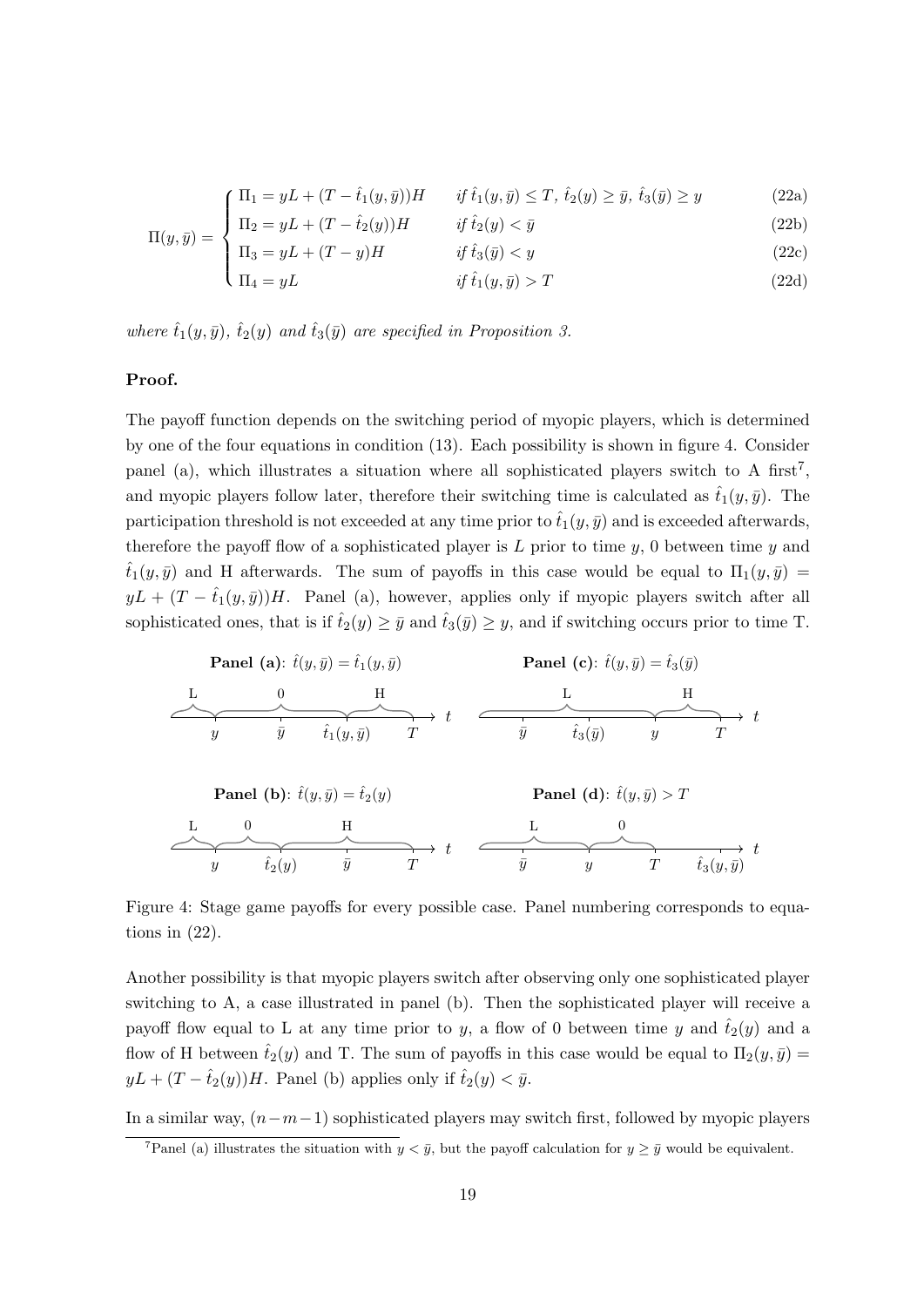$$
\Pi(y, \bar{y}) = \begin{cases} \Pi_1 = yL + (T - \hat{t}_1(y, \bar{y}))H & \text{if } \hat{t}_1(y, \bar{y}) \leq T,\ \hat{t}_2(y) \geq \bar{y},\ \hat{t}_3(\bar{y}) \geq y \quad (22a) \\ \Pi_2 = yL + (T - \hat{t}_2(y))H & \text{if } \hat{t}_2(y) < \bar{y} \quad (22b) \\ \Pi_3 = yL + (T - y)H & \text{if } \hat{t}_3(\bar{y}) < y \quad (22c) \\ \Pi_4 = yL & \text{if } \hat{t}_1(y, \bar{y}) > T \quad (22d) \end{cases}
$$

*where $\hat{t}_1(y, \bar{y})$, $\hat{t}_2(y)$ and $\hat{t}_3(\bar{y})$ are specified in Proposition 3.*

**Proof.**

The payoff function depends on the switching period of myopic players, which is determined by one of the four equations in condition (13). Each possibility is shown in figure 4. Consider panel (a), which illustrates a situation where all sophisticated players switch to A first[7], and myopic players follow later, therefore their switching time is calculated as $\hat{t}_1(y, \bar{y})$. The participation threshold is not exceeded at any time prior to $\hat{t}_1(y, \bar{y})$ and is exceeded afterwards, therefore the payoff flow of a sophisticated player is $L$ prior to time $y$, 0 between time $y$ and $\hat{t}_1(y, \bar{y})$ and H afterwards. The sum of payoffs in this case would be equal to $\Pi_1(y, \bar{y}) = yL + (T - \hat{t}_1(y, \bar{y}))H$. Panel (a), however, applies only if myopic players switch after all sophisticated ones, that is if $\hat{t}_2(y) \geq \bar{y}$ and $\hat{t}_3(\bar{y}) \geq y$, and if switching occurs prior to time T.

**Panel (a)**: $\hat{t}(y, \bar{y}) = \hat{t}_1(y, \bar{y})$ — L until $y$; 0 from $y$ through $\bar{y}$ to $\hat{t}_1(y, \bar{y})$; H from $\hat{t}_1(y, \bar{y})$ to $T$.

**Panel (c)**: $\hat{t}(y, \bar{y}) = \hat{t}_3(\bar{y})$ — L until $y$ (with $\bar{y}$, $\hat{t}_3(\bar{y})$ before $y$); H from $y$ to $T$.

**Panel (b)**: $\hat{t}(y, \bar{y}) = \hat{t}_2(y)$ — L until $y$; 0 from $y$ to $\hat{t}_2(y)$; H from $\hat{t}_2(y)$ through $\bar{y}$ to $T$.

**Panel (d)**: $\hat{t}(y, \bar{y}) > T$ — L until $y$ (with $\bar{y}$ before $y$); 0 from $y$ to $T$; $\hat{t}_3(y, \bar{y})$ after $T$.

Figure 4: Stage game payoffs for every possible case. Panel numbering corresponds to equations in (22).

Another possibility is that myopic players switch after observing only one sophisticated player switching to A, a case illustrated in panel (b). Then the sophisticated player will receive a payoff flow equal to L at any time prior to $y$, a flow of 0 between time $y$ and $\hat{t}_2(y)$ and a flow of H between $\hat{t}_2(y)$ and T. The sum of payoffs in this case would be equal to $\Pi_2(y, \bar{y}) = yL + (T - \hat{t}_2(y))H$. Panel (b) applies only if $\hat{t}_2(y) < \bar{y}$.

In a similar way, $(n-m-1)$ sophisticated players may switch first, followed by myopic players

[7] Panel (a) illustrates the situation with $y < \bar{y}$, but the payoff calculation for $y \geq \bar{y}$ would be equivalent.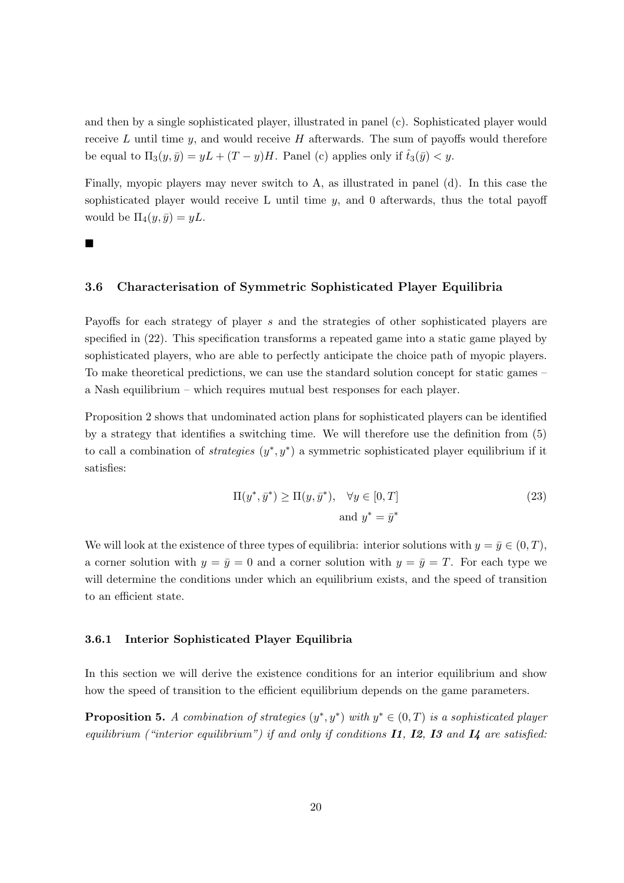and then by a single sophisticated player, illustrated in panel (c). Sophisticated player would receive $L$ until time $y$, and would receive $H$ afterwards. The sum of payoffs would therefore be equal to $\Pi_3(y, \bar{y}) = yL + (T - y)H$. Panel (c) applies only if $\hat{t}_3(\bar{y}) < y$.

Finally, myopic players may never switch to A, as illustrated in panel (d). In this case the sophisticated player would receive L until time $y$, and 0 afterwards, thus the total payoff would be $\Pi_4(y, \bar{y}) = yL$.

■

### 3.6 Characterisation of Symmetric Sophisticated Player Equilibria

Payoffs for each strategy of player $s$ and the strategies of other sophisticated players are specified in (22). This specification transforms a repeated game into a static game played by sophisticated players, who are able to perfectly anticipate the choice path of myopic players. To make theoretical predictions, we can use the standard solution concept for static games – a Nash equilibrium – which requires mutual best responses for each player.

Proposition 2 shows that undominated action plans for sophisticated players can be identified by a strategy that identifies a switching time. We will therefore use the definition from (5) to call a combination of *strategies* $(y^*, y^*)$ a symmetric sophisticated player equilibrium if it satisfies:

$$\Pi(y^*, \bar{y}^*) \geq \Pi(y, \bar{y}^*), \quad \forall y \in [0, T] \qquad (23)$$
$$\text{and } y^* = \bar{y}^*$$

We will look at the existence of three types of equilibria: interior solutions with $y = \bar{y} \in (0, T)$, a corner solution with $y = \bar{y} = 0$ and a corner solution with $y = \bar{y} = T$. For each type we will determine the conditions under which an equilibrium exists, and the speed of transition to an efficient state.

#### 3.6.1 Interior Sophisticated Player Equilibria

In this section we will derive the existence conditions for an interior equilibrium and show how the speed of transition to the efficient equilibrium depends on the game parameters.

**Proposition 5.** *A combination of strategies $(y^*, y^*)$ with $y^* \in (0, T)$ is a sophisticated player equilibrium ("interior equilibrium") if and only if conditions **I1**, **I2**, **I3** and **I4** are satisfied:*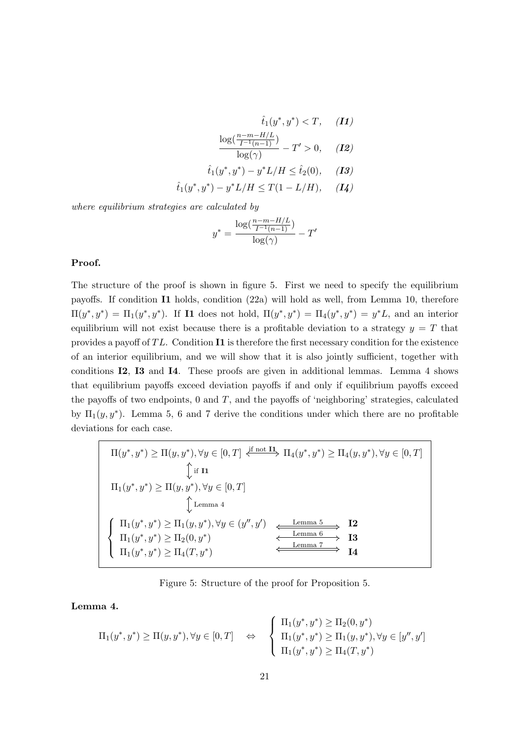$$\hat{t}_1(y^*, y^*) < T, \quad \textbf{\textit{(I1)}}$$

$$\frac{\log(\frac{n-m-H/L}{I^{-1}(n-1)})}{\log(\gamma)} - T' > 0, \quad \textbf{\textit{(I2)}}$$

$$\hat{t}_1(y^*, y^*) - y^* L/H \leq \hat{t}_2(0), \quad \textbf{\textit{(I3)}}$$

$$\hat{t}_1(y^*, y^*) - y^* L/H \leq T(1 - L/H), \quad \textbf{\textit{(I4)}}$$

*where equilibrium strategies are calculated by*

$$y^* = \frac{\log(\frac{n-m-H/L}{I^{-1}(n-1)})}{\log(\gamma)} - T'$$

**Proof.**

The structure of the proof is shown in figure 5. First we need to specify the equilibrium payoffs. If condition **I1** holds, condition (22a) will hold as well, from Lemma 10, therefore $\Pi(y^*, y^*) = \Pi_1(y^*, y^*)$. If **I1** does not hold, $\Pi(y^*, y^*) = \Pi_4(y^*, y^*) = y^* L$, and an interior equilibrium will not exist because there is a profitable deviation to a strategy $y = T$ that provides a payoff of $TL$. Condition **I1** is therefore the first necessary condition for the existence of an interior equilibrium, and we will show that it is also jointly sufficient, together with conditions **I2**, **I3** and **I4**. These proofs are given in additional lemmas. Lemma 4 shows that equilibrium payoffs exceed deviation payoffs if and only if equilibrium payoffs exceed the payoffs of two endpoints, 0 and $T$, and the payoffs of 'neighboring' strategies, calculated by $\Pi_1(y, y^*)$. Lemma 5, 6 and 7 derive the conditions under which there are no profitable deviations for each case.

$$\Pi(y^*, y^*) \geq \Pi(y, y^*), \forall y \in [0, T] \xleftrightarrow{\text{if not } \textbf{I1}} \Pi_4(y^*, y^*) \geq \Pi_4(y, y^*), \forall y \in [0, T]$$

$$\Big\updownarrow \text{ if } \textbf{I1}$$

$$\Pi_1(y^*, y^*) \geq \Pi(y, y^*), \forall y \in [0, T]$$

$$\Big\updownarrow \text{ Lemma 4}$$

$$\begin{cases} \Pi_1(y^*, y^*) \geq \Pi_1(y, y^*), \forall y \in (y'', y') & \xleftrightarrow{\text{Lemma 5}} \quad \textbf{I2} \\ \Pi_1(y^*, y^*) \geq \Pi_2(0, y^*) & \xleftrightarrow{\text{Lemma 6}} \quad \textbf{I3} \\ \Pi_1(y^*, y^*) \geq \Pi_4(T, y^*) & \xleftrightarrow{\text{Lemma 7}} \quad \textbf{I4} \end{cases}$$

Figure 5: Structure of the proof for Proposition 5.

**Lemma 4.**

$$\Pi_1(y^*, y^*) \geq \Pi(y, y^*), \forall y \in [0, T] \quad \Leftrightarrow \quad \begin{cases} \Pi_1(y^*, y^*) \geq \Pi_2(0, y^*) \\ \Pi_1(y^*, y^*) \geq \Pi_1(y, y^*), \forall y \in [y'', y'] \\ \Pi_1(y^*, y^*) \geq \Pi_4(T, y^*) \end{cases}$$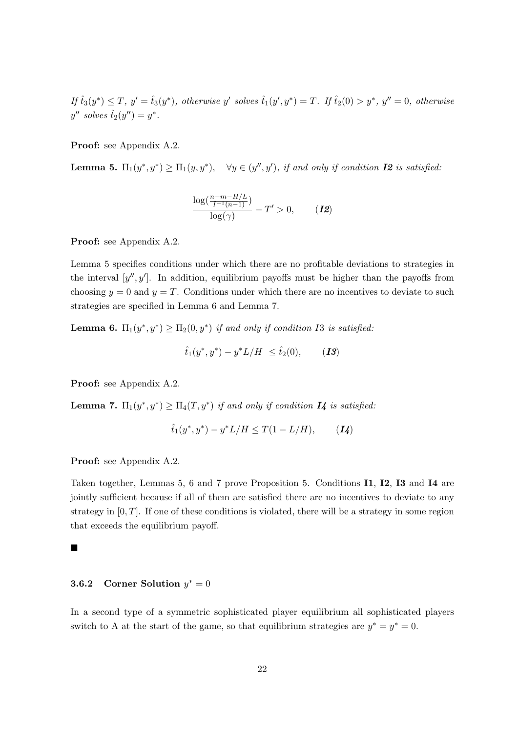*If $\hat{t}_3(y^*) \leq T$, $y' = \hat{t}_3(y^*)$, otherwise $y'$ solves $\hat{t}_1(y', y^*) = T$. If $\hat{t}_2(0) > y^*$, $y'' = 0$, otherwise $y''$ solves $\hat{t}_2(y'') = y^*$.*

**Proof:** see Appendix A.2.

**Lemma 5.** *$\Pi_1(y^*, y^*) \geq \Pi_1(y, y^*)$, $\quad \forall y \in (y'', y')$, if and only if condition **I2** is satisfied:*

$$\frac{\log(\frac{n-m-H/L}{I^{-1}(n-1)})}{\log(\gamma)} - T' > 0, \qquad (\textbf{\textit{I2}})$$

**Proof:** see Appendix A.2.

Lemma 5 specifies conditions under which there are no profitable deviations to strategies in the interval $[y'', y']$. In addition, equilibrium payoffs must be higher than the payoffs from choosing $y = 0$ and $y = T$. Conditions under which there are no incentives to deviate to such strategies are specified in Lemma 6 and Lemma 7.

**Lemma 6.** *$\Pi_1(y^*, y^*) \geq \Pi_2(0, y^*)$ if and only if condition I3 is satisfied:*

$$\hat{t}_1(y^*, y^*) - y^* L/H \;\; \leq \hat{t}_2(0), \qquad (\textbf{\textit{I3}})$$

**Proof:** see Appendix A.2.

**Lemma 7.** *$\Pi_1(y^*, y^*) \geq \Pi_4(T, y^*)$ if and only if condition **I4** is satisfied:*

$$\hat{t}_1(y^*, y^*) - y^* L/H \leq T(1 - L/H), \qquad (\textbf{\textit{I4}})$$

**Proof:** see Appendix A.2.

Taken together, Lemmas 5, 6 and 7 prove Proposition 5. Conditions **I1**, **I2**, **I3** and **I4** are jointly sufficient because if all of them are satisfied there are no incentives to deviate to any strategy in $[0, T]$. If one of these conditions is violated, there will be a strategy in some region that exceeds the equilibrium payoff.

■

### 3.6.2 Corner Solution $y^* = 0$

In a second type of a symmetric sophisticated player equilibrium all sophisticated players switch to A at the start of the game, so that equilibrium strategies are $y^* = y^* = 0$.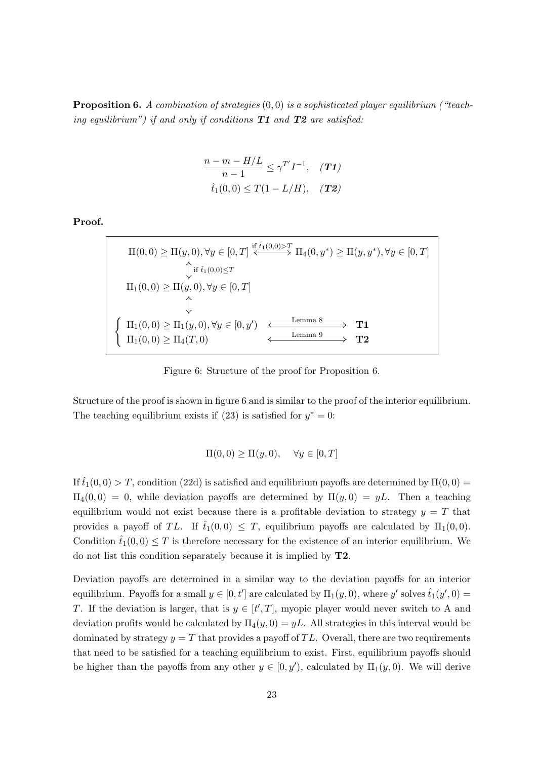**Proposition 6.** *A combination of strategies* $(0,0)$ *is a sophisticated player equilibrium ("teaching equilibrium") if and only if conditions* ***T1*** *and* ***T2*** *are satisfied:*

$$\frac{n-m-H/L}{n-1} \leq \gamma^{T'} I^{-1}, \quad \textit{\textbf{(T1)}}$$
$$\hat{t}_1(0,0) \leq T(1-L/H), \quad \textit{\textbf{(T2)}}$$

**Proof.**

$$\begin{array}{ccc}
\Pi(0,0) \geq \Pi(y,0), \forall y \in [0,T] & \xleftrightarrow{\text{if } \hat{t}_1(0,0)>T} & \Pi_4(0,y^*) \geq \Pi(y,y^*), \forall y \in [0,T] \\
\updownarrow \text{ if } \hat{t}_1(0,0) \leq T & & \\
\Pi_1(0,0) \geq \Pi(y,0), \forall y \in [0,T] & & \\
\updownarrow & & \\
\left\{ \begin{array}{l} \Pi_1(0,0) \geq \Pi_1(y,0), \forall y \in [0,y') \\ \Pi_1(0,0) \geq \Pi_4(T,0) \end{array} \right. & \begin{array}{c} \xleftrightarrow{\text{Lemma 8}} \\ \xleftrightarrow{\text{Lemma 9}} \end{array} & \begin{array}{c} \textbf{T1} \\ \textbf{T2} \end{array}
\end{array}$$

Figure 6: Structure of the proof for Proposition 6.

Structure of the proof is shown in figure 6 and is similar to the proof of the interior equilibrium. The teaching equilibrium exists if (23) is satisfied for $y^* = 0$:

$$\Pi(0,0) \geq \Pi(y,0), \quad \forall y \in [0,T]$$

If $\hat{t}_1(0,0) > T$, condition (22d) is satisfied and equilibrium payoffs are determined by $\Pi(0,0) = \Pi_4(0,0) = 0$, while deviation payoffs are determined by $\Pi(y,0) = yL$. Then a teaching equilibrium would not exist because there is a profitable deviation to strategy $y = T$ that provides a payoff of $TL$. If $\hat{t}_1(0,0) \leq T$, equilibrium payoffs are calculated by $\Pi_1(0,0)$. Condition $\hat{t}_1(0,0) \leq T$ is therefore necessary for the existence of an interior equilibrium. We do not list this condition separately because it is implied by **T2**.

Deviation payoffs are determined in a similar way to the deviation payoffs for an interior equilibrium. Payoffs for a small $y \in [0,t']$ are calculated by $\Pi_1(y,0)$, where $y'$ solves $\hat{t}_1(y',0) = T$. If the deviation is larger, that is $y \in [t',T]$, myopic player would never switch to A and deviation profits would be calculated by $\Pi_4(y,0) = yL$. All strategies in this interval would be dominated by strategy $y = T$ that provides a payoff of $TL$. Overall, there are two requirements that need to be satisfied for a teaching equilibrium to exist. First, equilibrium payoffs should be higher than the payoffs from any other $y \in [0,y')$, calculated by $\Pi_1(y,0)$. We will derive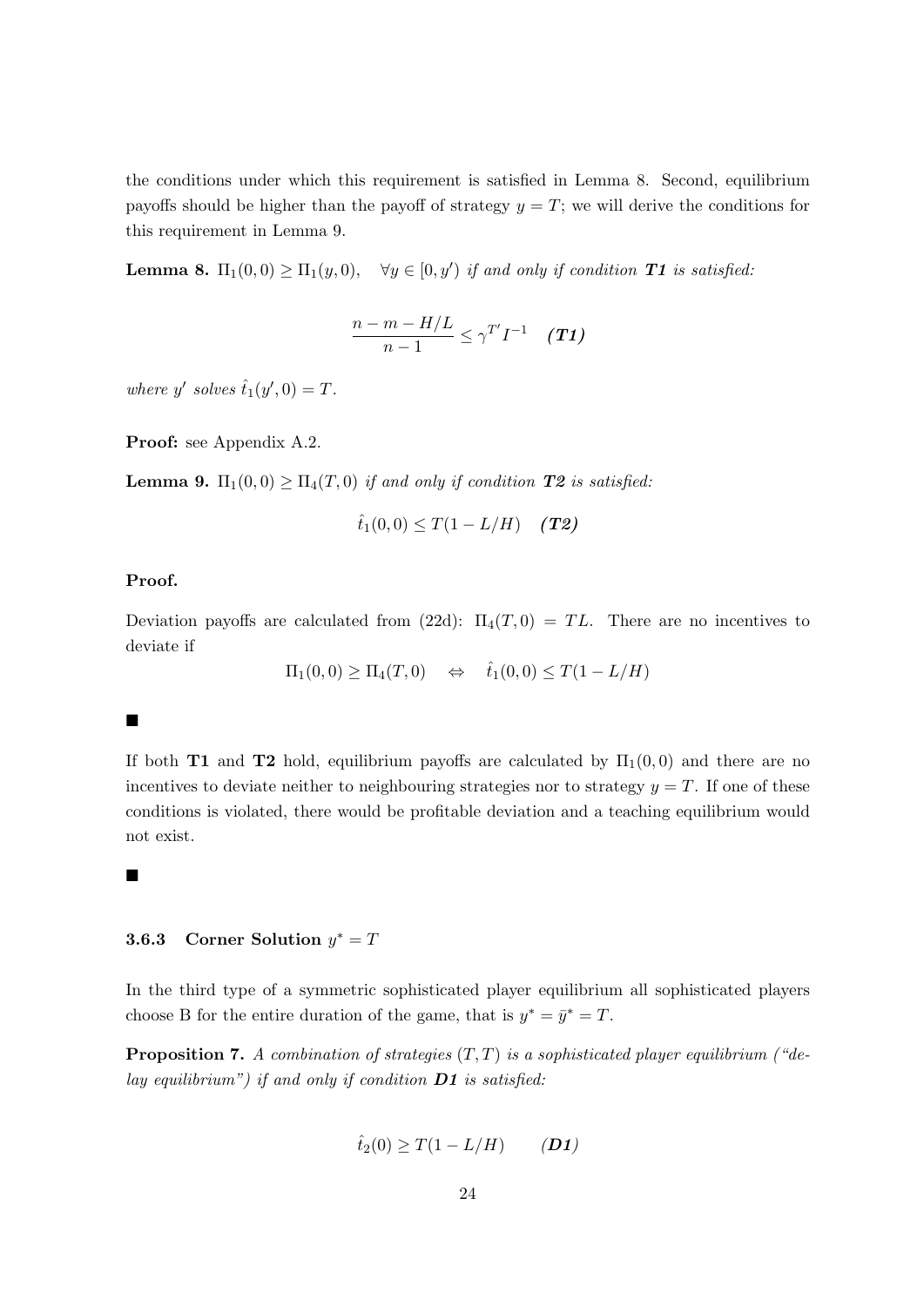the conditions under which this requirement is satisfied in Lemma 8. Second, equilibrium payoffs should be higher than the payoff of strategy $y = T$; we will derive the conditions for this requirement in Lemma 9.

**Lemma 8.** *$\Pi_1(0,0) \geq \Pi_1(y,0), \quad \forall y \in [0, y')$ if and only if condition **T1** is satisfied:*

$$\frac{n - m - H/L}{n-1} \leq \gamma^{T'} I^{-1} \quad \textbf{\textit{(T1)}}$$

*where $y'$ solves $\hat{t}_1(y', 0) = T$.*

**Proof:** see Appendix A.2.

**Lemma 9.** *$\Pi_1(0,0) \geq \Pi_4(T,0)$ if and only if condition **T2** is satisfied:*

$$\hat{t}_1(0,0) \leq T(1 - L/H) \quad \textbf{\textit{(T2)}}$$

**Proof.**

Deviation payoffs are calculated from (22d): $\Pi_4(T,0) = TL$. There are no incentives to deviate if

$$\Pi_1(0,0) \geq \Pi_4(T,0) \quad \Leftrightarrow \quad \hat{t}_1(0,0) \leq T(1 - L/H)$$

■

If both **T1** and **T2** hold, equilibrium payoffs are calculated by $\Pi_1(0,0)$ and there are no incentives to deviate neither to neighbouring strategies nor to strategy $y = T$. If one of these conditions is violated, there would be profitable deviation and a teaching equilibrium would not exist.

■

### 3.6.3 Corner Solution $y^* = T$

In the third type of a symmetric sophisticated player equilibrium all sophisticated players choose B for the entire duration of the game, that is $y^* = \bar{y}^* = T$.

**Proposition 7.** *A combination of strategies $(T, T)$ is a sophisticated player equilibrium ("delay equilibrium") if and only if condition **D1** is satisfied:*

$$\hat{t}_2(0) \geq T(1 - L/H) \qquad \textbf{\textit{(D1)}}$$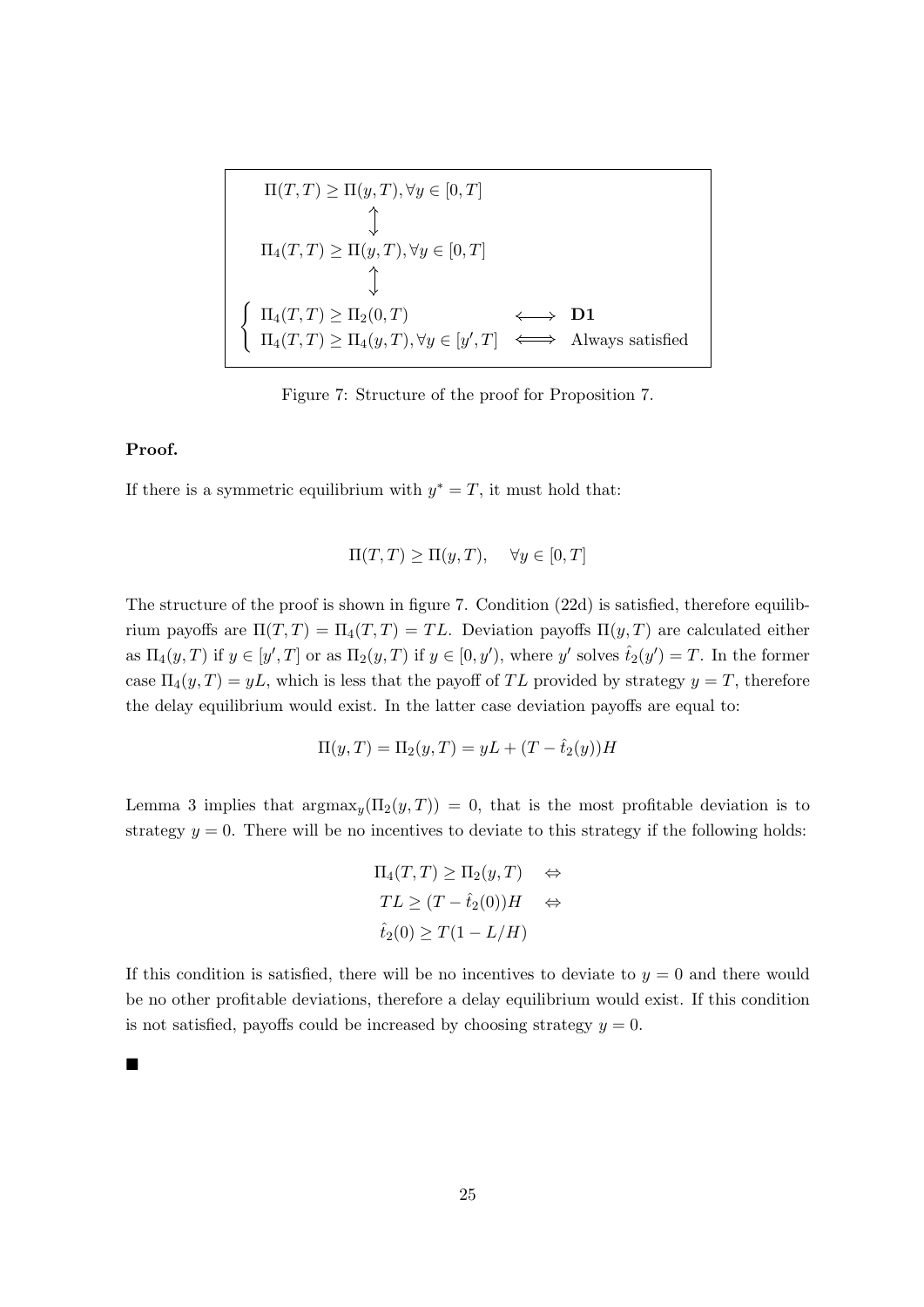$$
\begin{array}{lcl}
\Pi(T,T) \geq \Pi(y,T), \forall y \in [0,T] & & \\
\updownarrow & & \\
\Pi_4(T,T) \geq \Pi(y,T), \forall y \in [0,T] & & \\
\updownarrow & & \\
\left\{ \begin{array}{l} \Pi_4(T,T) \geq \Pi_2(0,T) \\ \Pi_4(T,T) \geq \Pi_4(y,T), \forall y \in [y',T] \end{array} \right. & \begin{array}{c} \longleftrightarrow \\ \Longleftrightarrow \end{array} & \begin{array}{l} \textbf{D1} \\ \text{Always satisfied} \end{array}
\end{array}
$$

Figure 7: Structure of the proof for Proposition 7.

**Proof.**

If there is a symmetric equilibrium with $y^* = T$, it must hold that:

$$
\Pi(T,T) \geq \Pi(y,T), \quad \forall y \in [0,T]
$$

The structure of the proof is shown in figure 7. Condition (22d) is satisfied, therefore equilibrium payoffs are $\Pi(T,T) = \Pi_4(T,T) = TL$. Deviation payoffs $\Pi(y,T)$ are calculated either as $\Pi_4(y,T)$ if $y \in [y',T]$ or as $\Pi_2(y,T)$ if $y \in [0,y')$, where $y'$ solves $\hat{t}_2(y') = T$. In the former case $\Pi_4(y,T) = yL$, which is less that the payoff of $TL$ provided by strategy $y = T$, therefore the delay equilibrium would exist. In the latter case deviation payoffs are equal to:

$$
\Pi(y,T) = \Pi_2(y,T) = yL + (T - \hat{t}_2(y))H
$$

Lemma 3 implies that $\text{argmax}_y(\Pi_2(y,T)) = 0$, that is the most profitable deviation is to strategy $y = 0$. There will be no incentives to deviate to this strategy if the following holds:

$$
\begin{aligned}
\Pi_4(T,T) \geq \Pi_2(y,T) \quad &\Leftrightarrow \\
TL \geq (T - \hat{t}_2(0))H \quad &\Leftrightarrow \\
\hat{t}_2(0) \geq T(1 - L/H) &
\end{aligned}
$$

If this condition is satisfied, there will be no incentives to deviate to $y = 0$ and there would be no other profitable deviations, therefore a delay equilibrium would exist. If this condition is not satisfied, payoffs could be increased by choosing strategy $y = 0$.

■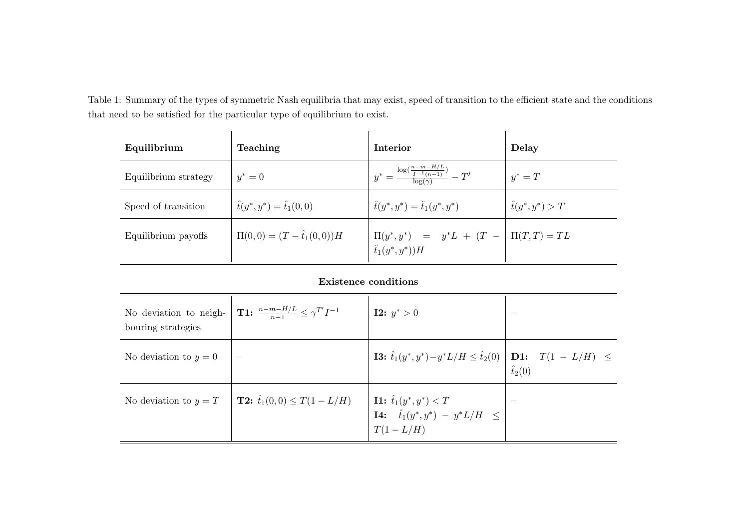Table 1: Summary of the types of symmetric Nash equilibria that may exist, speed of transition to the efficient state and the conditions that need to be satisfied for the particular type of equilibrium to exist.

| **Equilibrium** | **Teaching** | **Interior** | **Delay** |
|---|---|---|---|
| Equilibrium strategy | $y^* = 0$ | $y^* = \frac{\log(\frac{n-m-H/L}{I^{-1}(n-1)})}{\log(\gamma)} - T'$ | $y^* = T$ |
| Speed of transition | $\hat{t}(y^*, y^*) = \hat{t}_1(0,0)$ | $\hat{t}(y^*, y^*) = \hat{t}_1(y^*, y^*)$ | $\hat{t}(y^*, y^*) > T$ |
| Equilibrium payoffs | $\Pi(0,0) = (T - \hat{t}_1(0,0))H$ | $\Pi(y^*, y^*) = y^* L + (T - \hat{t}_1(y^*, y^*))H$ | $\Pi(T,T) = TL$ |

**Existence conditions**

| | | | |
|---|---|---|---|
| No deviation to neighbouring strategies | **T1:** $\frac{n-m-H/L}{n-1} \leq \gamma^{T'} I^{-1}$ | **I2:** $y^* > 0$ | – |
| No deviation to $y = 0$ | – | **I3:** $\hat{t}_1(y^*, y^*) - y^* L/H \leq \hat{t}_2(0)$ | **D1:** $T(1 - L/H) \leq \hat{t}_2(0)$ |
| No deviation to $y = T$ | **T2:** $\hat{t}_1(0,0) \leq T(1 - L/H)$ | **I1:** $\hat{t}_1(y^*, y^*) < T$ <br> **I4:** $\hat{t}_1(y^*, y^*) - y^* L/H \leq T(1 - L/H)$ | – |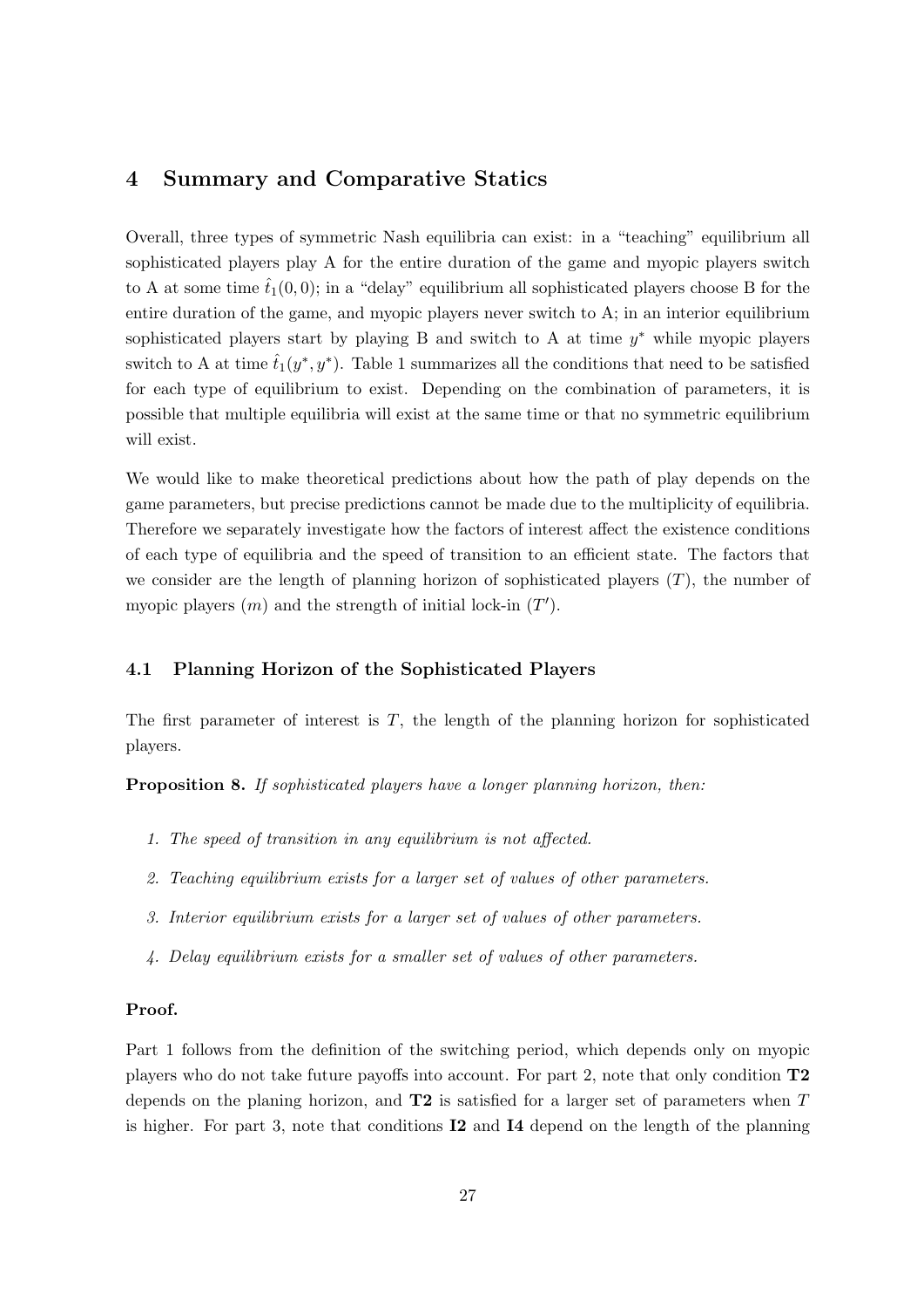## 4 Summary and Comparative Statics

Overall, three types of symmetric Nash equilibria can exist: in a "teaching" equilibrium all sophisticated players play A for the entire duration of the game and myopic players switch to A at some time $\hat{t}_1(0, 0)$; in a "delay" equilibrium all sophisticated players choose B for the entire duration of the game, and myopic players never switch to A; in an interior equilibrium sophisticated players start by playing B and switch to A at time $y^*$ while myopic players switch to A at time $\hat{t}_1(y^*, y^*)$. Table 1 summarizes all the conditions that need to be satisfied for each type of equilibrium to exist. Depending on the combination of parameters, it is possible that multiple equilibria will exist at the same time or that no symmetric equilibrium will exist.

We would like to make theoretical predictions about how the path of play depends on the game parameters, but precise predictions cannot be made due to the multiplicity of equilibria. Therefore we separately investigate how the factors of interest affect the existence conditions of each type of equilibria and the speed of transition to an efficient state. The factors that we consider are the length of planning horizon of sophisticated players ($T$), the number of myopic players ($m$) and the strength of initial lock-in ($T'$).

### 4.1 Planning Horizon of the Sophisticated Players

The first parameter of interest is $T$, the length of the planning horizon for sophisticated players.

**Proposition 8.** *If sophisticated players have a longer planning horizon, then:*

1. *The speed of transition in any equilibrium is not affected.*
2. *Teaching equilibrium exists for a larger set of values of other parameters.*
3. *Interior equilibrium exists for a larger set of values of other parameters.*
4. *Delay equilibrium exists for a smaller set of values of other parameters.*

**Proof.**

Part 1 follows from the definition of the switching period, which depends only on myopic players who do not take future payoffs into account. For part 2, note that only condition **T2** depends on the planing horizon, and **T2** is satisfied for a larger set of parameters when $T$ is higher. For part 3, note that conditions **I2** and **I4** depend on the length of the planning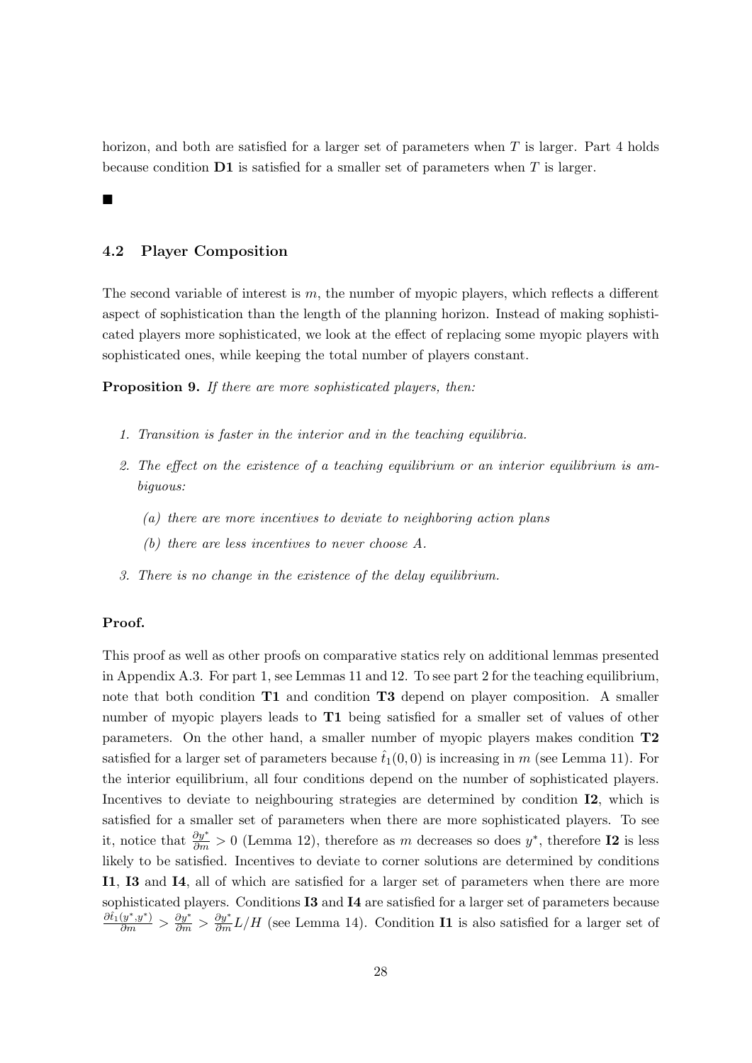horizon, and both are satisfied for a larger set of parameters when $T$ is larger. Part 4 holds because condition **D1** is satisfied for a smaller set of parameters when $T$ is larger.

■

### 4.2 Player Composition

The second variable of interest is $m$, the number of myopic players, which reflects a different aspect of sophistication than the length of the planning horizon. Instead of making sophisticated players more sophisticated, we look at the effect of replacing some myopic players with sophisticated ones, while keeping the total number of players constant.

**Proposition 9.** *If there are more sophisticated players, then:*

1. *Transition is faster in the interior and in the teaching equilibria.*
2. *The effect on the existence of a teaching equilibrium or an interior equilibrium is ambiguous:*
   *(a) there are more incentives to deviate to neighboring action plans*
   *(b) there are less incentives to never choose A.*
3. *There is no change in the existence of the delay equilibrium.*

**Proof.**

This proof as well as other proofs on comparative statics rely on additional lemmas presented in Appendix A.3. For part 1, see Lemmas 11 and 12. To see part 2 for the teaching equilibrium, note that both condition **T1** and condition **T3** depend on player composition. A smaller number of myopic players leads to **T1** being satisfied for a smaller set of values of other parameters. On the other hand, a smaller number of myopic players makes condition **T2** satisfied for a larger set of parameters because $\hat{t}_1(0, 0)$ is increasing in $m$ (see Lemma 11). For the interior equilibrium, all four conditions depend on the number of sophisticated players. Incentives to deviate to neighbouring strategies are determined by condition **I2**, which is satisfied for a smaller set of parameters when there are more sophisticated players. To see it, notice that $\frac{\partial y^*}{\partial m} > 0$ (Lemma 12), therefore as $m$ decreases so does $y^*$, therefore **I2** is less likely to be satisfied. Incentives to deviate to corner solutions are determined by conditions **I1**, **I3** and **I4**, all of which are satisfied for a larger set of parameters when there are more sophisticated players. Conditions **I3** and **I4** are satisfied for a larger set of parameters because $\frac{\partial \hat{t}_1(y^*,y^*)}{\partial m} > \frac{\partial y^*}{\partial m} > \frac{\partial y^*}{\partial m} L/H$ (see Lemma 14). Condition **I1** is also satisfied for a larger set of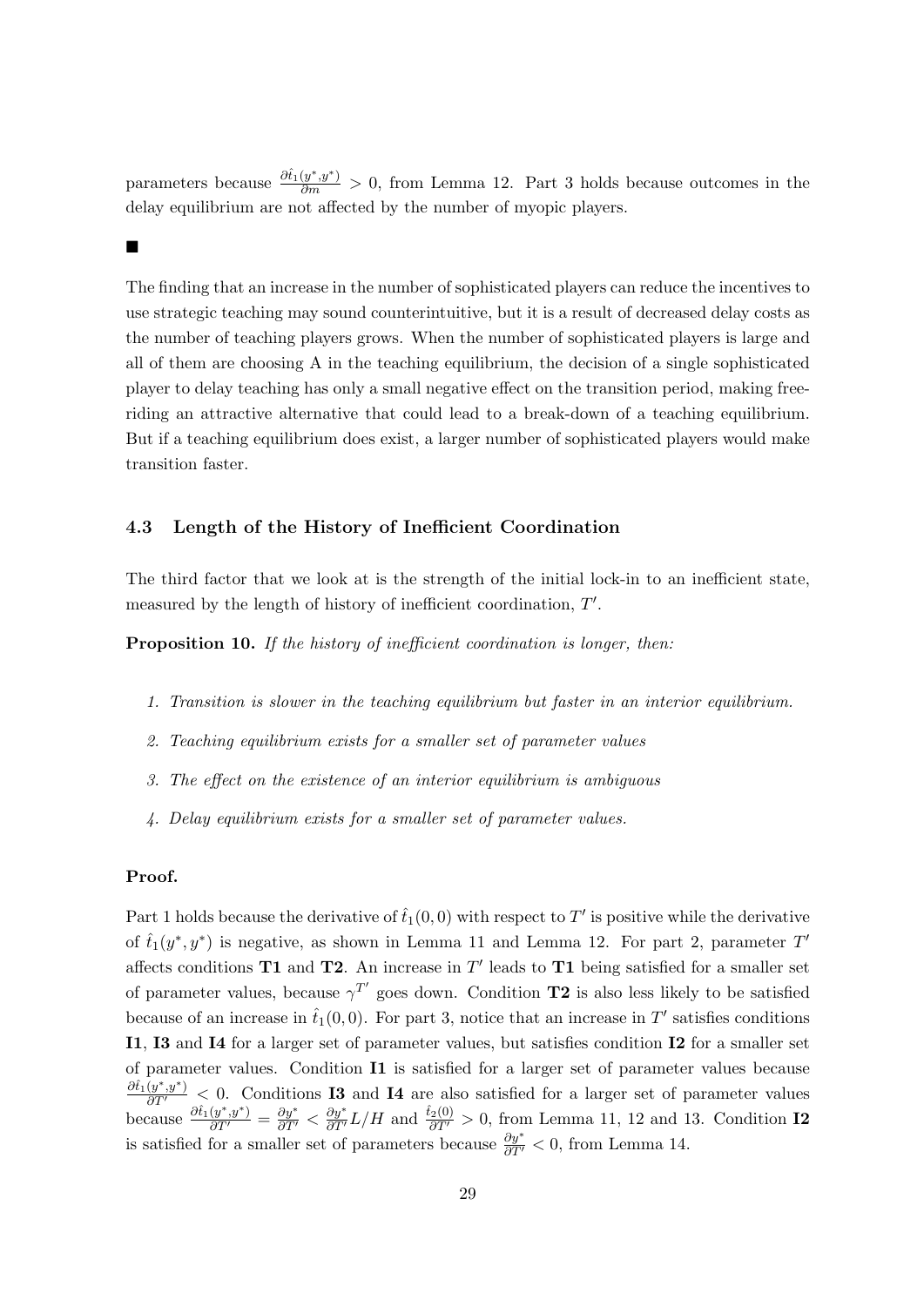parameters because $\frac{\partial \hat{t}_1(y^*,y^*)}{\partial m} > 0$, from Lemma 12. Part 3 holds because outcomes in the delay equilibrium are not affected by the number of myopic players.

■

The finding that an increase in the number of sophisticated players can reduce the incentives to use strategic teaching may sound counterintuitive, but it is a result of decreased delay costs as the number of teaching players grows. When the number of sophisticated players is large and all of them are choosing A in the teaching equilibrium, the decision of a single sophisticated player to delay teaching has only a small negative effect on the transition period, making free-riding an attractive alternative that could lead to a break-down of a teaching equilibrium. But if a teaching equilibrium does exist, a larger number of sophisticated players would make transition faster.

### 4.3 Length of the History of Inefficient Coordination

The third factor that we look at is the strength of the initial lock-in to an inefficient state, measured by the length of history of inefficient coordination, $T'$.

**Proposition 10.** *If the history of inefficient coordination is longer, then:*

1. *Transition is slower in the teaching equilibrium but faster in an interior equilibrium.*
2. *Teaching equilibrium exists for a smaller set of parameter values*
3. *The effect on the existence of an interior equilibrium is ambiguous*
4. *Delay equilibrium exists for a smaller set of parameter values.*

**Proof.**

Part 1 holds because the derivative of $\hat{t}_1(0,0)$ with respect to $T'$ is positive while the derivative of $\hat{t}_1(y^*,y^*)$ is negative, as shown in Lemma 11 and Lemma 12. For part 2, parameter $T'$ affects conditions **T1** and **T2**. An increase in $T'$ leads to **T1** being satisfied for a smaller set of parameter values, because $\gamma^{T'}$ goes down. Condition **T2** is also less likely to be satisfied because of an increase in $\hat{t}_1(0,0)$. For part 3, notice that an increase in $T'$ satisfies conditions **I1**, **I3** and **I4** for a larger set of parameter values, but satisfies condition **I2** for a smaller set of parameter values. Condition **I1** is satisfied for a larger set of parameter values because $\frac{\partial \hat{t}_1(y^*,y^*)}{\partial T'} < 0$. Conditions **I3** and **I4** are also satisfied for a larger set of parameter values because $\frac{\partial \hat{t}_1(y^*,y^*)}{\partial T'} = \frac{\partial y^*}{\partial T'} < \frac{\partial y^*}{\partial T'} L/H$ and $\frac{\hat{t}_2(0)}{\partial T'} > 0$, from Lemma 11, 12 and 13. Condition **I2** is satisfied for a smaller set of parameters because $\frac{\partial y^*}{\partial T'} < 0$, from Lemma 14.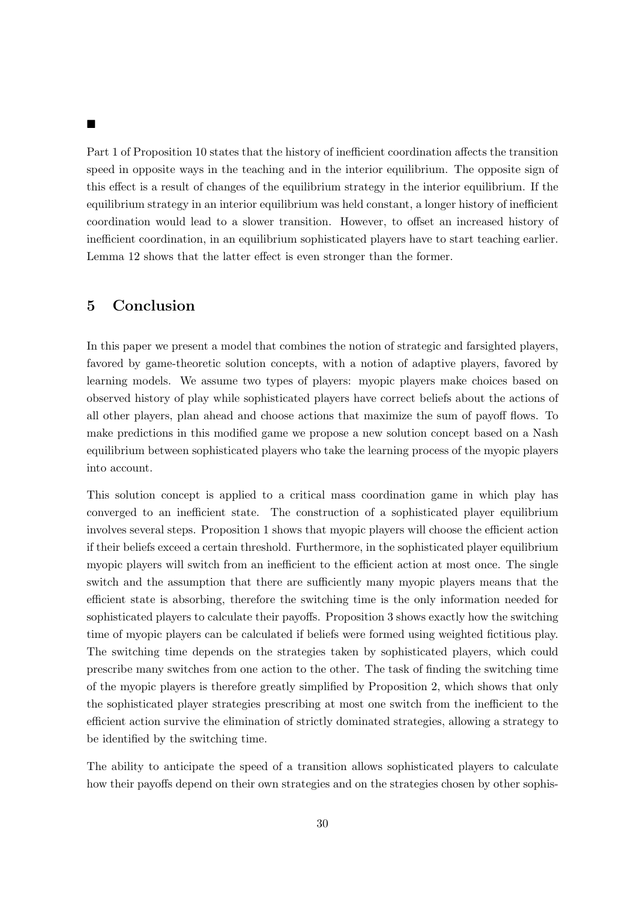■

Part 1 of Proposition 10 states that the history of inefficient coordination affects the transition speed in opposite ways in the teaching and in the interior equilibrium. The opposite sign of this effect is a result of changes of the equilibrium strategy in the interior equilibrium. If the equilibrium strategy in an interior equilibrium was held constant, a longer history of inefficient coordination would lead to a slower transition. However, to offset an increased history of inefficient coordination, in an equilibrium sophisticated players have to start teaching earlier. Lemma 12 shows that the latter effect is even stronger than the former.

# 5 Conclusion

In this paper we present a model that combines the notion of strategic and farsighted players, favored by game-theoretic solution concepts, with a notion of adaptive players, favored by learning models. We assume two types of players: myopic players make choices based on observed history of play while sophisticated players have correct beliefs about the actions of all other players, plan ahead and choose actions that maximize the sum of payoff flows. To make predictions in this modified game we propose a new solution concept based on a Nash equilibrium between sophisticated players who take the learning process of the myopic players into account.

This solution concept is applied to a critical mass coordination game in which play has converged to an inefficient state. The construction of a sophisticated player equilibrium involves several steps. Proposition 1 shows that myopic players will choose the efficient action if their beliefs exceed a certain threshold. Furthermore, in the sophisticated player equilibrium myopic players will switch from an inefficient to the efficient action at most once. The single switch and the assumption that there are sufficiently many myopic players means that the efficient state is absorbing, therefore the switching time is the only information needed for sophisticated players to calculate their payoffs. Proposition 3 shows exactly how the switching time of myopic players can be calculated if beliefs were formed using weighted fictitious play. The switching time depends on the strategies taken by sophisticated players, which could prescribe many switches from one action to the other. The task of finding the switching time of the myopic players is therefore greatly simplified by Proposition 2, which shows that only the sophisticated player strategies prescribing at most one switch from the inefficient to the efficient action survive the elimination of strictly dominated strategies, allowing a strategy to be identified by the switching time.

The ability to anticipate the speed of a transition allows sophisticated players to calculate how their payoffs depend on their own strategies and on the strategies chosen by other sophis-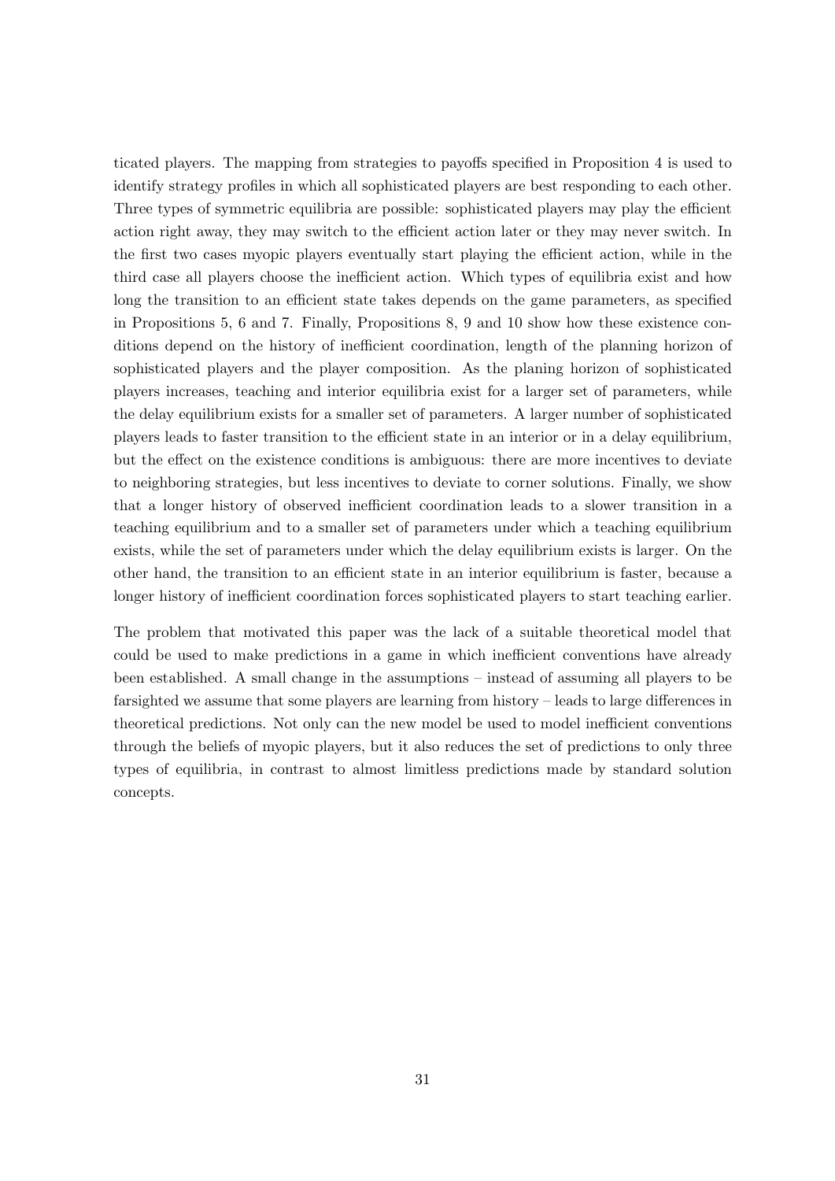ticated players. The mapping from strategies to payoffs specified in Proposition 4 is used to identify strategy profiles in which all sophisticated players are best responding to each other. Three types of symmetric equilibria are possible: sophisticated players may play the efficient action right away, they may switch to the efficient action later or they may never switch. In the first two cases myopic players eventually start playing the efficient action, while in the third case all players choose the inefficient action. Which types of equilibria exist and how long the transition to an efficient state takes depends on the game parameters, as specified in Propositions 5, 6 and 7. Finally, Propositions 8, 9 and 10 show how these existence conditions depend on the history of inefficient coordination, length of the planning horizon of sophisticated players and the player composition. As the planing horizon of sophisticated players increases, teaching and interior equilibria exist for a larger set of parameters, while the delay equilibrium exists for a smaller set of parameters. A larger number of sophisticated players leads to faster transition to the efficient state in an interior or in a delay equilibrium, but the effect on the existence conditions is ambiguous: there are more incentives to deviate to neighboring strategies, but less incentives to deviate to corner solutions. Finally, we show that a longer history of observed inefficient coordination leads to a slower transition in a teaching equilibrium and to a smaller set of parameters under which a teaching equilibrium exists, while the set of parameters under which the delay equilibrium exists is larger. On the other hand, the transition to an efficient state in an interior equilibrium is faster, because a longer history of inefficient coordination forces sophisticated players to start teaching earlier.

The problem that motivated this paper was the lack of a suitable theoretical model that could be used to make predictions in a game in which inefficient conventions have already been established. A small change in the assumptions – instead of assuming all players to be farsighted we assume that some players are learning from history – leads to large differences in theoretical predictions. Not only can the new model be used to model inefficient conventions through the beliefs of myopic players, but it also reduces the set of predictions to only three types of equilibria, in contrast to almost limitless predictions made by standard solution concepts.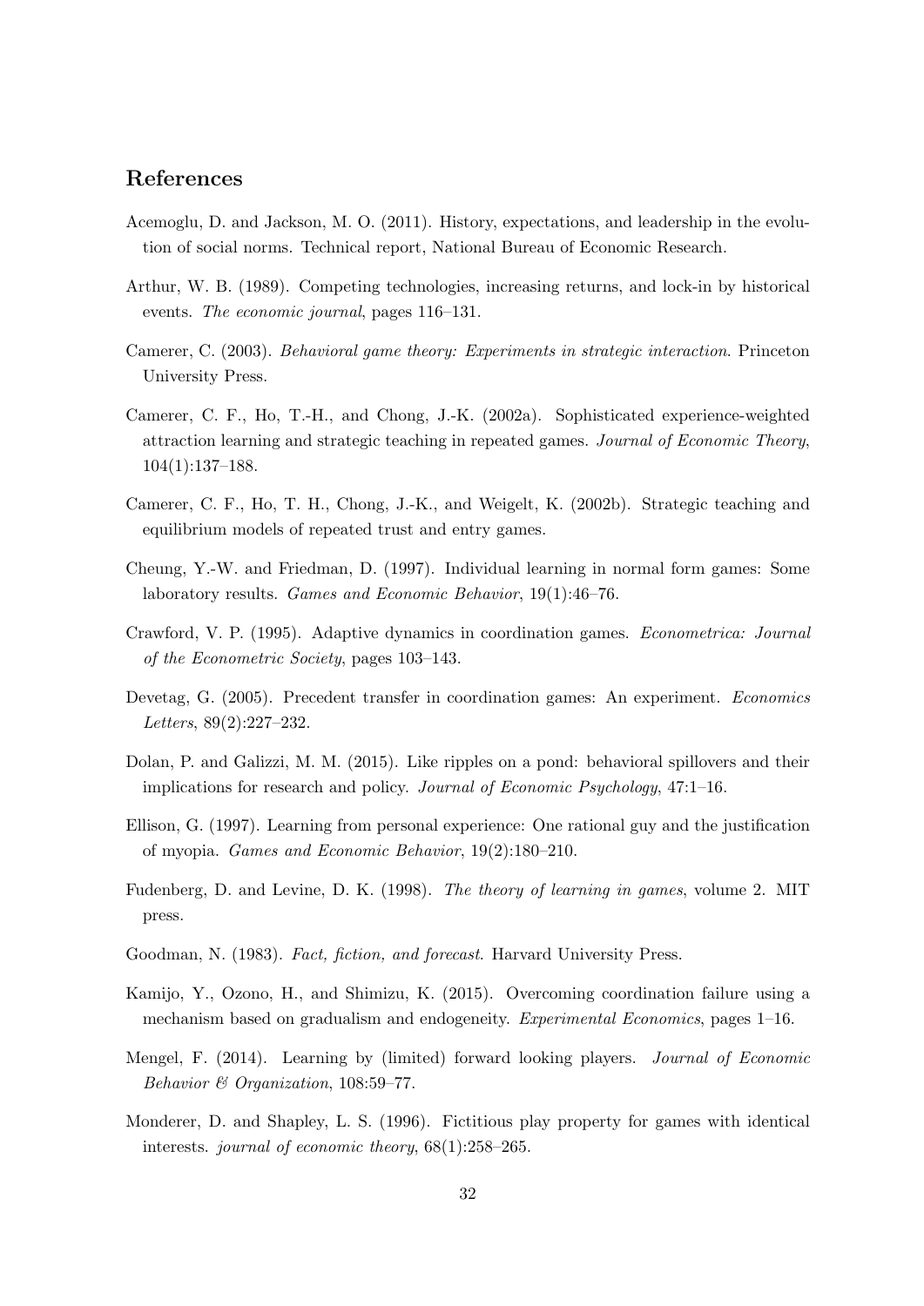## References

Acemoglu, D. and Jackson, M. O. (2011). History, expectations, and leadership in the evolution of social norms. Technical report, National Bureau of Economic Research.

Arthur, W. B. (1989). Competing technologies, increasing returns, and lock-in by historical events. *The economic journal*, pages 116–131.

Camerer, C. (2003). *Behavioral game theory: Experiments in strategic interaction*. Princeton University Press.

Camerer, C. F., Ho, T.-H., and Chong, J.-K. (2002a). Sophisticated experience-weighted attraction learning and strategic teaching in repeated games. *Journal of Economic Theory*, 104(1):137–188.

Camerer, C. F., Ho, T. H., Chong, J.-K., and Weigelt, K. (2002b). Strategic teaching and equilibrium models of repeated trust and entry games.

Cheung, Y.-W. and Friedman, D. (1997). Individual learning in normal form games: Some laboratory results. *Games and Economic Behavior*, 19(1):46–76.

Crawford, V. P. (1995). Adaptive dynamics in coordination games. *Econometrica: Journal of the Econometric Society*, pages 103–143.

Devetag, G. (2005). Precedent transfer in coordination games: An experiment. *Economics Letters*, 89(2):227–232.

Dolan, P. and Galizzi, M. M. (2015). Like ripples on a pond: behavioral spillovers and their implications for research and policy. *Journal of Economic Psychology*, 47:1–16.

Ellison, G. (1997). Learning from personal experience: One rational guy and the justification of myopia. *Games and Economic Behavior*, 19(2):180–210.

Fudenberg, D. and Levine, D. K. (1998). *The theory of learning in games*, volume 2. MIT press.

Goodman, N. (1983). *Fact, fiction, and forecast*. Harvard University Press.

Kamijo, Y., Ozono, H., and Shimizu, K. (2015). Overcoming coordination failure using a mechanism based on gradualism and endogeneity. *Experimental Economics*, pages 1–16.

Mengel, F. (2014). Learning by (limited) forward looking players. *Journal of Economic Behavior & Organization*, 108:59–77.

Monderer, D. and Shapley, L. S. (1996). Fictitious play property for games with identical interests. *journal of economic theory*, 68(1):258–265.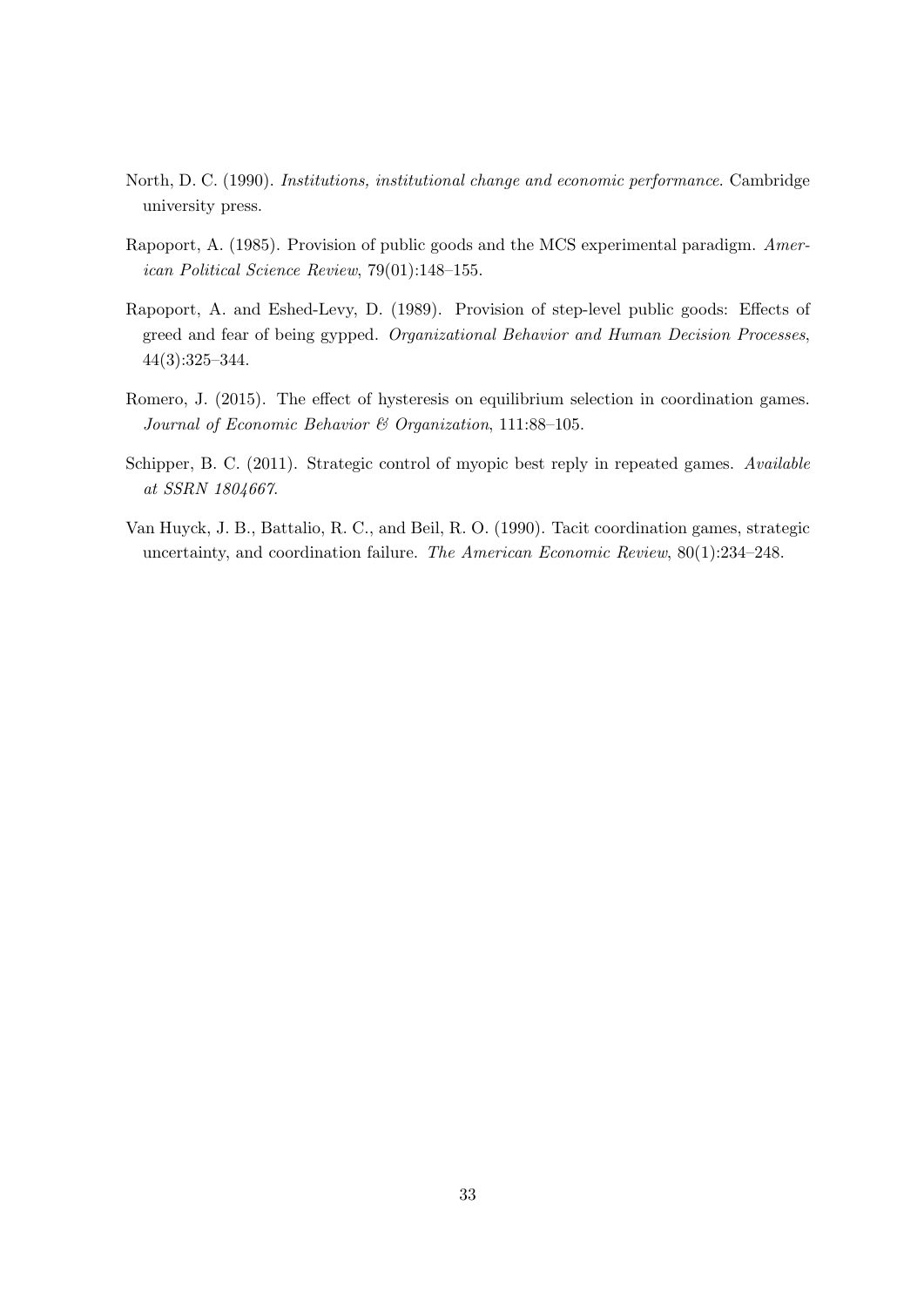North, D. C. (1990). *Institutions, institutional change and economic performance*. Cambridge university press.

Rapoport, A. (1985). Provision of public goods and the MCS experimental paradigm. *American Political Science Review*, 79(01):148–155.

Rapoport, A. and Eshed-Levy, D. (1989). Provision of step-level public goods: Effects of greed and fear of being gypped. *Organizational Behavior and Human Decision Processes*, 44(3):325–344.

Romero, J. (2015). The effect of hysteresis on equilibrium selection in coordination games. *Journal of Economic Behavior & Organization*, 111:88–105.

Schipper, B. C. (2011). Strategic control of myopic best reply in repeated games. *Available at SSRN 1804667*.

Van Huyck, J. B., Battalio, R. C., and Beil, R. O. (1990). Tacit coordination games, strategic uncertainty, and coordination failure. *The American Economic Review*, 80(1):234–248.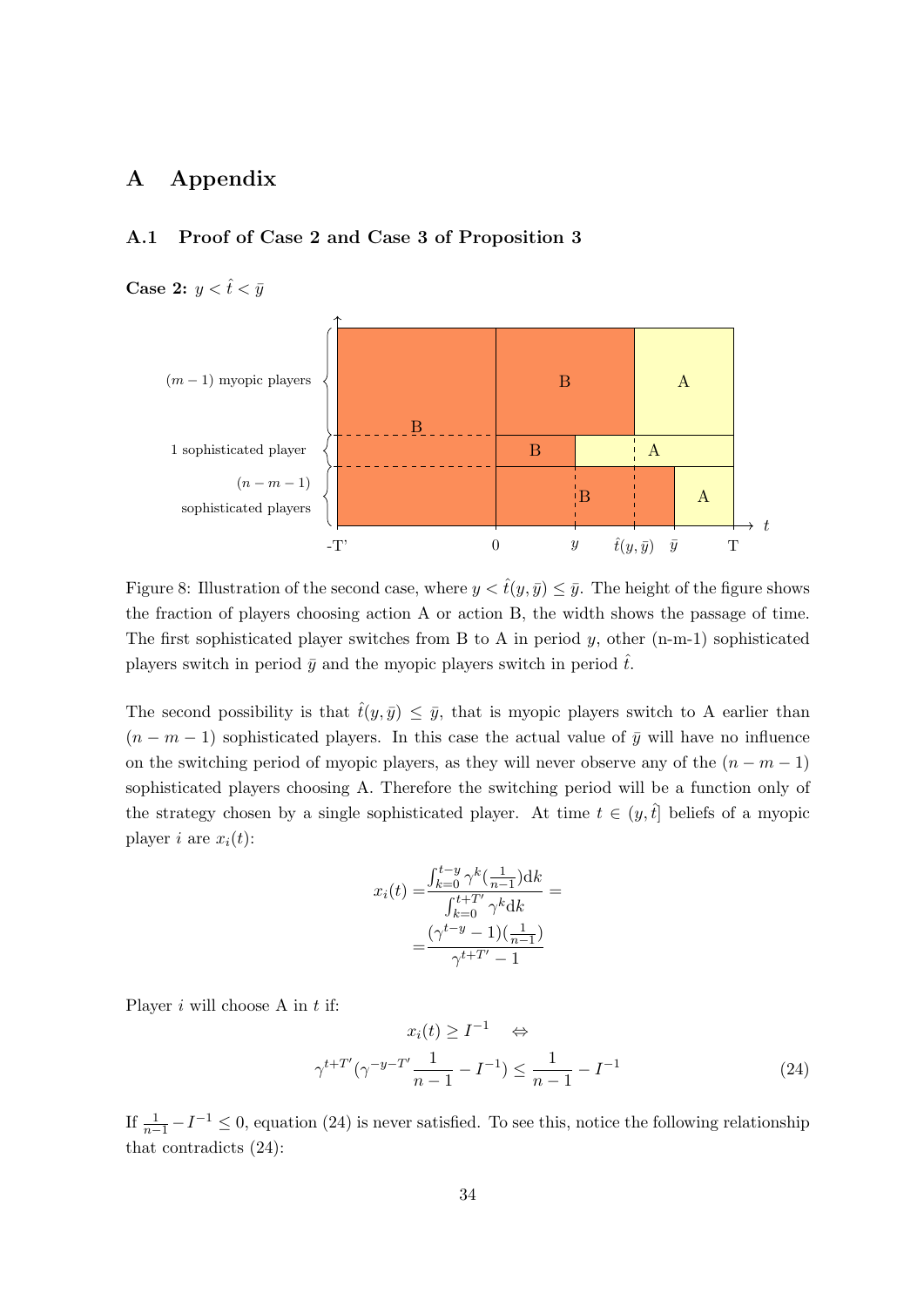# A Appendix

## A.1 Proof of Case 2 and Case 3 of Proposition 3

**Case 2:** $y < \hat{t} < \bar{y}$

Figure 8: Illustration of the second case, where $y < \hat{t}(y, \bar{y}) \leq \bar{y}$. The height of the figure shows the fraction of players choosing action A or action B, the width shows the passage of time. The first sophisticated player switches from B to A in period $y$, other (n-m-1) sophisticated players switch in period $\bar{y}$ and the myopic players switch in period $\hat{t}$.

The second possibility is that $\hat{t}(y, \bar{y}) \leq \bar{y}$, that is myopic players switch to A earlier than $(n - m - 1)$ sophisticated players. In this case the actual value of $\bar{y}$ will have no influence on the switching period of myopic players, as they will never observe any of the $(n - m - 1)$ sophisticated players choosing A. Therefore the switching period will be a function only of the strategy chosen by a single sophisticated player. At time $t \in (y, \hat{t}]$ beliefs of a myopic player $i$ are $x_i(t)$:

$$
\begin{aligned}
x_i(t) =& \frac{\int_{k=0}^{t-y} \gamma^k (\frac{1}{n-1}) \mathrm{d}k}{\int_{k=0}^{t+T'} \gamma^k \mathrm{d}k} = \\
=& \frac{(\gamma^{t-y} - 1)(\frac{1}{n-1})}{\gamma^{t+T'} - 1}
\end{aligned}
$$

Player $i$ will choose A in $t$ if:

$$
\begin{aligned}
x_i(t) \geq I^{-1} \quad &\Leftrightarrow \\
\gamma^{t+T'}(\gamma^{-y-T'} \frac{1}{n-1} - I^{-1}) \leq \frac{1}{n-1} - I^{-1} \quad &\quad (24)
\end{aligned}
$$

If $\frac{1}{n-1} - I^{-1} \leq 0$, equation (24) is never satisfied. To see this, notice the following relationship that contradicts (24):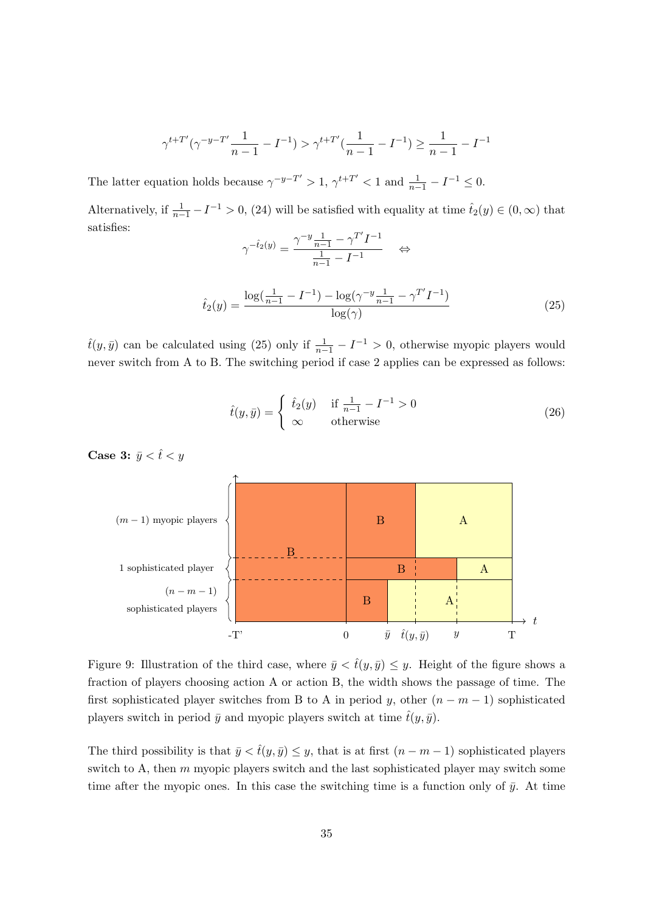$$\gamma^{t+T'}(\gamma^{-y-T'}\frac{1}{n-1} - I^{-1}) > \gamma^{t+T'}(\frac{1}{n-1} - I^{-1}) \geq \frac{1}{n-1} - I^{-1}$$

The latter equation holds because $\gamma^{-y-T'} > 1$, $\gamma^{t+T'} < 1$ and $\frac{1}{n-1} - I^{-1} \leq 0$.

Alternatively, if $\frac{1}{n-1} - I^{-1} > 0$, (24) will be satisfied with equality at time $\hat{t}_2(y) \in (0, \infty)$ that satisfies:

$$\gamma^{-\hat{t}_2(y)} = \frac{\gamma^{-y}\frac{1}{n-1} - \gamma^{T'}I^{-1}}{\frac{1}{n-1} - I^{-1}} \quad \Leftrightarrow$$

$$\hat{t}_2(y) = \frac{\log(\frac{1}{n-1} - I^{-1}) - \log(\gamma^{-y}\frac{1}{n-1} - \gamma^{T'}I^{-1})}{\log(\gamma)} \tag{25}$$

$\hat{t}(y, \bar{y})$ can be calculated using (25) only if $\frac{1}{n-1} - I^{-1} > 0$, otherwise myopic players would never switch from A to B. The switching period if case 2 applies can be expressed as follows:

$$\hat{t}(y, \bar{y}) = \begin{cases} \hat{t}_2(y) & \text{if } \frac{1}{n-1} - I^{-1} > 0 \\ \infty & \text{otherwise} \end{cases} \tag{26}$$

**Case 3:** $\bar{y} < \hat{t} < y$

Figure 9: Illustration of the third case, where $\bar{y} < \hat{t}(y, \bar{y}) \leq y$. Height of the figure shows a fraction of players choosing action A or action B, the width shows the passage of time. The first sophisticated player switches from B to A in period $y$, other $(n - m - 1)$ sophisticated players switch in period $\bar{y}$ and myopic players switch at time $\hat{t}(y, \bar{y})$.

The third possibility is that $\bar{y} < \hat{t}(y, \bar{y}) \leq y$, that is at first $(n - m - 1)$ sophisticated players switch to A, then $m$ myopic players switch and the last sophisticated player may switch some time after the myopic ones. In this case the switching time is a function only of $\bar{y}$. At time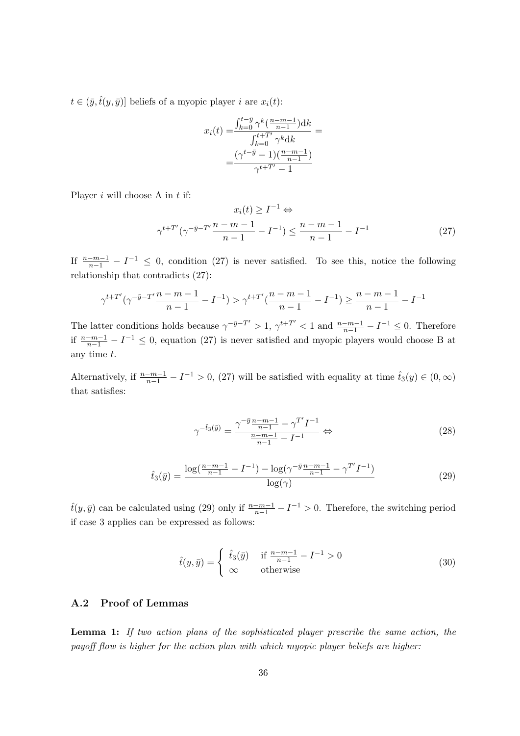$t \in (\bar{y}, \hat{t}(y, \bar{y})]$ beliefs of a myopic player $i$ are $x_i(t)$:

$$
\begin{aligned}
x_i(t) =& \frac{\int_{k=0}^{t-\bar{y}} \gamma^k (\frac{n-m-1}{n-1}) \mathrm{d}k}{\int_{k=0}^{t+T'} \gamma^k \mathrm{d}k} = \\
=& \frac{(\gamma^{t-\bar{y}} - 1)(\frac{n-m-1}{n-1})}{\gamma^{t+T'} - 1}
\end{aligned}
$$

Player $i$ will choose A in $t$ if:

$$
\begin{aligned}
x_i(t) \geq I^{-1} \Leftrightarrow \\
\gamma^{t+T'}(\gamma^{-\bar{y}-T'} \frac{n-m-1}{n-1} - I^{-1}) \leq \frac{n-m-1}{n-1} - I^{-1}
\end{aligned} \tag{27}
$$

If $\frac{n-m-1}{n-1} - I^{-1} \leq 0$, condition (27) is never satisfied. To see this, notice the following relationship that contradicts (27):

$$
\gamma^{t+T'}(\gamma^{-\bar{y}-T'} \frac{n-m-1}{n-1} - I^{-1}) > \gamma^{t+T'}(\frac{n-m-1}{n-1} - I^{-1}) \geq \frac{n-m-1}{n-1} - I^{-1}
$$

The latter conditions holds because $\gamma^{-\bar{y}-T'} > 1$, $\gamma^{t+T'} < 1$ and $\frac{n-m-1}{n-1} - I^{-1} \leq 0$. Therefore if $\frac{n-m-1}{n-1} - I^{-1} \leq 0$, equation (27) is never satisfied and myopic players would choose B at any time $t$.

Alternatively, if $\frac{n-m-1}{n-1} - I^{-1} > 0$, (27) will be satisfied with equality at time $\hat{t}_3(y) \in (0, \infty)$ that satisfies:

$$
\gamma^{-\hat{t}_3(\bar{y})} = \frac{\gamma^{-\bar{y}} \frac{n-m-1}{n-1} - \gamma^{T'} I^{-1}}{\frac{n-m-1}{n-1} - I^{-1}} \Leftrightarrow \tag{28}
$$

$$
\hat{t}_3(\bar{y}) = \frac{\log(\frac{n-m-1}{n-1} - I^{-1}) - \log(\gamma^{-\bar{y}} \frac{n-m-1}{n-1} - \gamma^{T'} I^{-1})}{\log(\gamma)} \tag{29}
$$

$\hat{t}(y, \bar{y})$ can be calculated using (29) only if $\frac{n-m-1}{n-1} - I^{-1} > 0$. Therefore, the switching period if case 3 applies can be expressed as follows:

$$
\hat{t}(y, \bar{y}) = \begin{cases} \hat{t}_3(\bar{y}) & \text{if } \frac{n-m-1}{n-1} - I^{-1} > 0 \\ \infty & \text{otherwise} \end{cases} \tag{30}
$$

### A.2 Proof of Lemmas

**Lemma 1:** *If two action plans of the sophisticated player prescribe the same action, the payoff flow is higher for the action plan with which myopic player beliefs are higher:*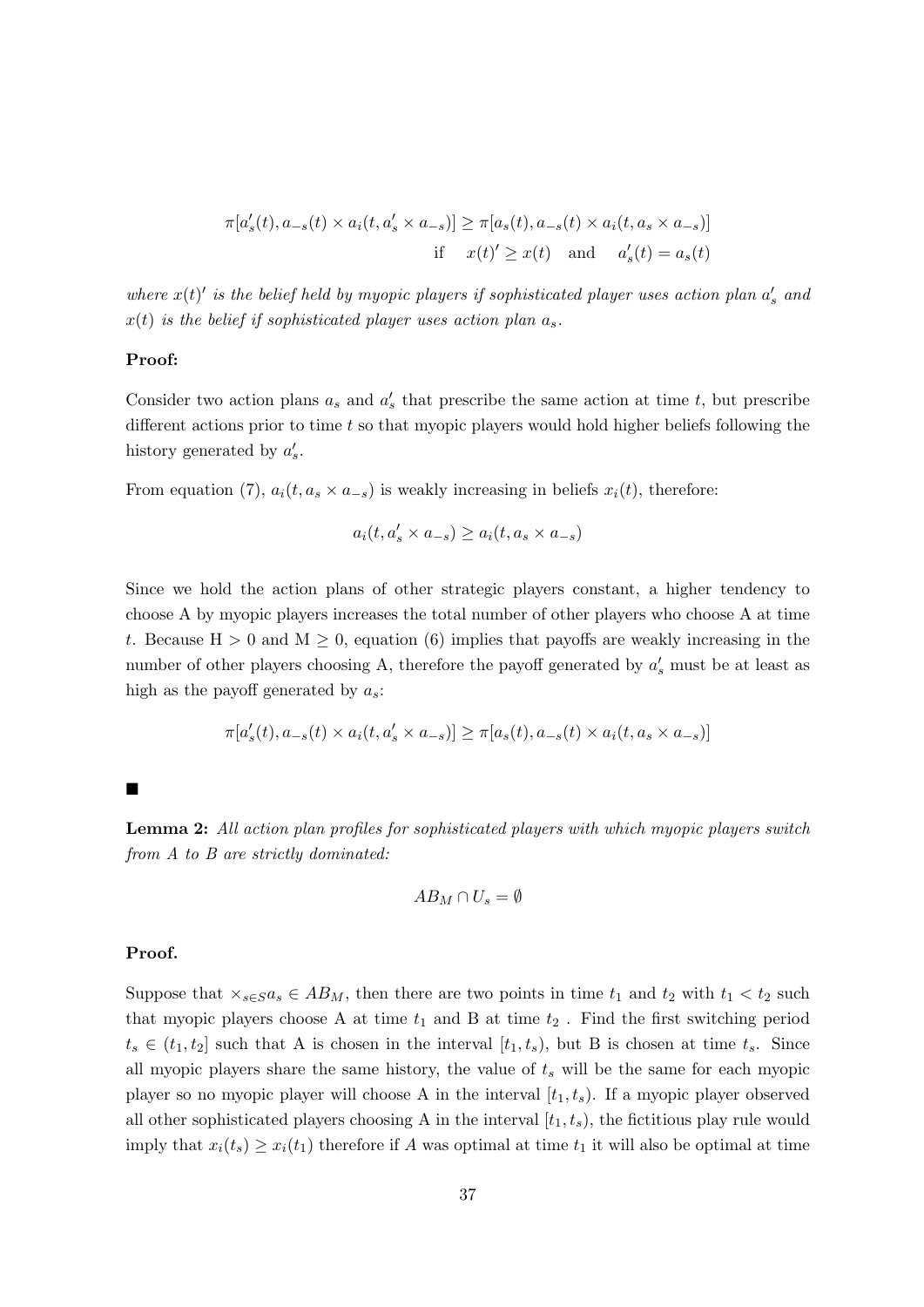$$\pi[a_s'(t), a_{-s}(t) \times a_i(t, a_s' \times a_{-s})] \geq \pi[a_s(t), a_{-s}(t) \times a_i(t, a_s \times a_{-s})]$$
$$\text{if} \quad x(t)' \geq x(t) \quad \text{and} \quad a_s'(t) = a_s(t)$$

*where $x(t)'$ is the belief held by myopic players if sophisticated player uses action plan $a_s'$ and $x(t)$ is the belief if sophisticated player uses action plan $a_s$.*

**Proof:**

Consider two action plans $a_s$ and $a_s'$ that prescribe the same action at time $t$, but prescribe different actions prior to time $t$ so that myopic players would hold higher beliefs following the history generated by $a_s'$.

From equation (7), $a_i(t, a_s \times a_{-s})$ is weakly increasing in beliefs $x_i(t)$, therefore:

$$a_i(t, a_s' \times a_{-s}) \geq a_i(t, a_s \times a_{-s})$$

Since we hold the action plans of other strategic players constant, a higher tendency to choose A by myopic players increases the total number of other players who choose A at time $t$. Because H $> 0$ and M $\geq 0$, equation (6) implies that payoffs are weakly increasing in the number of other players choosing A, therefore the payoff generated by $a_s'$ must be at least as high as the payoff generated by $a_s$:

$$\pi[a_s'(t), a_{-s}(t) \times a_i(t, a_s' \times a_{-s})] \geq \pi[a_s(t), a_{-s}(t) \times a_i(t, a_s \times a_{-s})]$$

■

**Lemma 2:** *All action plan profiles for sophisticated players with which myopic players switch from A to B are strictly dominated:*

$$AB_M \cap U_s = \emptyset$$

**Proof.**

Suppose that $\times_{s \in S} a_s \in AB_M$, then there are two points in time $t_1$ and $t_2$ with $t_1 < t_2$ such that myopic players choose A at time $t_1$ and B at time $t_2$ . Find the first switching period $t_s \in (t_1, t_2]$ such that A is chosen in the interval $[t_1, t_s)$, but B is chosen at time $t_s$. Since all myopic players share the same history, the value of $t_s$ will be the same for each myopic player so no myopic player will choose A in the interval $[t_1, t_s)$. If a myopic player observed all other sophisticated players choosing A in the interval $[t_1, t_s)$, the fictitious play rule would imply that $x_i(t_s) \geq x_i(t_1)$ therefore if $A$ was optimal at time $t_1$ it will also be optimal at time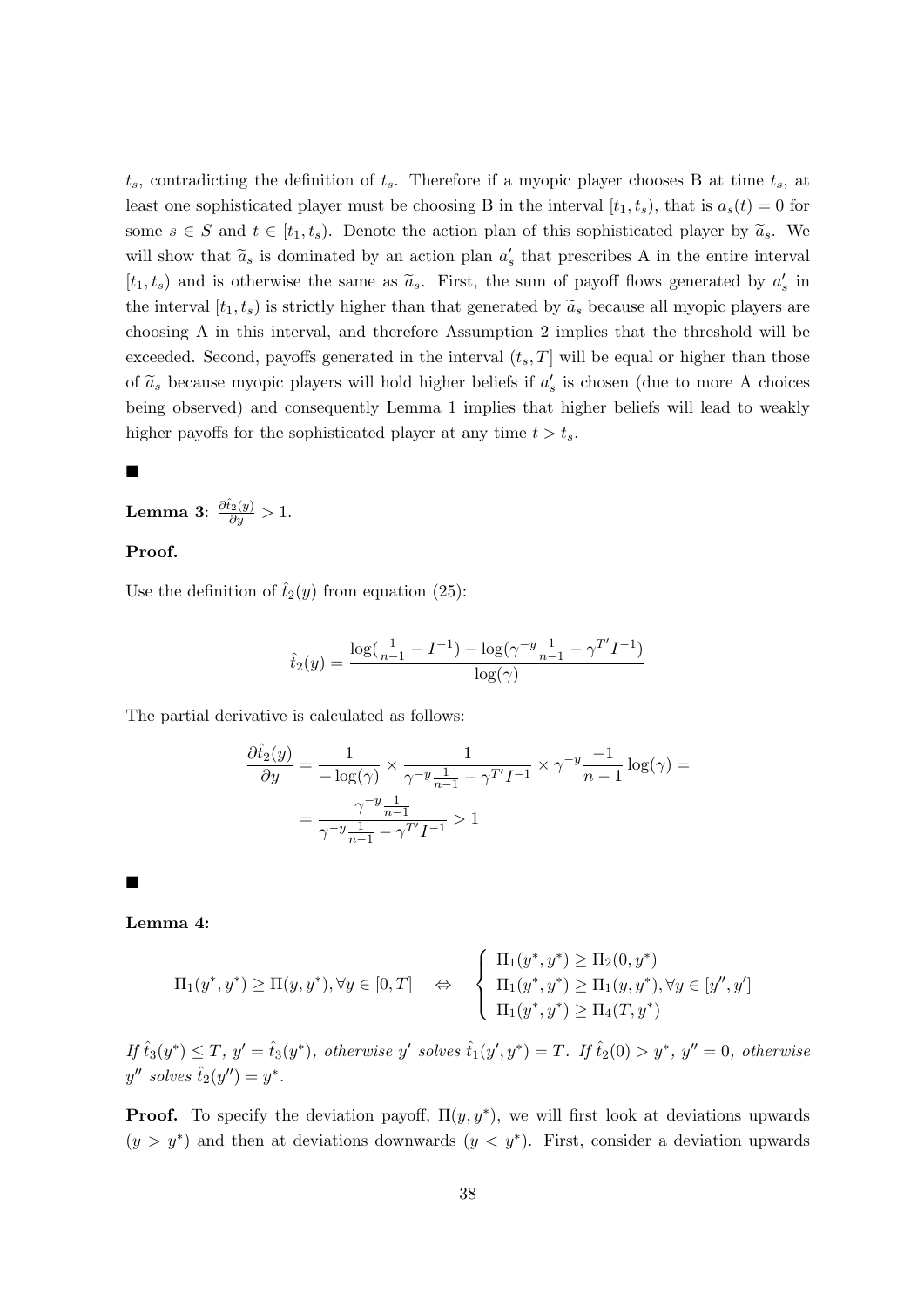$t_s$, contradicting the definition of $t_s$. Therefore if a myopic player chooses B at time $t_s$, at least one sophisticated player must be choosing B in the interval $[t_1, t_s)$, that is $a_s(t) = 0$ for some $s \in S$ and $t \in [t_1, t_s)$. Denote the action plan of this sophisticated player by $\widetilde{a}_s$. We will show that $\widetilde{a}_s$ is dominated by an action plan $a'_s$ that prescribes A in the entire interval $[t_1, t_s)$ and is otherwise the same as $\widetilde{a}_s$. First, the sum of payoff flows generated by $a'_s$ in the interval $[t_1, t_s)$ is strictly higher than that generated by $\widetilde{a}_s$ because all myopic players are choosing A in this interval, and therefore Assumption 2 implies that the threshold will be exceeded. Second, payoffs generated in the interval $(t_s, T]$ will be equal or higher than those of $\widetilde{a}_s$ because myopic players will hold higher beliefs if $a'_s$ is chosen (due to more A choices being observed) and consequently Lemma 1 implies that higher beliefs will lead to weakly higher payoffs for the sophisticated player at any time $t > t_s$.

■

**Lemma 3**: $\frac{\partial \hat{t}_2(y)}{\partial y} > 1$.

**Proof.**

Use the definition of $\hat{t}_2(y)$ from equation (25):

$$\hat{t}_2(y) = \frac{\log(\frac{1}{n-1} - I^{-1}) - \log(\gamma^{-y}\frac{1}{n-1} - \gamma^{T'}I^{-1})}{\log(\gamma)}$$

The partial derivative is calculated as follows:

$$\begin{aligned}
\frac{\partial \hat{t}_2(y)}{\partial y} &= \frac{1}{-\log(\gamma)} \times \frac{1}{\gamma^{-y}\frac{1}{n-1} - \gamma^{T'}I^{-1}} \times \gamma^{-y}\frac{-1}{n-1}\log(\gamma) = \\
&= \frac{\gamma^{-y}\frac{1}{n-1}}{\gamma^{-y}\frac{1}{n-1} - \gamma^{T'}I^{-1}} > 1
\end{aligned}$$

■

**Lemma 4:**

$$\Pi_1(y^*, y^*) \geq \Pi(y, y^*), \forall y \in [0, T] \quad \Leftrightarrow \quad \begin{cases} \Pi_1(y^*, y^*) \geq \Pi_2(0, y^*) \\ \Pi_1(y^*, y^*) \geq \Pi_1(y, y^*), \forall y \in [y'', y'] \\ \Pi_1(y^*, y^*) \geq \Pi_4(T, y^*) \end{cases}$$

*If $\hat{t}_3(y^*) \leq T$, $y' = \hat{t}_3(y^*)$, otherwise $y'$ solves $\hat{t}_1(y', y^*) = T$. If $\hat{t}_2(0) > y^*$, $y'' = 0$, otherwise $y''$ solves $\hat{t}_2(y'') = y^*$.*

**Proof.** To specify the deviation payoff, $\Pi(y, y^*)$, we will first look at deviations upwards $(y > y^*)$ and then at deviations downwards $(y < y^*)$. First, consider a deviation upwards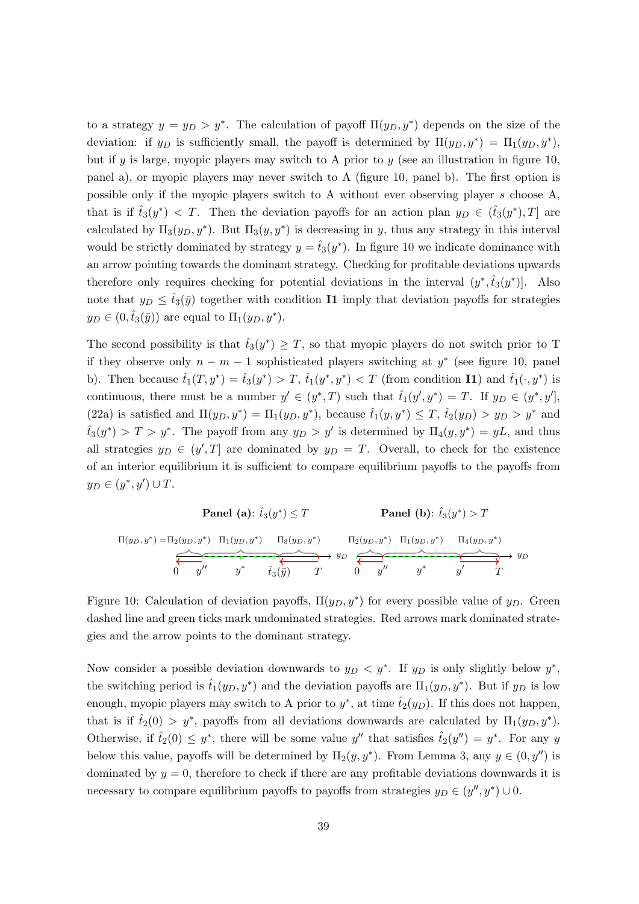to a strategy $y = y_D > y^*$. The calculation of payoff $\Pi(y_D, y^*)$ depends on the size of the deviation: if $y_D$ is sufficiently small, the payoff is determined by $\Pi(y_D, y^*) = \Pi_1(y_D, y^*)$, but if $y$ is large, myopic players may switch to A prior to $y$ (see an illustration in figure 10, panel a), or myopic players may never switch to A (figure 10, panel b). The first option is possible only if the myopic players switch to A without ever observing player $s$ choose A, that is if $\hat{t}_3(y^*) < T$. Then the deviation payoffs for an action plan $y_D \in (\hat{t}_3(y^*), T]$ are calculated by $\Pi_3(y_D, y^*)$. But $\Pi_3(y, y^*)$ is decreasing in $y$, thus any strategy in this interval would be strictly dominated by strategy $y = \hat{t}_3(y^*)$. In figure 10 we indicate dominance with an arrow pointing towards the dominant strategy. Checking for profitable deviations upwards therefore only requires checking for potential deviations in the interval $(y^*, \hat{t}_3(y^*)]$. Also note that $y_D \leq \hat{t}_3(\bar{y})$ together with condition **I1** imply that deviation payoffs for strategies $y_D \in (0, \hat{t}_3(\bar{y}))$ are equal to $\Pi_1(y_D, y^*)$.

The second possibility is that $\hat{t}_3(y^*) \geq T$, so that myopic players do not switch prior to T if they observe only $n - m - 1$ sophisticated players switching at $y^*$ (see figure 10, panel b). Then because $\hat{t}_1(T, y^*) = \hat{t}_3(y^*) > T$, $\hat{t}_1(y^*, y^*) < T$ (from condition **I1**) and $\hat{t}_1(\cdot, y^*)$ is continuous, there must be a number $y' \in (y^*, T)$ such that $\hat{t}_1(y', y^*) = T$. If $y_D \in (y^*, y']$, (22a) is satisfied and $\Pi(y_D, y^*) = \Pi_1(y_D, y^*)$, because $\hat{t}_1(y, y^*) \leq T$, $\hat{t}_2(y_D) > y_D > y^*$ and $\hat{t}_3(y^*) > T > y^*$. The payoff from any $y_D > y'$ is determined by $\Pi_4(y, y^*) = yL$, and thus all strategies $y_D \in (y', T]$ are dominated by $y_D = T$. Overall, to check for the existence of an interior equilibrium it is sufficient to compare equilibrium payoffs to the payoffs from $y_D \in (y^*, y') \cup T$.

**Panel (a)**: $\hat{t}_3(y^*) \leq T$ — $\Pi(y_D, y^*) = \Pi_2(y_D, y^*)$, $\Pi_1(y_D, y^*)$, $\Pi_3(y_D, y^*)$; axis $y_D$: $0$, $y''$, $y^*$, $\hat{t}_3(\bar{y})$, $T$

**Panel (b)**: $\hat{t}_3(y^*) > T$ — $\Pi_2(y_D, y^*)$, $\Pi_1(y_D, y^*)$, $\Pi_4(y_D, y^*)$; axis $y_D$: $0$, $y''$, $y^*$, $y'$, $T$

Figure 10: Calculation of deviation payoffs, $\Pi(y_D, y^*)$ for every possible value of $y_D$. Green dashed line and green ticks mark undominated strategies. Red arrows mark dominated strategies and the arrow points to the dominant strategy.

Now consider a possible deviation downwards to $y_D < y^*$. If $y_D$ is only slightly below $y^*$, the switching period is $\hat{t}_1(y_D, y^*)$ and the deviation payoffs are $\Pi_1(y_D, y^*)$. But if $y_D$ is low enough, myopic players may switch to A prior to $y^*$, at time $\hat{t}_2(y_D)$. If this does not happen, that is if $\hat{t}_2(0) > y^*$, payoffs from all deviations downwards are calculated by $\Pi_1(y_D, y^*)$. Otherwise, if $\hat{t}_2(0) \leq y^*$, there will be some value $y''$ that satisfies $\hat{t}_2(y'') = y^*$. For any $y$ below this value, payoffs will be determined by $\Pi_2(y, y^*)$. From Lemma 3, any $y \in (0, y'')$ is dominated by $y = 0$, therefore to check if there are any profitable deviations downwards it is necessary to compare equilibrium payoffs to payoffs from strategies $y_D \in (y'', y^*) \cup 0$.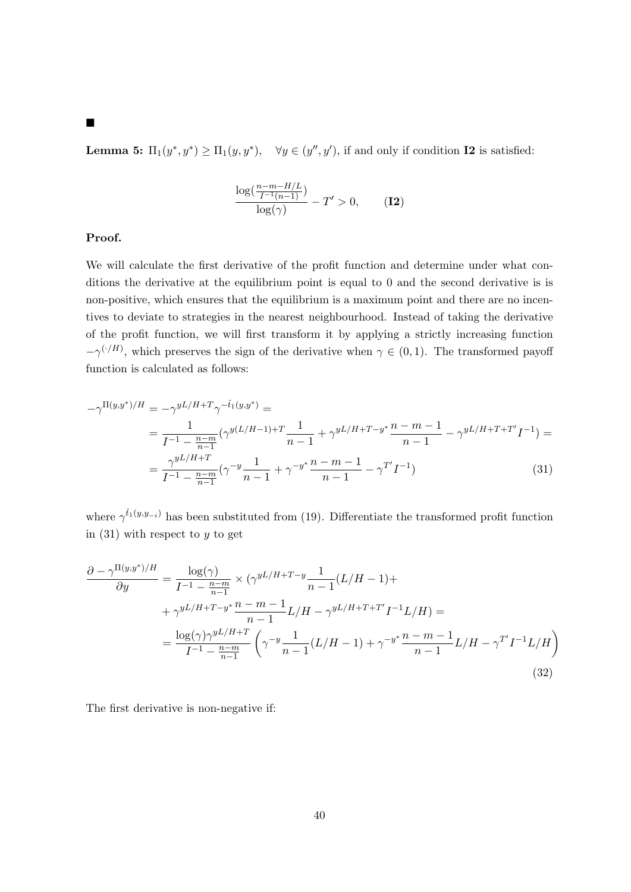■

**Lemma 5:** $\Pi_1(y^*, y^*) \geq \Pi_1(y, y^*), \quad \forall y \in (y'', y')$, if and only if condition **I2** is satisfied:

$$\frac{\log(\frac{n-m-H/L}{I^{-1}(n-1)})}{\log(\gamma)} - T' > 0, \qquad \textbf{(I2)}$$

**Proof.**

We will calculate the first derivative of the profit function and determine under what conditions the derivative at the equilibrium point is equal to 0 and the second derivative is is non-positive, which ensures that the equilibrium is a maximum point and there are no incentives to deviate to strategies in the nearest neighbourhood. Instead of taking the derivative of the profit function, we will first transform it by applying a strictly increasing function $-\gamma^{(\cdot/H)}$, which preserves the sign of the derivative when $\gamma \in (0,1)$. The transformed payoff function is calculated as follows:

$$\begin{aligned}
-\gamma^{\Pi(y,y^*)/H} &= -\gamma^{yL/H+T}\gamma^{-\hat{t}_1(y,y^*)} = \\
&= \frac{1}{I^{-1} - \frac{n-m}{n-1}}(\gamma^{y(L/H-1)+T}\frac{1}{n-1} + \gamma^{yL/H+T-y^*}\frac{n-m-1}{n-1} - \gamma^{yL/H+T+T'}I^{-1}) = \\
&= \frac{\gamma^{yL/H+T}}{I^{-1} - \frac{n-m}{n-1}}(\gamma^{-y}\frac{1}{n-1} + \gamma^{-y^*}\frac{n-m-1}{n-1} - \gamma^{T'}I^{-1}) \qquad (31)
\end{aligned}$$

where $\gamma^{\hat{t}_1(y,y_{-i})}$ has been substituted from (19). Differentiate the transformed profit function in (31) with respect to $y$ to get

$$\begin{aligned}
\frac{\partial - \gamma^{\Pi(y,y^*)/H}}{\partial y} &= \frac{\log(\gamma)}{I^{-1} - \frac{n-m}{n-1}} \times (\gamma^{yL/H+T-y}\frac{1}{n-1}(L/H-1) + \\
&+ \gamma^{yL/H+T-y^*}\frac{n-m-1}{n-1}L/H - \gamma^{yL/H+T+T'}I^{-1}L/H) = \\
&= \frac{\log(\gamma)\gamma^{yL/H+T}}{I^{-1} - \frac{n-m}{n-1}}\left(\gamma^{-y}\frac{1}{n-1}(L/H-1) + \gamma^{-y^*}\frac{n-m-1}{n-1}L/H - \gamma^{T'}I^{-1}L/H\right) \qquad (32)
\end{aligned}$$

The first derivative is non-negative if: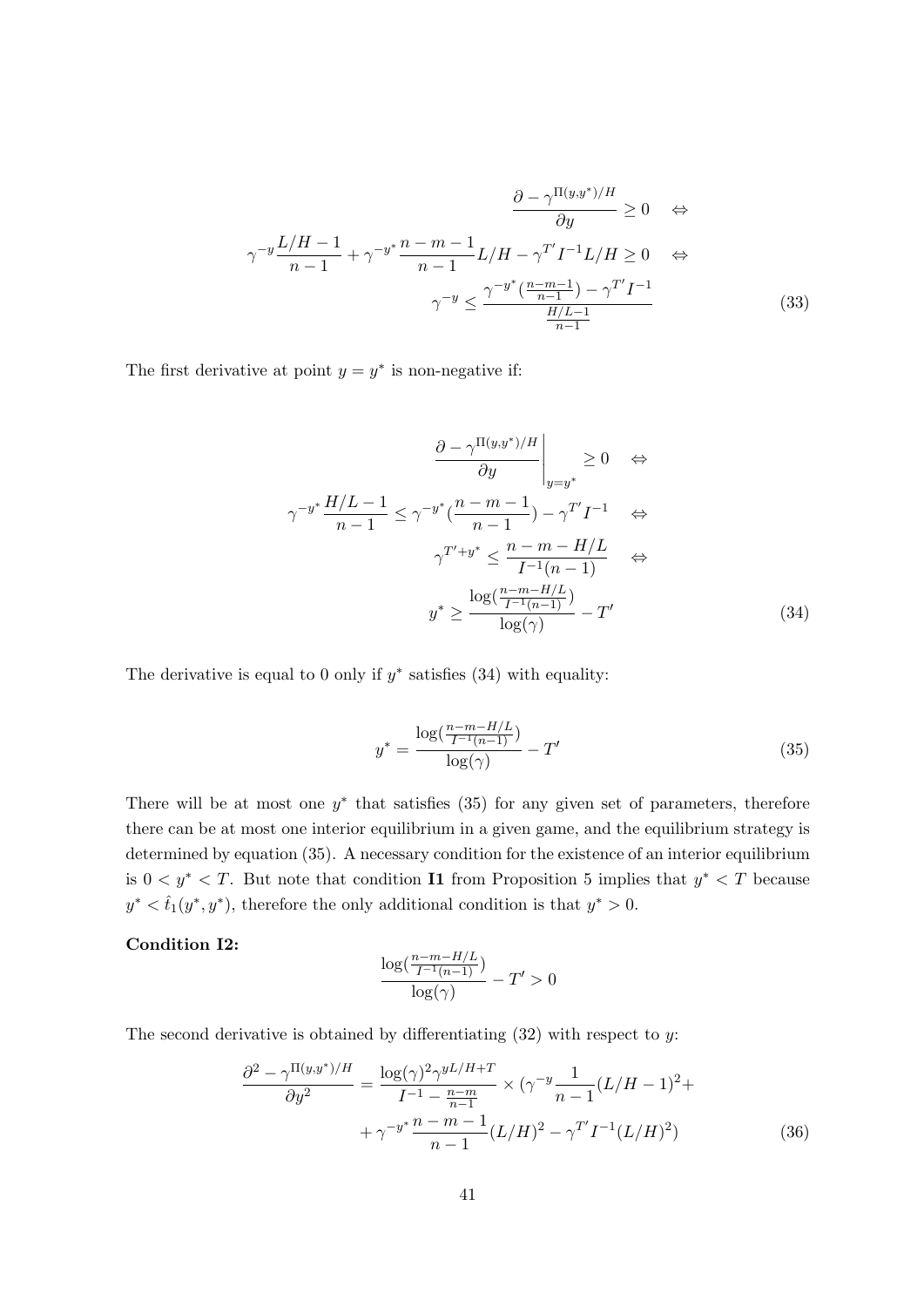$$\frac{\partial - \gamma^{\Pi(y,y^*)/H}}{\partial y} \geq 0 \quad \Leftrightarrow$$

$$\gamma^{-y}\frac{L/H-1}{n-1} + \gamma^{-y^*}\frac{n-m-1}{n-1}L/H - \gamma^{T'}I^{-1}L/H \geq 0 \quad \Leftrightarrow$$

$$\gamma^{-y} \leq \frac{\gamma^{-y^*}(\frac{n-m-1}{n-1}) - \gamma^{T'}I^{-1}}{\frac{H/L-1}{n-1}} \tag{33}$$

The first derivative at point $y = y^*$ is non-negative if:

$$\left.\frac{\partial - \gamma^{\Pi(y,y^*)/H}}{\partial y}\right|_{y=y^*} \geq 0 \quad \Leftrightarrow$$

$$\gamma^{-y^*}\frac{H/L-1}{n-1} \leq \gamma^{-y^*}(\frac{n-m-1}{n-1}) - \gamma^{T'}I^{-1} \quad \Leftrightarrow$$

$$\gamma^{T'+y^*} \leq \frac{n-m-H/L}{I^{-1}(n-1)} \quad \Leftrightarrow$$

$$y^* \geq \frac{\log(\frac{n-m-H/L}{I^{-1}(n-1)})}{\log(\gamma)} - T' \tag{34}$$

The derivative is equal to 0 only if $y^*$ satisfies (34) with equality:

$$y^* = \frac{\log(\frac{n-m-H/L}{I^{-1}(n-1)})}{\log(\gamma)} - T' \tag{35}$$

There will be at most one $y^*$ that satisfies (35) for any given set of parameters, therefore there can be at most one interior equilibrium in a given game, and the equilibrium strategy is determined by equation (35). A necessary condition for the existence of an interior equilibrium is $0 < y^* < T$. But note that condition **I1** from Proposition 5 implies that $y^* < T$ because $y^* < \hat{t}_1(y^*, y^*)$, therefore the only additional condition is that $y^* > 0$.

**Condition I2:**

$$\frac{\log(\frac{n-m-H/L}{I^{-1}(n-1)})}{\log(\gamma)} - T' > 0$$

The second derivative is obtained by differentiating (32) with respect to $y$:

$$\frac{\partial^2 - \gamma^{\Pi(y,y^*)/H}}{\partial y^2} = \frac{\log(\gamma)^2\gamma^{yL/H+T}}{I^{-1} - \frac{n-m}{n-1}} \times (\gamma^{-y}\frac{1}{n-1}(L/H-1)^2 + \\ + \gamma^{-y^*}\frac{n-m-1}{n-1}(L/H)^2 - \gamma^{T'}I^{-1}(L/H)^2) \tag{36}$$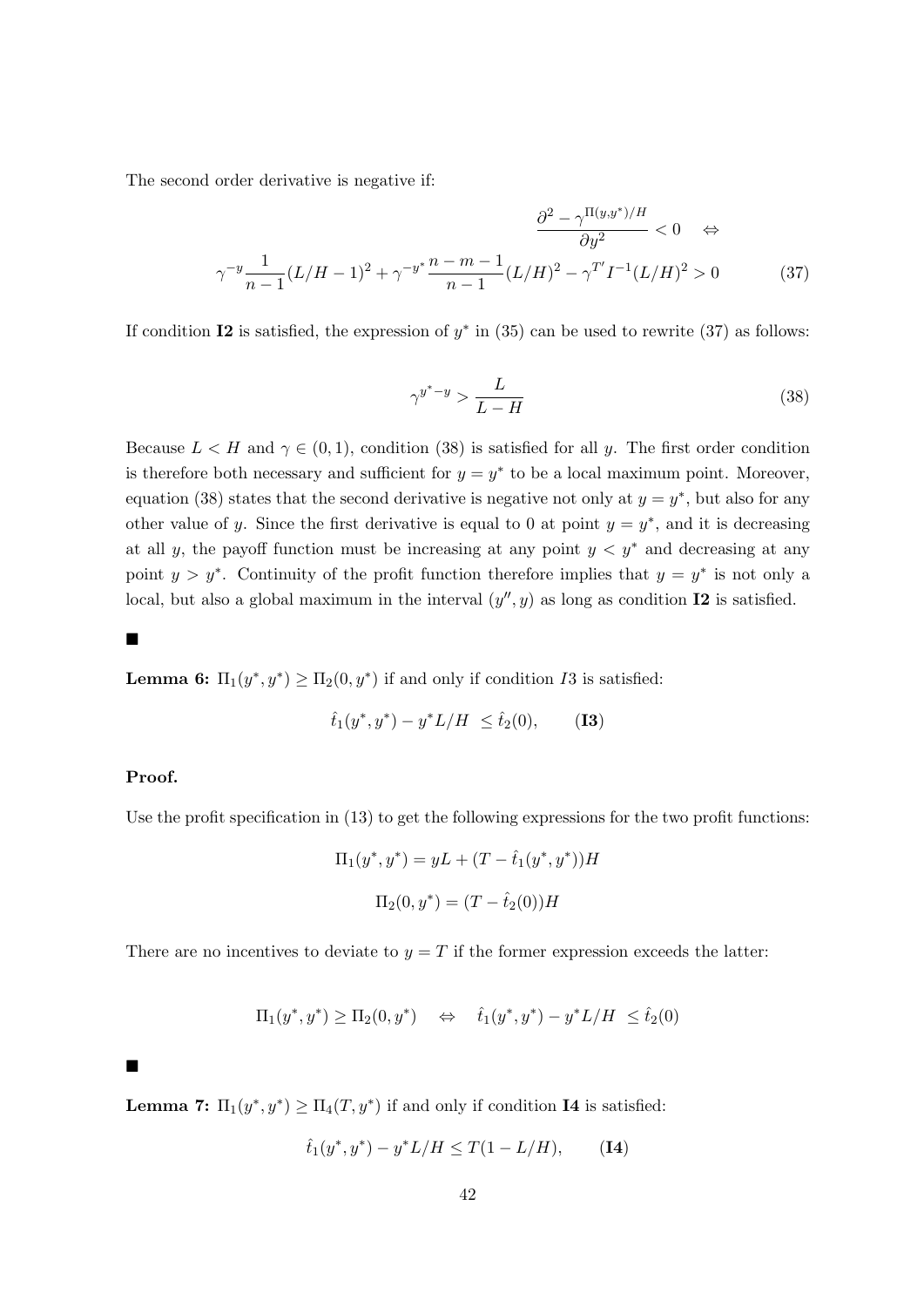The second order derivative is negative if:

$$\frac{\partial^2 - \gamma^{\Pi(y,y^*)/H}}{\partial y^2} < 0 \quad \Leftrightarrow$$

$$\gamma^{-y}\frac{1}{n-1}(L/H-1)^2 + \gamma^{-y^*}\frac{n-m-1}{n-1}(L/H)^2 - \gamma^{T'}I^{-1}(L/H)^2 > 0 \tag{37}$$

If condition **I2** is satisfied, the expression of $y^*$ in (35) can be used to rewrite (37) as follows:

$$\gamma^{y^*-y} > \frac{L}{L-H} \tag{38}$$

Because $L < H$ and $\gamma \in (0,1)$, condition (38) is satisfied for all $y$. The first order condition is therefore both necessary and sufficient for $y = y^*$ to be a local maximum point. Moreover, equation (38) states that the second derivative is negative not only at $y = y^*$, but also for any other value of $y$. Since the first derivative is equal to 0 at point $y = y^*$, and it is decreasing at all $y$, the payoff function must be increasing at any point $y < y^*$ and decreasing at any point $y > y^*$. Continuity of the profit function therefore implies that $y = y^*$ is not only a local, but also a global maximum in the interval $(y'', y)$ as long as condition **I2** is satisfied.

■

**Lemma 6:** $\Pi_1(y^*, y^*) \geq \Pi_2(0, y^*)$ if and only if condition $I3$ is satisfied:

$$\hat{t}_1(y^*, y^*) - y^*L/H \ \leq \hat{t}_2(0), \qquad \textbf{(I3)}$$

**Proof.**

Use the profit specification in (13) to get the following expressions for the two profit functions:

$$\Pi_1(y^*, y^*) = yL + (T - \hat{t}_1(y^*, y^*))H$$

$$\Pi_2(0, y^*) = (T - \hat{t}_2(0))H$$

There are no incentives to deviate to $y = T$ if the former expression exceeds the latter:

$$\Pi_1(y^*, y^*) \geq \Pi_2(0, y^*) \quad \Leftrightarrow \quad \hat{t}_1(y^*, y^*) - y^*L/H \ \leq \hat{t}_2(0)$$

■

**Lemma 7:** $\Pi_1(y^*, y^*) \geq \Pi_4(T, y^*)$ if and only if condition **I4** is satisfied:

$$\hat{t}_1(y^*, y^*) - y^*L/H \leq T(1 - L/H), \qquad \textbf{(I4)}$$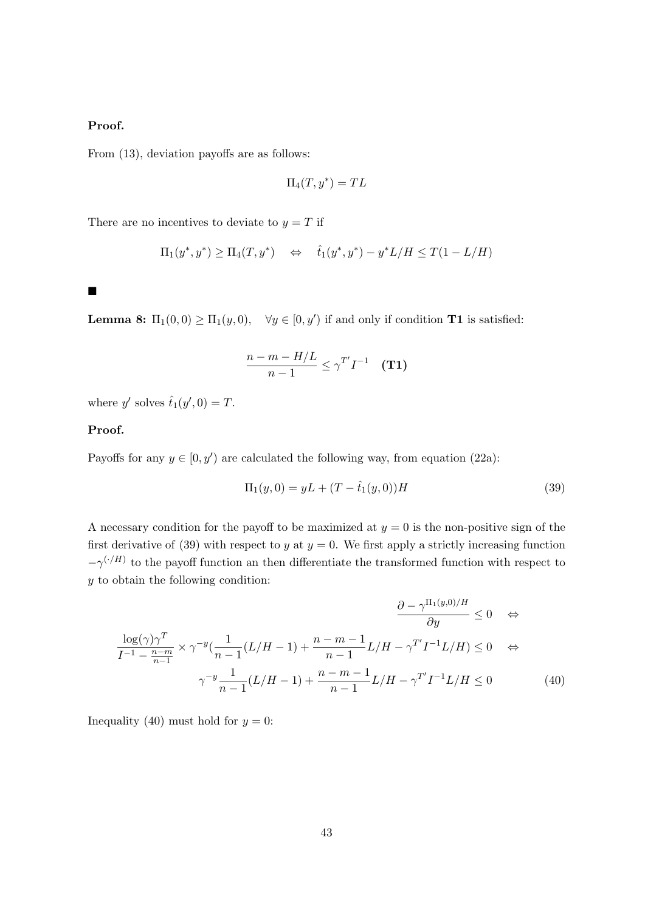**Proof.**

From (13), deviation payoffs are as follows:

$$\Pi_4(T, y^*) = TL$$

There are no incentives to deviate to $y = T$ if

$$\Pi_1(y^*, y^*) \geq \Pi_4(T, y^*) \quad \Leftrightarrow \quad \hat{t}_1(y^*, y^*) - y^* L/H \leq T(1 - L/H)$$

■

**Lemma 8:** $\Pi_1(0, 0) \geq \Pi_1(y, 0), \quad \forall y \in [0, y')$ if and only if condition **T1** is satisfied:

$$\frac{n - m - H/L}{n - 1} \leq \gamma^{T'} I^{-1} \quad \textbf{(T1)}$$

where $y'$ solves $\hat{t}_1(y', 0) = T$.

**Proof.**

Payoffs for any $y \in [0, y')$ are calculated the following way, from equation (22a):

$$\Pi_1(y, 0) = yL + (T - \hat{t}_1(y, 0))H \tag{39}$$

A necessary condition for the payoff to be maximized at $y = 0$ is the non-positive sign of the first derivative of (39) with respect to $y$ at $y = 0$. We first apply a strictly increasing function $-\gamma^{(\cdot/H)}$ to the payoff function an then differentiate the transformed function with respect to $y$ to obtain the following condition:

$$\frac{\partial - \gamma^{\Pi_1(y,0)/H}}{\partial y} \leq 0 \quad \Leftrightarrow$$

$$\frac{\log(\gamma)\gamma^T}{I^{-1} - \frac{n-m}{n-1}} \times \gamma^{-y}\left(\frac{1}{n-1}(L/H - 1) + \frac{n-m-1}{n-1}L/H - \gamma^{T'} I^{-1} L/H\right) \leq 0 \quad \Leftrightarrow$$

$$\gamma^{-y}\frac{1}{n-1}(L/H - 1) + \frac{n-m-1}{n-1}L/H - \gamma^{T'} I^{-1} L/H \leq 0 \tag{40}$$

Inequality (40) must hold for $y = 0$: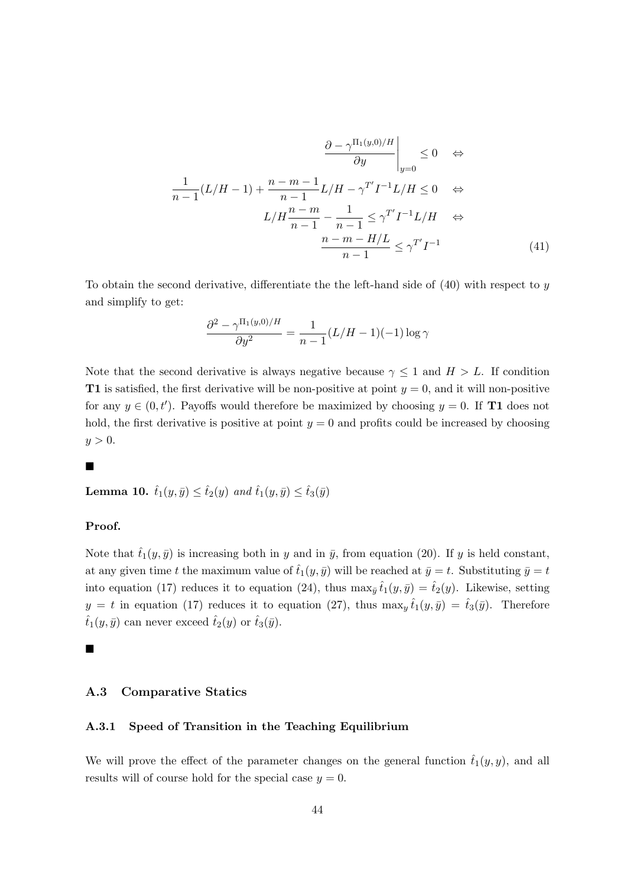$$
\begin{aligned}
\left.\frac{\partial - \gamma^{\Pi_1(y,0)/H}}{\partial y}\right|_{y=0} &\leq 0 \quad \Leftrightarrow \\
\frac{1}{n-1}(L/H - 1) + \frac{n-m-1}{n-1}L/H - \gamma^{T'}I^{-1}L/H &\leq 0 \quad \Leftrightarrow \\
L/H\frac{n-m}{n-1} - \frac{1}{n-1} &\leq \gamma^{T'}I^{-1}L/H \quad \Leftrightarrow \\
\frac{n-m-H/L}{n-1} &\leq \gamma^{T'}I^{-1}
\end{aligned}
\tag{41}
$$

To obtain the second derivative, differentiate the the left-hand side of (40) with respect to $y$ and simplify to get:

$$
\frac{\partial^2 - \gamma^{\Pi_1(y,0)/H}}{\partial y^2} = \frac{1}{n-1}(L/H - 1)(-1)\log\gamma
$$

Note that the second derivative is always negative because $\gamma \leq 1$ and $H > L$. If condition **T1** is satisfied, the first derivative will be non-positive at point $y = 0$, and it will non-positive for any $y \in (0, t')$. Payoffs would therefore be maximized by choosing $y = 0$. If **T1** does not hold, the first derivative is positive at point $y = 0$ and profits could be increased by choosing $y > 0$.

■

**Lemma 10.** *$\hat{t}_1(y, \bar{y}) \leq \hat{t}_2(y)$ and $\hat{t}_1(y, \bar{y}) \leq \hat{t}_3(\bar{y})$*

**Proof.**

Note that $\hat{t}_1(y, \bar{y})$ is increasing both in $y$ and in $\bar{y}$, from equation (20). If $y$ is held constant, at any given time $t$ the maximum value of $\hat{t}_1(y, \bar{y})$ will be reached at $\bar{y} = t$. Substituting $\bar{y} = t$ into equation (17) reduces it to equation (24), thus $\max_{\bar{y}} \hat{t}_1(y, \bar{y}) = \hat{t}_2(y)$. Likewise, setting $y = t$ in equation (17) reduces it to equation (27), thus $\max_y \hat{t}_1(y, \bar{y}) = \hat{t}_3(\bar{y})$. Therefore $\hat{t}_1(y, \bar{y})$ can never exceed $\hat{t}_2(y)$ or $\hat{t}_3(\bar{y})$.

■

### A.3 Comparative Statics

#### A.3.1 Speed of Transition in the Teaching Equilibrium

We will prove the effect of the parameter changes on the general function $\hat{t}_1(y, y)$, and all results will of course hold for the special case $y = 0$.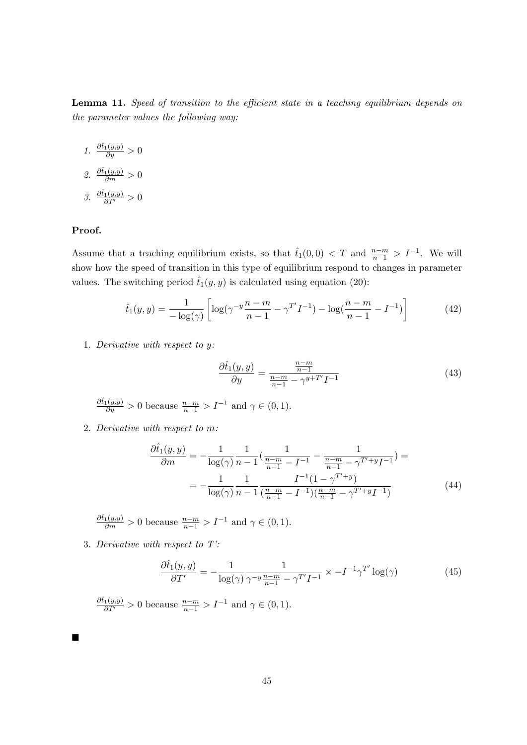**Lemma 11.** *Speed of transition to the efficient state in a teaching equilibrium depends on the parameter values the following way:*

1. $\frac{\partial \hat{t}_1(y,y)}{\partial y} > 0$
2. $\frac{\partial \hat{t}_1(y,y)}{\partial m} > 0$
3. $\frac{\partial \hat{t}_1(y,y)}{\partial T'} > 0$

**Proof.**

Assume that a teaching equilibrium exists, so that $\hat{t}_1(0,0) < T$ and $\frac{n-m}{n-1} > I^{-1}$. We will show how the speed of transition in this type of equilibrium respond to changes in parameter values. The switching period $\hat{t}_1(y,y)$ is calculated using equation (20):

$$\hat{t}_1(y,y) = \frac{1}{-\log(\gamma)} \left[ \log(\gamma^{-y} \frac{n-m}{n-1} - \gamma^{T'} I^{-1}) - \log(\frac{n-m}{n-1} - I^{-1}) \right] \tag{42}$$

1. *Derivative with respect to y:*

$$\frac{\partial \hat{t}_1(y,y)}{\partial y} = \frac{\frac{n-m}{n-1}}{\frac{n-m}{n-1} - \gamma^{y+T'} I^{-1}} \tag{43}$$

$\frac{\partial \hat{t}_1(y,y)}{\partial y} > 0$ because $\frac{n-m}{n-1} > I^{-1}$ and $\gamma \in (0,1)$.

2. *Derivative with respect to m:*

$$\begin{aligned} \frac{\partial \hat{t}_1(y,y)}{\partial m} &= -\frac{1}{\log(\gamma)} \frac{1}{n-1} \left( \frac{1}{\frac{n-m}{n-1} - I^{-1}} - \frac{1}{\frac{n-m}{n-1} - \gamma^{T'+y} I^{-1}} \right) = \\ &= -\frac{1}{\log(\gamma)} \frac{1}{n-1} \frac{I^{-1}(1 - \gamma^{T'+y})}{(\frac{n-m}{n-1} - I^{-1})(\frac{n-m}{n-1} - \gamma^{T'+y} I^{-1})} \end{aligned} \tag{44}$$

$\frac{\partial \hat{t}_1(y,y)}{\partial m} > 0$ because $\frac{n-m}{n-1} > I^{-1}$ and $\gamma \in (0,1)$.

3. *Derivative with respect to T':*

$$\frac{\partial \hat{t}_1(y,y)}{\partial T'} = -\frac{1}{\log(\gamma)} \frac{1}{\gamma^{-y} \frac{n-m}{n-1} - \gamma^{T'} I^{-1}} \times -I^{-1} \gamma^{T'} \log(\gamma) \tag{45}$$

$\frac{\partial \hat{t}_1(y,y)}{\partial T'} > 0$ because $\frac{n-m}{n-1} > I^{-1}$ and $\gamma \in (0,1)$.

■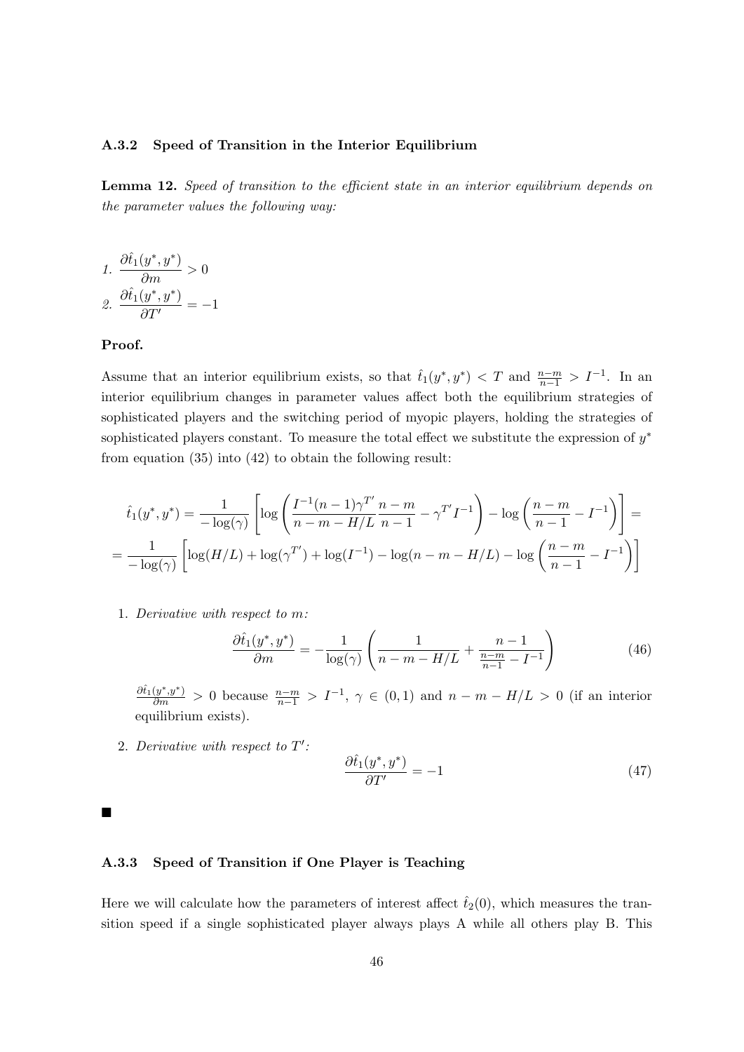### A.3.2 Speed of Transition in the Interior Equilibrium

**Lemma 12.** *Speed of transition to the efficient state in an interior equilibrium depends on the parameter values the following way:*

1. $\dfrac{\partial \hat{t}_1(y^*, y^*)}{\partial m} > 0$
2. $\dfrac{\partial \hat{t}_1(y^*, y^*)}{\partial T'} = -1$

**Proof.**

Assume that an interior equilibrium exists, so that $\hat{t}_1(y^*, y^*) < T$ and $\frac{n-m}{n-1} > I^{-1}$. In an interior equilibrium changes in parameter values affect both the equilibrium strategies of sophisticated players and the switching period of myopic players, holding the strategies of sophisticated players constant. To measure the total effect we substitute the expression of $y^*$ from equation (35) into (42) to obtain the following result:

$$\hat{t}_1(y^*, y^*) = \frac{1}{-\log(\gamma)} \left[ \log\left( \frac{I^{-1}(n-1)\gamma^{T'}}{n-m-H/L} \frac{n-m}{n-1} - \gamma^{T'} I^{-1} \right) - \log\left( \frac{n-m}{n-1} - I^{-1} \right) \right] =$$

$$= \frac{1}{-\log(\gamma)} \left[ \log(H/L) + \log(\gamma^{T'}) + \log(I^{-1}) - \log(n-m-H/L) - \log\left( \frac{n-m}{n-1} - I^{-1} \right) \right]$$

1. *Derivative with respect to m:*

$$\frac{\partial \hat{t}_1(y^*, y^*)}{\partial m} = -\frac{1}{\log(\gamma)} \left( \frac{1}{n-m-H/L} + \frac{n-1}{\frac{n-m}{n-1} - I^{-1}} \right) \tag{46}$$

$\frac{\partial \hat{t}_1(y^*, y^*)}{\partial m} > 0$ because $\frac{n-m}{n-1} > I^{-1}$, $\gamma \in (0,1)$ and $n - m - H/L > 0$ (if an interior equilibrium exists).

2. *Derivative with respect to $T'$:*

$$\frac{\partial \hat{t}_1(y^*, y^*)}{\partial T'} = -1 \tag{47}$$

■

### A.3.3 Speed of Transition if One Player is Teaching

Here we will calculate how the parameters of interest affect $\hat{t}_2(0)$, which measures the transition speed if a single sophisticated player always plays A while all others play B. This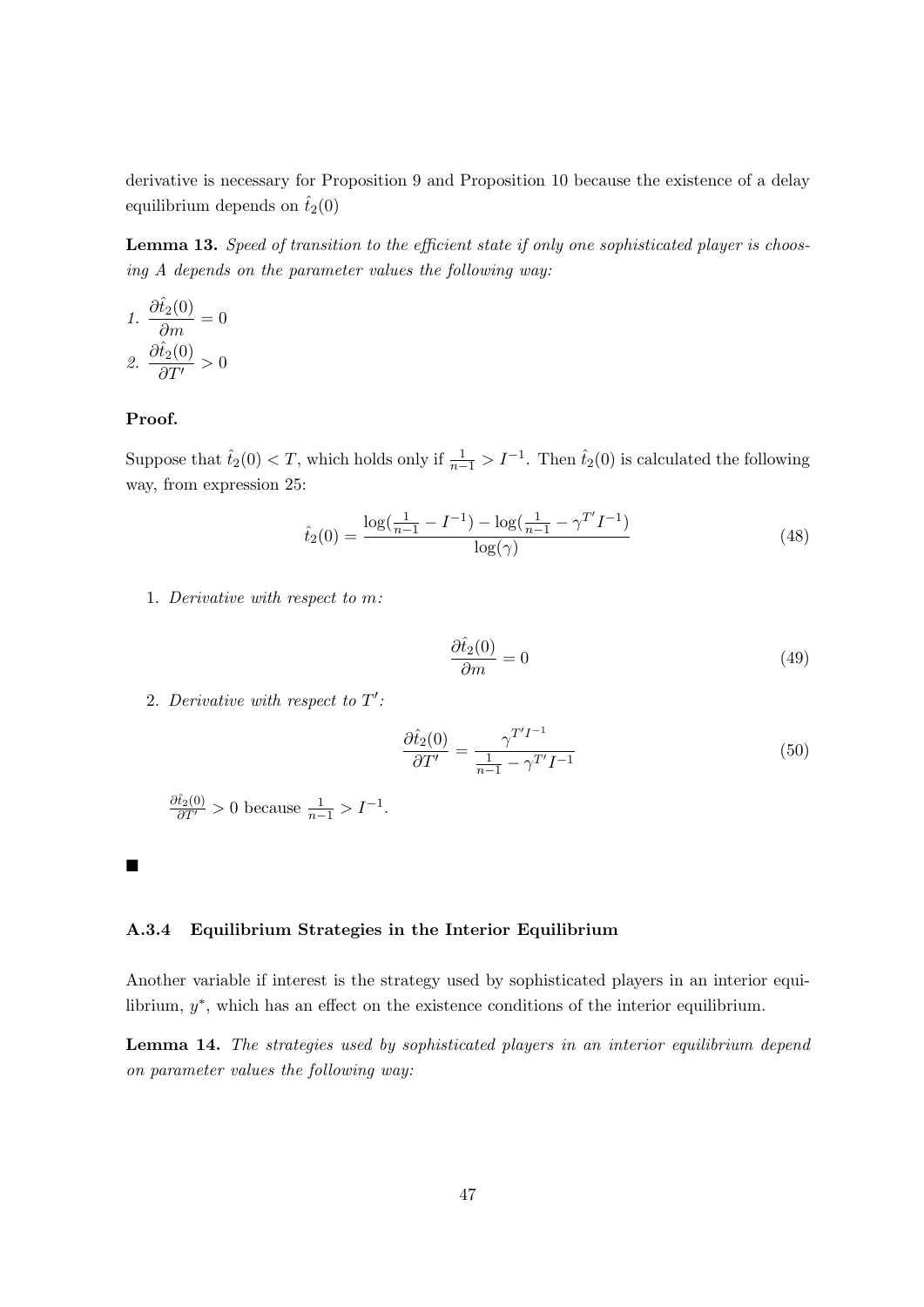derivative is necessary for Proposition 9 and Proposition 10 because the existence of a delay equilibrium depends on $\hat{t}_2(0)$

**Lemma 13.** *Speed of transition to the efficient state if only one sophisticated player is choosing A depends on the parameter values the following way:*

1. $\dfrac{\partial \hat{t}_2(0)}{\partial m} = 0$
2. $\dfrac{\partial \hat{t}_2(0)}{\partial T'} > 0$

**Proof.**

Suppose that $\hat{t}_2(0) < T$, which holds only if $\frac{1}{n-1} > I^{-1}$. Then $\hat{t}_2(0)$ is calculated the following way, from expression 25:

$$\hat{t}_2(0) = \frac{\log(\frac{1}{n-1} - I^{-1}) - \log(\frac{1}{n-1} - \gamma^{T'} I^{-1})}{\log(\gamma)} \tag{48}$$

1. *Derivative with respect to m:*

$$\frac{\partial \hat{t}_2(0)}{\partial m} = 0 \tag{49}$$

2. *Derivative with respect to $T'$:*

$$\frac{\partial \hat{t}_2(0)}{\partial T'} = \frac{\gamma^{T' I^{-1}}}{\frac{1}{n-1} - \gamma^{T'} I^{-1}} \tag{50}$$

$\frac{\partial \hat{t}_2(0)}{\partial T'} > 0$ because $\frac{1}{n-1} > I^{-1}$.

■

### A.3.4 Equilibrium Strategies in the Interior Equilibrium

Another variable if interest is the strategy used by sophisticated players in an interior equilibrium, $y^*$, which has an effect on the existence conditions of the interior equilibrium.

**Lemma 14.** *The strategies used by sophisticated players in an interior equilibrium depend on parameter values the following way:*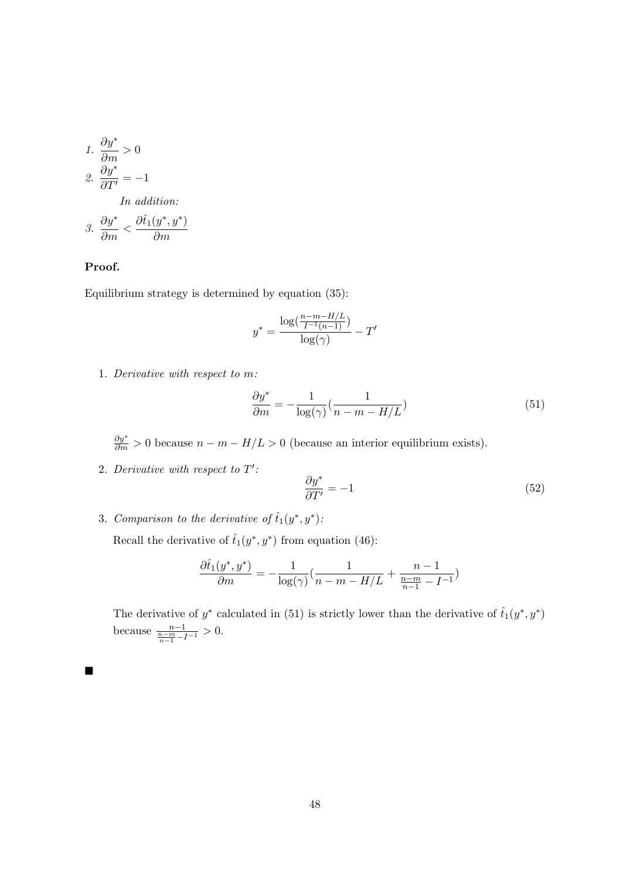*1.* $\dfrac{\partial y^*}{\partial m} > 0$

*2.* $\dfrac{\partial y^*}{\partial T'} = -1$

*In addition:*

*3.* $\dfrac{\partial y^*}{\partial m} < \dfrac{\partial \hat{t}_1(y^*, y^*)}{\partial m}$

**Proof.**

Equilibrium strategy is determined by equation (35):

$$y^* = \frac{\log(\frac{n-m-H/L}{I^{-1}(n-1)})}{\log(\gamma)} - T'$$

1. *Derivative with respect to m:*

$$\frac{\partial y^*}{\partial m} = -\frac{1}{\log(\gamma)}(\frac{1}{n-m-H/L}) \tag{51}$$

$\frac{\partial y^*}{\partial m} > 0$ because $n - m - H/L > 0$ (because an interior equilibrium exists).

2. *Derivative with respect to $T'$:*

$$\frac{\partial y^*}{\partial T'} = -1 \tag{52}$$

3. *Comparison to the derivative of $\hat{t}_1(y^*, y^*)$:*

Recall the derivative of $\hat{t}_1(y^*, y^*)$ from equation (46):

$$\frac{\partial \hat{t}_1(y^*, y^*)}{\partial m} = -\frac{1}{\log(\gamma)}(\frac{1}{n-m-H/L} + \frac{n-1}{\frac{n-m}{n-1} - I^{-1}})$$

The derivative of $y^*$ calculated in (51) is strictly lower than the derivative of $\hat{t}_1(y^*, y^*)$ because $\frac{n-1}{\frac{n-m}{n-1} - I^{-1}} > 0$.

■